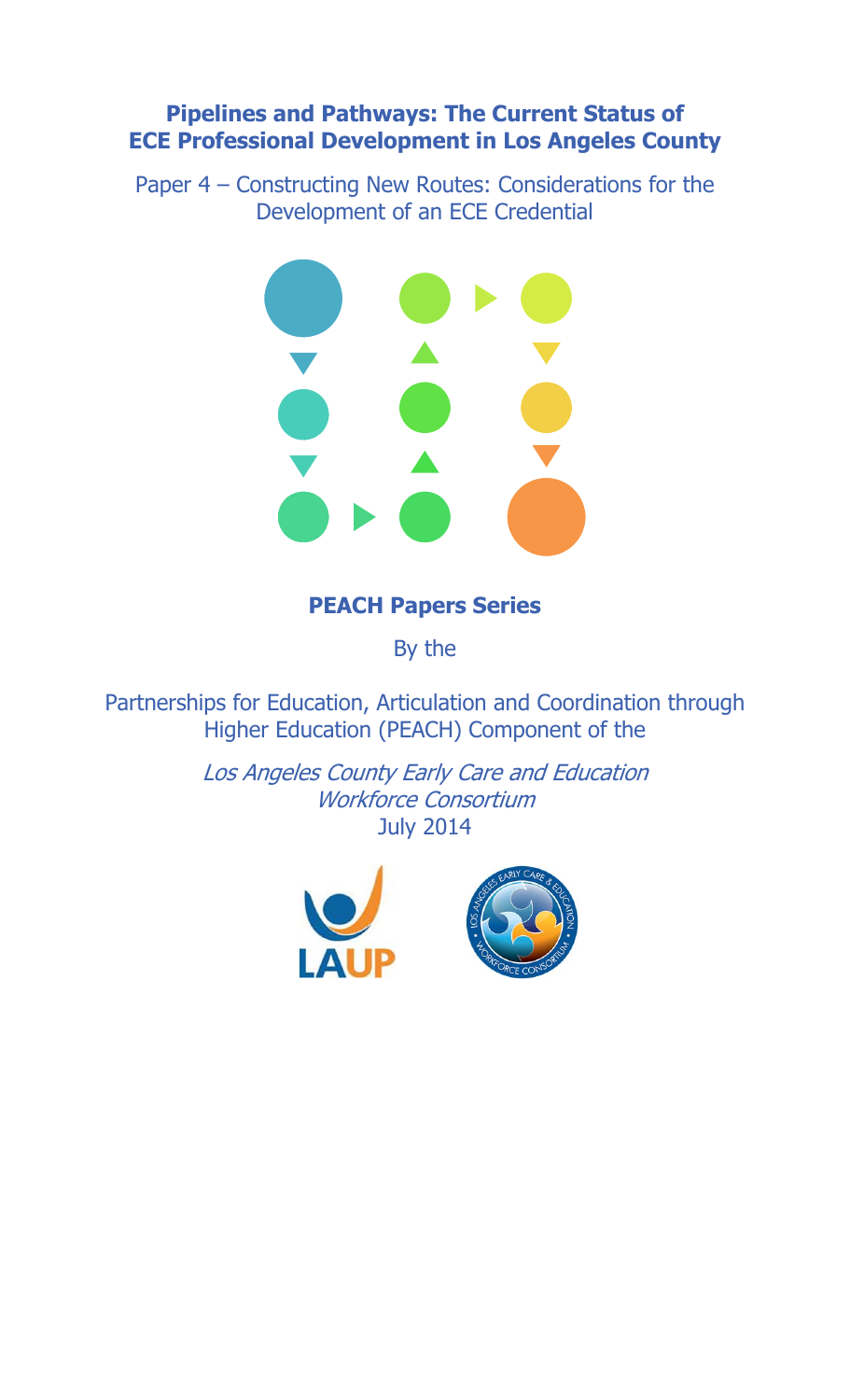# Pipelines and Pathways: The Current Status of ECE Professional Development in Los Angeles County

Paper 4 – Constructing New Routes: Considerations for the Development of an ECE Credential

**PEACH Papers Series**

By the

Partnerships for Education, Articulation and Coordination through Higher Education (PEACH) Component of the

*Los Angeles County Early Care and Education Workforce Consortium*

July 2014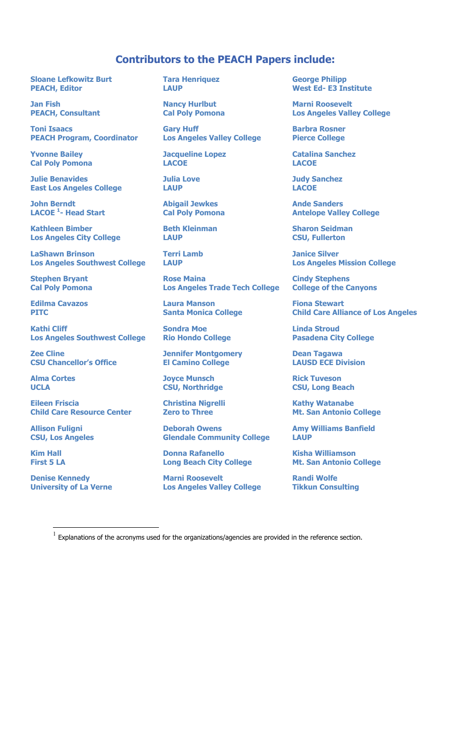## Contributors to the PEACH Papers include:

**Sloane Lefkowitz Burt**
**PEACH, Editor**

**Jan Fish**
**PEACH, Consultant**

**Toni Isaacs**
**PEACH Program, Coordinator**

**Yvonne Bailey**
**Cal Poly Pomona**

**Julie Benavides**
**East Los Angeles College**

**John Berndt**
**LACOE [1]- Head Start**

**Kathleen Bimber**
**Los Angeles City College**

**LaShawn Brinson**
**Los Angeles Southwest College**

**Stephen Bryant**
**Cal Poly Pomona**

**Edilma Cavazos**
**PITC**

**Kathi Cliff**
**Los Angeles Southwest College**

**Zee Cline**
**CSU Chancellor's Office**

**Alma Cortes**
**UCLA**

**Eileen Friscia**
**Child Care Resource Center**

**Allison Fuligni**
**CSU, Los Angeles**

**Kim Hall**
**First 5 LA**

**Denise Kennedy**
**University of La Verne**

**Tara Henriquez**
**LAUP**

**Nancy Hurlbut**
**Cal Poly Pomona**

**Gary Huff**
**Los Angeles Valley College**

**Jacqueline Lopez**
**LACOE**

**Julia Love**
**LAUP**

**Abigail Jewkes**
**Cal Poly Pomona**

**Beth Kleinman**
**LAUP**

**Terri Lamb**
**LAUP**

**Rose Maina**
**Los Angeles Trade Tech College**

**Laura Manson**
**Santa Monica College**

**Sondra Moe**
**Rio Hondo College**

**Jennifer Montgomery**
**El Camino College**

**Joyce Munsch**
**CSU, Northridge**

**Christina Nigrelli**
**Zero to Three**

**Deborah Owens**
**Glendale Community College**

**Donna Rafanello**
**Long Beach City College**

**Marni Roosevelt**
**Los Angeles Valley College**

**George Philipp**
**West Ed- E3 Institute**

**Marni Roosevelt**
**Los Angeles Valley College**

**Barbra Rosner**
**Pierce College**

**Catalina Sanchez**
**LACOE**

**Judy Sanchez**
**LACOE**

**Ande Sanders**
**Antelope Valley College**

**Sharon Seidman**
**CSU, Fullerton**

**Janice Silver**
**Los Angeles Mission College**

**Cindy Stephens**
**College of the Canyons**

**Fiona Stewart**
**Child Care Alliance of Los Angeles**

**Linda Stroud**
**Pasadena City College**

**Dean Tagawa**
**LAUSD ECE Division**

**Rick Tuveson**
**CSU, Long Beach**

**Kathy Watanabe**
**Mt. San Antonio College**

**Amy Williams Banfield**
**LAUP**

**Kisha Williamson**
**Mt. San Antonio College**

**Randi Wolfe**
**Tikkun Consulting**

---

[1] Explanations of the acronyms used for the organizations/agencies are provided in the reference section.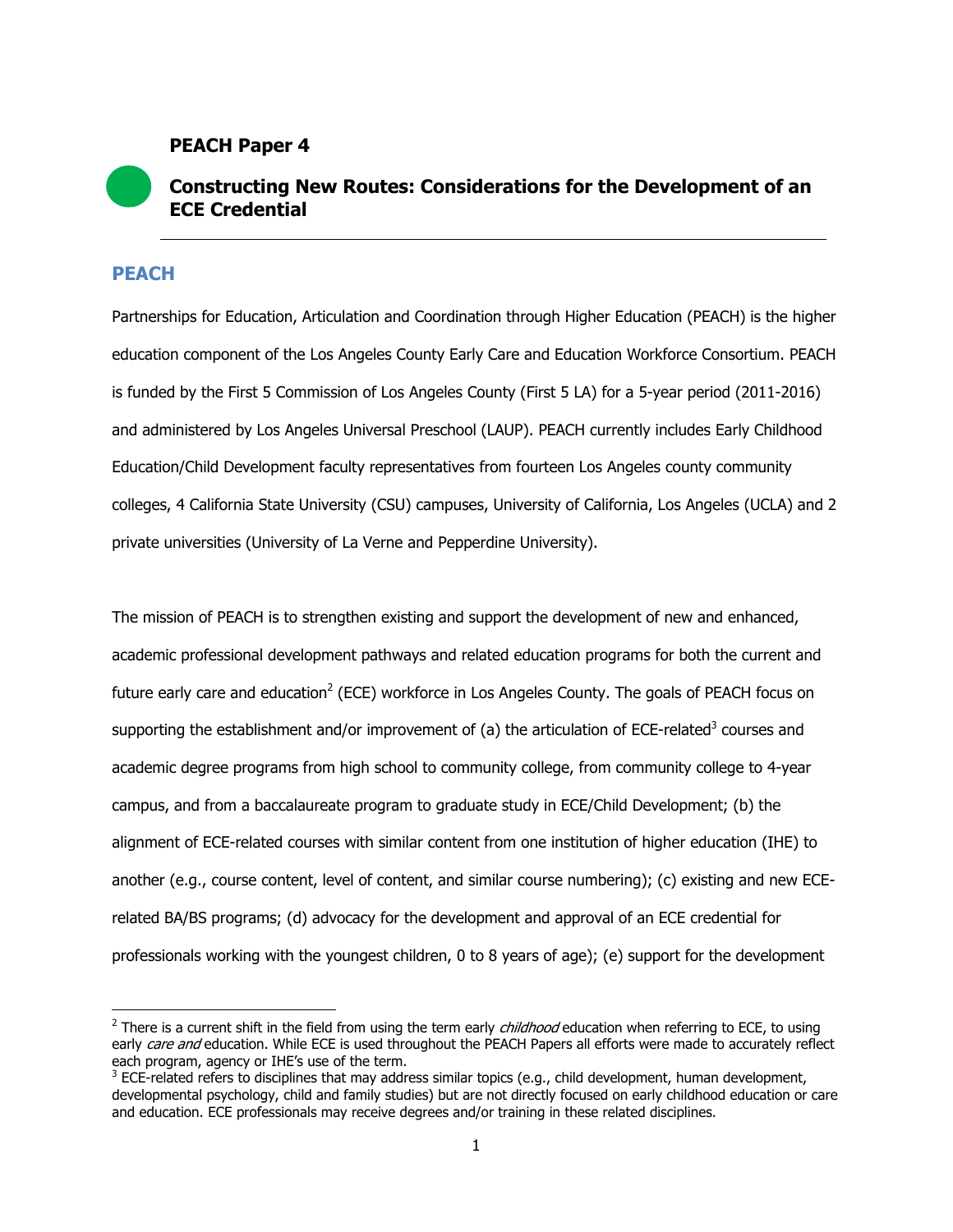**PEACH Paper 4**

## Constructing New Routes: Considerations for the Development of an ECE Credential

## PEACH

Partnerships for Education, Articulation and Coordination through Higher Education (PEACH) is the higher education component of the Los Angeles County Early Care and Education Workforce Consortium. PEACH is funded by the First 5 Commission of Los Angeles County (First 5 LA) for a 5-year period (2011-2016) and administered by Los Angeles Universal Preschool (LAUP). PEACH currently includes Early Childhood Education/Child Development faculty representatives from fourteen Los Angeles county community colleges, 4 California State University (CSU) campuses, University of California, Los Angeles (UCLA) and 2 private universities (University of La Verne and Pepperdine University).

The mission of PEACH is to strengthen existing and support the development of new and enhanced, academic professional development pathways and related education programs for both the current and future early care and education[2] (ECE) workforce in Los Angeles County. The goals of PEACH focus on supporting the establishment and/or improvement of (a) the articulation of ECE-related[3] courses and academic degree programs from high school to community college, from community college to 4-year campus, and from a baccalaureate program to graduate study in ECE/Child Development; (b) the alignment of ECE-related courses with similar content from one institution of higher education (IHE) to another (e.g., course content, level of content, and similar course numbering); (c) existing and new ECE-related BA/BS programs; (d) advocacy for the development and approval of an ECE credential for professionals working with the youngest children, 0 to 8 years of age); (e) support for the development

[2] There is a current shift in the field from using the term early *childhood* education when referring to ECE, to using early *care and* education. While ECE is used throughout the PEACH Papers all efforts were made to accurately reflect each program, agency or IHE's use of the term.

[3] ECE-related refers to disciplines that may address similar topics (e.g., child development, human development, developmental psychology, child and family studies) but are not directly focused on early childhood education or care and education. ECE professionals may receive degrees and/or training in these related disciplines.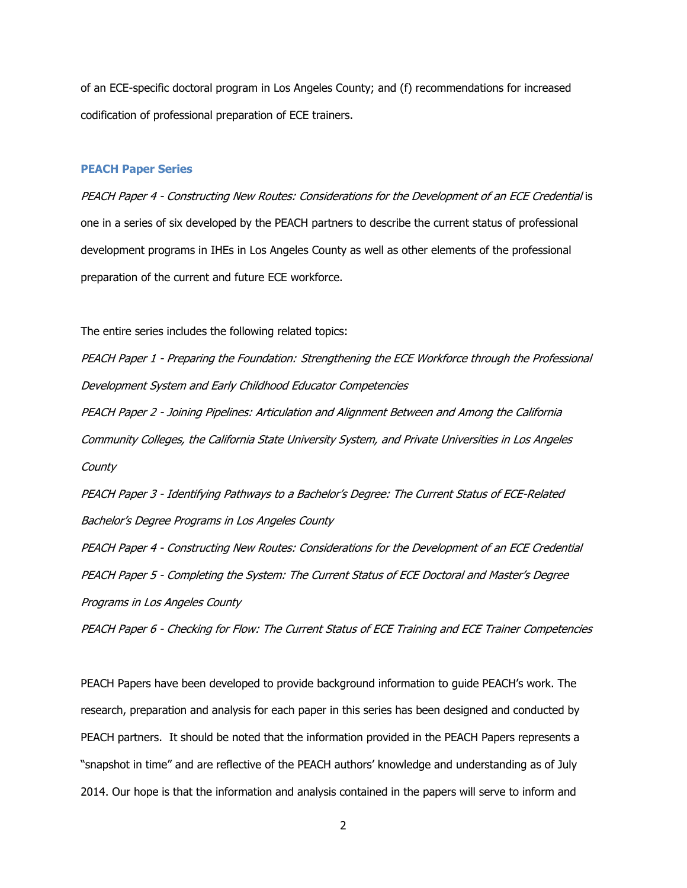of an ECE-specific doctoral program in Los Angeles County; and (f) recommendations for increased codification of professional preparation of ECE trainers.

## PEACH Paper Series

*PEACH Paper 4 - Constructing New Routes: Considerations for the Development of an ECE Credential* is one in a series of six developed by the PEACH partners to describe the current status of professional development programs in IHEs in Los Angeles County as well as other elements of the professional preparation of the current and future ECE workforce.

The entire series includes the following related topics:

*PEACH Paper 1 - Preparing the Foundation: Strengthening the ECE Workforce through the Professional Development System and Early Childhood Educator Competencies*

*PEACH Paper 2 - Joining Pipelines: Articulation and Alignment Between and Among the California Community Colleges, the California State University System, and Private Universities in Los Angeles County*

*PEACH Paper 3 - Identifying Pathways to a Bachelor's Degree: The Current Status of ECE-Related Bachelor's Degree Programs in Los Angeles County*

*PEACH Paper 4 - Constructing New Routes: Considerations for the Development of an ECE Credential*

*PEACH Paper 5 - Completing the System: The Current Status of ECE Doctoral and Master's Degree Programs in Los Angeles County*

*PEACH Paper 6 - Checking for Flow: The Current Status of ECE Training and ECE Trainer Competencies*

PEACH Papers have been developed to provide background information to guide PEACH's work. The research, preparation and analysis for each paper in this series has been designed and conducted by PEACH partners. It should be noted that the information provided in the PEACH Papers represents a "snapshot in time" and are reflective of the PEACH authors' knowledge and understanding as of July 2014. Our hope is that the information and analysis contained in the papers will serve to inform and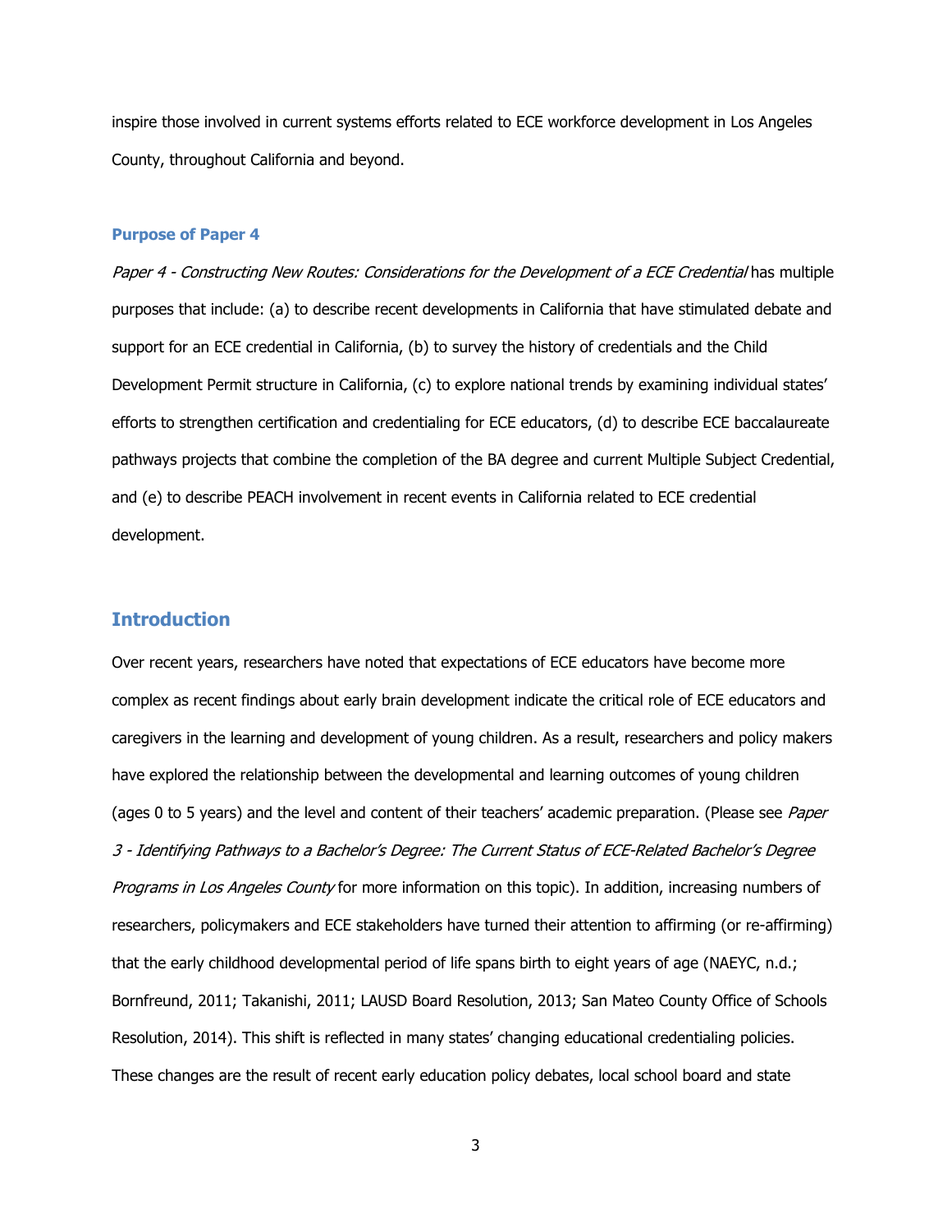inspire those involved in current systems efforts related to ECE workforce development in Los Angeles County, throughout California and beyond.

### Purpose of Paper 4

*Paper 4 - Constructing New Routes: Considerations for the Development of a ECE Credential* has multiple purposes that include: (a) to describe recent developments in California that have stimulated debate and support for an ECE credential in California, (b) to survey the history of credentials and the Child Development Permit structure in California, (c) to explore national trends by examining individual states' efforts to strengthen certification and credentialing for ECE educators, (d) to describe ECE baccalaureate pathways projects that combine the completion of the BA degree and current Multiple Subject Credential, and (e) to describe PEACH involvement in recent events in California related to ECE credential development.

## Introduction

Over recent years, researchers have noted that expectations of ECE educators have become more complex as recent findings about early brain development indicate the critical role of ECE educators and caregivers in the learning and development of young children. As a result, researchers and policy makers have explored the relationship between the developmental and learning outcomes of young children (ages 0 to 5 years) and the level and content of their teachers' academic preparation. (Please see *Paper 3 - Identifying Pathways to a Bachelor's Degree: The Current Status of ECE-Related Bachelor's Degree Programs in Los Angeles County* for more information on this topic). In addition, increasing numbers of researchers, policymakers and ECE stakeholders have turned their attention to affirming (or re-affirming) that the early childhood developmental period of life spans birth to eight years of age (NAEYC, n.d.; Bornfreund, 2011; Takanishi, 2011; LAUSD Board Resolution, 2013; San Mateo County Office of Schools Resolution, 2014). This shift is reflected in many states' changing educational credentialing policies. These changes are the result of recent early education policy debates, local school board and state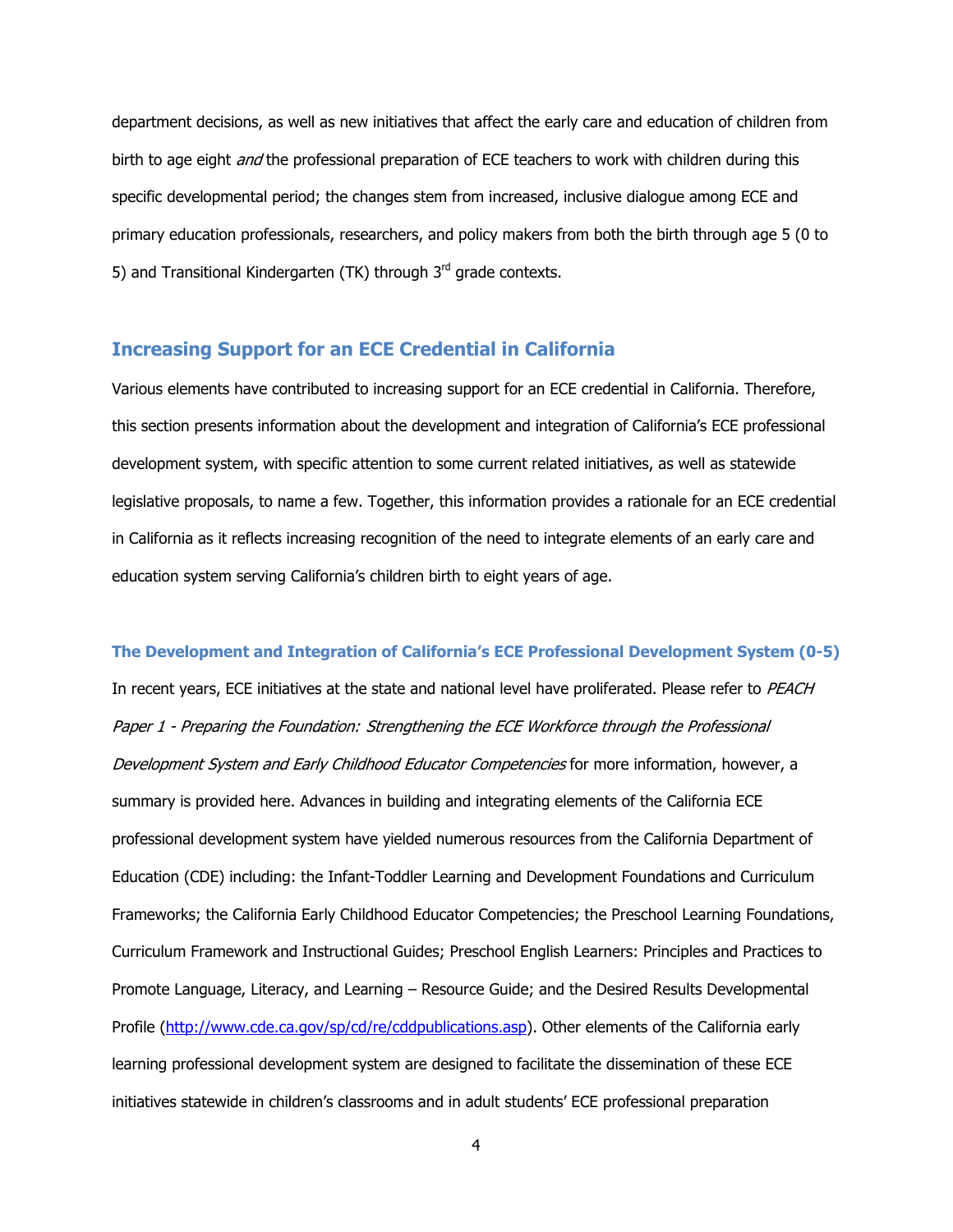department decisions, as well as new initiatives that affect the early care and education of children from birth to age eight *and* the professional preparation of ECE teachers to work with children during this specific developmental period; the changes stem from increased, inclusive dialogue among ECE and primary education professionals, researchers, and policy makers from both the birth through age 5 (0 to 5) and Transitional Kindergarten (TK) through 3rd grade contexts.

## Increasing Support for an ECE Credential in California

Various elements have contributed to increasing support for an ECE credential in California. Therefore, this section presents information about the development and integration of California's ECE professional development system, with specific attention to some current related initiatives, as well as statewide legislative proposals, to name a few. Together, this information provides a rationale for an ECE credential in California as it reflects increasing recognition of the need to integrate elements of an early care and education system serving California's children birth to eight years of age.

### The Development and Integration of California's ECE Professional Development System (0-5)

In recent years, ECE initiatives at the state and national level have proliferated. Please refer to *PEACH Paper 1 - Preparing the Foundation: Strengthening the ECE Workforce through the Professional Development System and Early Childhood Educator Competencies* for more information, however, a summary is provided here. Advances in building and integrating elements of the California ECE professional development system have yielded numerous resources from the California Department of Education (CDE) including: the Infant-Toddler Learning and Development Foundations and Curriculum Frameworks; the California Early Childhood Educator Competencies; the Preschool Learning Foundations, Curriculum Framework and Instructional Guides; Preschool English Learners: Principles and Practices to Promote Language, Literacy, and Learning – Resource Guide; and the Desired Results Developmental Profile (http://www.cde.ca.gov/sp/cd/re/cddpublications.asp). Other elements of the California early learning professional development system are designed to facilitate the dissemination of these ECE initiatives statewide in children's classrooms and in adult students' ECE professional preparation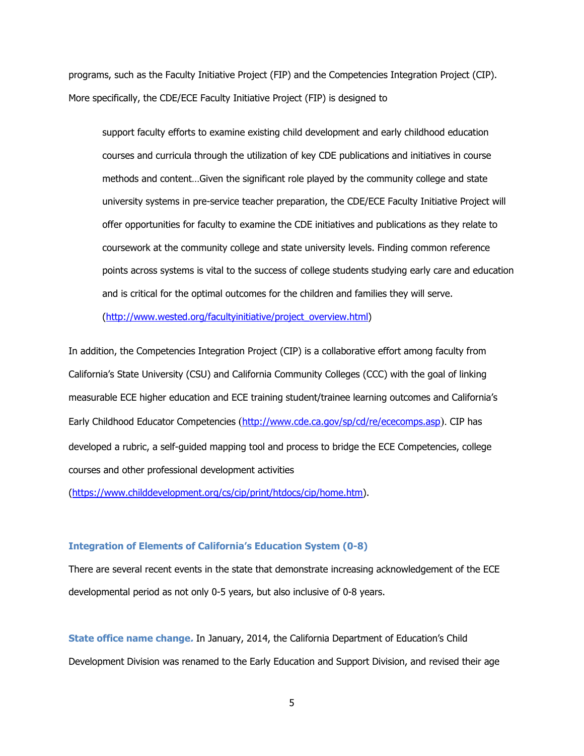programs, such as the Faculty Initiative Project (FIP) and the Competencies Integration Project (CIP). More specifically, the CDE/ECE Faculty Initiative Project (FIP) is designed to

> support faculty efforts to examine existing child development and early childhood education courses and curricula through the utilization of key CDE publications and initiatives in course methods and content…Given the significant role played by the community college and state university systems in pre-service teacher preparation, the CDE/ECE Faculty Initiative Project will offer opportunities for faculty to examine the CDE initiatives and publications as they relate to coursework at the community college and state university levels. Finding common reference points across systems is vital to the success of college students studying early care and education and is critical for the optimal outcomes for the children and families they will serve. (http://www.wested.org/facultyinitiative/project_overview.html)

In addition, the Competencies Integration Project (CIP) is a collaborative effort among faculty from California's State University (CSU) and California Community Colleges (CCC) with the goal of linking measurable ECE higher education and ECE training student/trainee learning outcomes and California's Early Childhood Educator Competencies (http://www.cde.ca.gov/sp/cd/re/ececomps.asp). CIP has developed a rubric, a self-guided mapping tool and process to bridge the ECE Competencies, college courses and other professional development activities (https://www.childdevelopment.org/cs/cip/print/htdocs/cip/home.htm).

### Integration of Elements of California's Education System (0-8)

There are several recent events in the state that demonstrate increasing acknowledgement of the ECE developmental period as not only 0-5 years, but also inclusive of 0-8 years.

**State office name change.** In January, 2014, the California Department of Education's Child Development Division was renamed to the Early Education and Support Division, and revised their age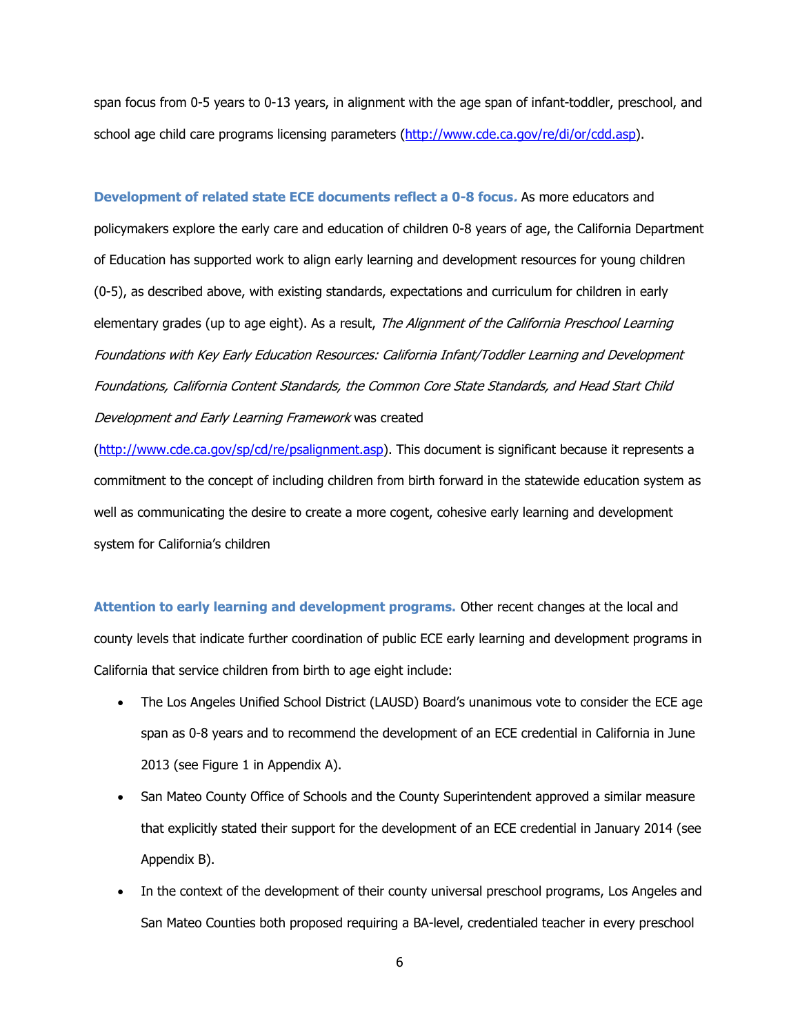span focus from 0-5 years to 0-13 years, in alignment with the age span of infant-toddler, preschool, and school age child care programs licensing parameters (http://www.cde.ca.gov/re/di/or/cdd.asp).

**Development of related state ECE documents reflect a 0-8 focus.** As more educators and policymakers explore the early care and education of children 0-8 years of age, the California Department of Education has supported work to align early learning and development resources for young children (0-5), as described above, with existing standards, expectations and curriculum for children in early elementary grades (up to age eight). As a result, *The Alignment of the California Preschool Learning Foundations with Key Early Education Resources: California Infant/Toddler Learning and Development Foundations, California Content Standards, the Common Core State Standards, and Head Start Child Development and Early Learning Framework* was created (http://www.cde.ca.gov/sp/cd/re/psalignment.asp). This document is significant because it represents a commitment to the concept of including children from birth forward in the statewide education system as well as communicating the desire to create a more cogent, cohesive early learning and development system for California's children

**Attention to early learning and development programs.** Other recent changes at the local and county levels that indicate further coordination of public ECE early learning and development programs in California that service children from birth to age eight include:

- The Los Angeles Unified School District (LAUSD) Board's unanimous vote to consider the ECE age span as 0-8 years and to recommend the development of an ECE credential in California in June 2013 (see Figure 1 in Appendix A).
- San Mateo County Office of Schools and the County Superintendent approved a similar measure that explicitly stated their support for the development of an ECE credential in January 2014 (see Appendix B).
- In the context of the development of their county universal preschool programs, Los Angeles and San Mateo Counties both proposed requiring a BA-level, credentialed teacher in every preschool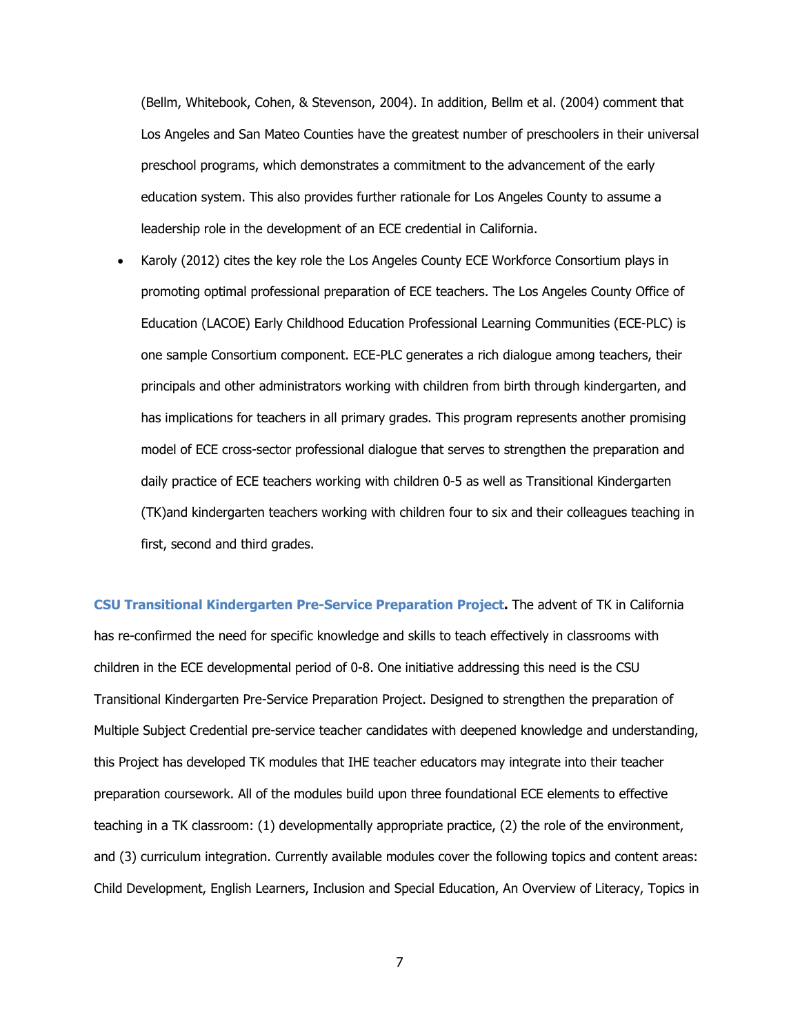(Bellm, Whitebook, Cohen, & Stevenson, 2004). In addition, Bellm et al. (2004) comment that Los Angeles and San Mateo Counties have the greatest number of preschoolers in their universal preschool programs, which demonstrates a commitment to the advancement of the early education system. This also provides further rationale for Los Angeles County to assume a leadership role in the development of an ECE credential in California.

- Karoly (2012) cites the key role the Los Angeles County ECE Workforce Consortium plays in promoting optimal professional preparation of ECE teachers. The Los Angeles County Office of Education (LACOE) Early Childhood Education Professional Learning Communities (ECE-PLC) is one sample Consortium component. ECE-PLC generates a rich dialogue among teachers, their principals and other administrators working with children from birth through kindergarten, and has implications for teachers in all primary grades. This program represents another promising model of ECE cross-sector professional dialogue that serves to strengthen the preparation and daily practice of ECE teachers working with children 0-5 as well as Transitional Kindergarten (TK)and kindergarten teachers working with children four to six and their colleagues teaching in first, second and third grades.

**CSU Transitional Kindergarten Pre-Service Preparation Project.** The advent of TK in California has re-confirmed the need for specific knowledge and skills to teach effectively in classrooms with children in the ECE developmental period of 0-8. One initiative addressing this need is the CSU Transitional Kindergarten Pre-Service Preparation Project. Designed to strengthen the preparation of Multiple Subject Credential pre-service teacher candidates with deepened knowledge and understanding, this Project has developed TK modules that IHE teacher educators may integrate into their teacher preparation coursework. All of the modules build upon three foundational ECE elements to effective teaching in a TK classroom: (1) developmentally appropriate practice, (2) the role of the environment, and (3) curriculum integration. Currently available modules cover the following topics and content areas: Child Development, English Learners, Inclusion and Special Education, An Overview of Literacy, Topics in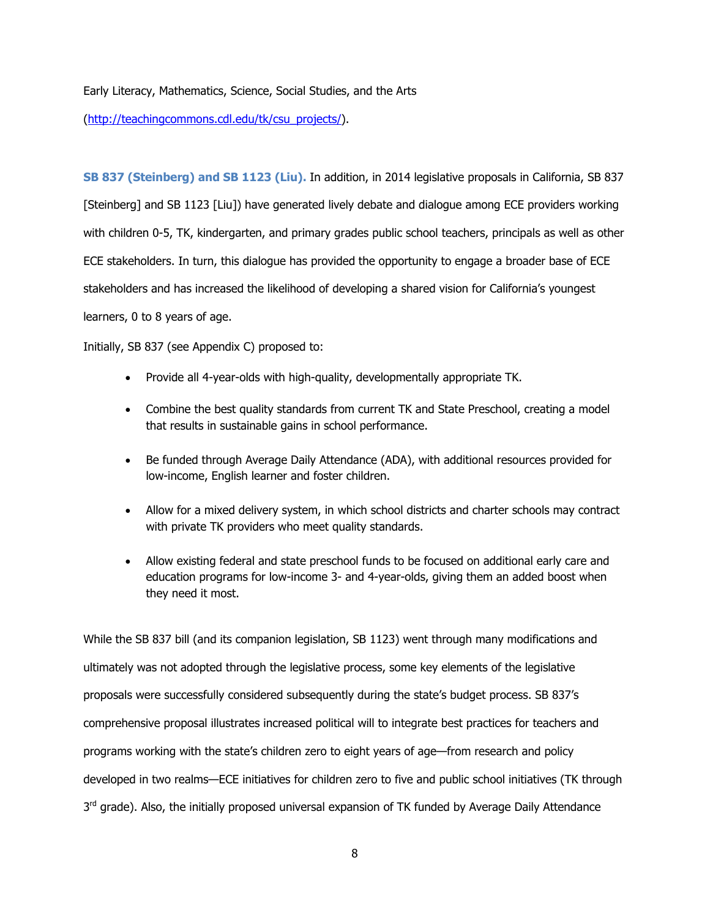Early Literacy, Mathematics, Science, Social Studies, and the Arts

(http://teachingcommons.cdl.edu/tk/csu_projects/).

**SB 837 (Steinberg) and SB 1123 (Liu).** In addition, in 2014 legislative proposals in California, SB 837 [Steinberg] and SB 1123 [Liu]) have generated lively debate and dialogue among ECE providers working with children 0-5, TK, kindergarten, and primary grades public school teachers, principals as well as other ECE stakeholders. In turn, this dialogue has provided the opportunity to engage a broader base of ECE stakeholders and has increased the likelihood of developing a shared vision for California's youngest learners, 0 to 8 years of age.

Initially, SB 837 (see Appendix C) proposed to:

- Provide all 4-year-olds with high-quality, developmentally appropriate TK.
- Combine the best quality standards from current TK and State Preschool, creating a model that results in sustainable gains in school performance.
- Be funded through Average Daily Attendance (ADA), with additional resources provided for low-income, English learner and foster children.
- Allow for a mixed delivery system, in which school districts and charter schools may contract with private TK providers who meet quality standards.
- Allow existing federal and state preschool funds to be focused on additional early care and education programs for low-income 3- and 4-year-olds, giving them an added boost when they need it most.

While the SB 837 bill (and its companion legislation, SB 1123) went through many modifications and ultimately was not adopted through the legislative process, some key elements of the legislative proposals were successfully considered subsequently during the state's budget process. SB 837's comprehensive proposal illustrates increased political will to integrate best practices for teachers and programs working with the state's children zero to eight years of age—from research and policy developed in two realms—ECE initiatives for children zero to five and public school initiatives (TK through 3rd grade). Also, the initially proposed universal expansion of TK funded by Average Daily Attendance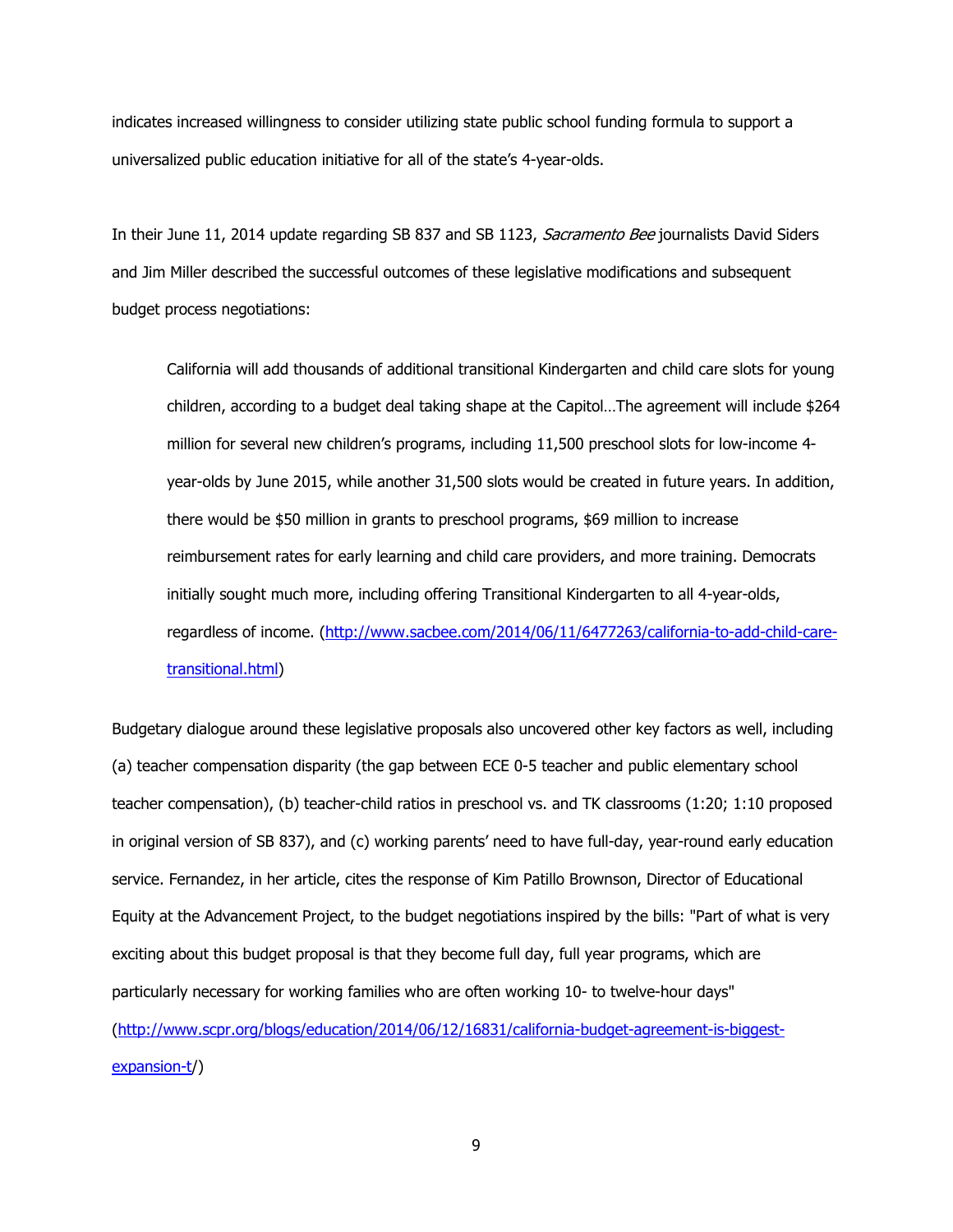indicates increased willingness to consider utilizing state public school funding formula to support a universalized public education initiative for all of the state's 4-year-olds.

In their June 11, 2014 update regarding SB 837 and SB 1123, *Sacramento Bee* journalists David Siders and Jim Miller described the successful outcomes of these legislative modifications and subsequent budget process negotiations:

> California will add thousands of additional transitional Kindergarten and child care slots for young children, according to a budget deal taking shape at the Capitol…The agreement will include $264 million for several new children's programs, including 11,500 preschool slots for low-income 4-year-olds by June 2015, while another 31,500 slots would be created in future years. In addition, there would be $50 million in grants to preschool programs, $69 million to increase reimbursement rates for early learning and child care providers, and more training. Democrats initially sought much more, including offering Transitional Kindergarten to all 4-year-olds, regardless of income. (http://www.sacbee.com/2014/06/11/6477263/california-to-add-child-care-transitional.html)

Budgetary dialogue around these legislative proposals also uncovered other key factors as well, including (a) teacher compensation disparity (the gap between ECE 0-5 teacher and public elementary school teacher compensation), (b) teacher-child ratios in preschool vs. and TK classrooms (1:20; 1:10 proposed in original version of SB 837), and (c) working parents' need to have full-day, year-round early education service. Fernandez, in her article, cites the response of Kim Patillo Brownson, Director of Educational Equity at the Advancement Project, to the budget negotiations inspired by the bills: "Part of what is very exciting about this budget proposal is that they become full day, full year programs, which are particularly necessary for working families who are often working 10- to twelve-hour days" (http://www.scpr.org/blogs/education/2014/06/12/16831/california-budget-agreement-is-biggest-expansion-t/)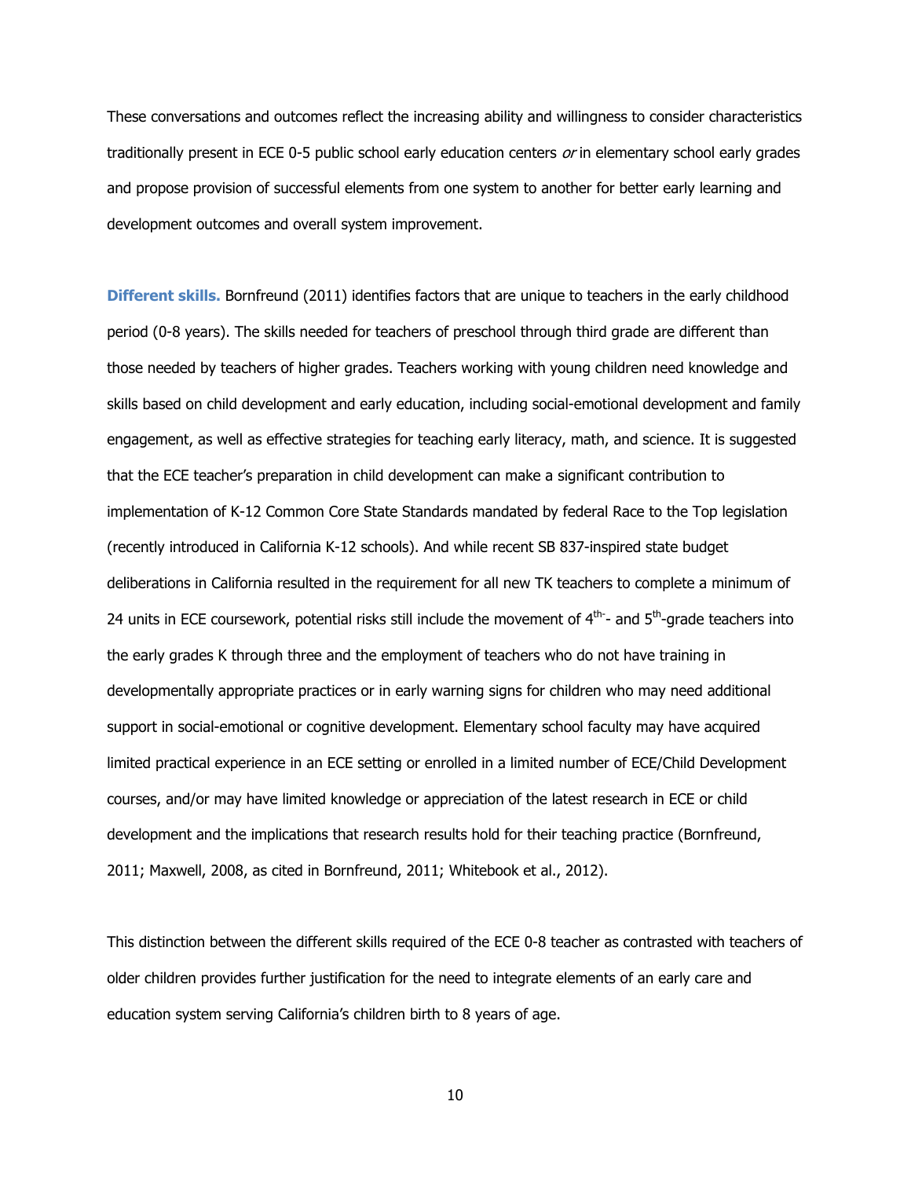These conversations and outcomes reflect the increasing ability and willingness to consider characteristics traditionally present in ECE 0-5 public school early education centers *or* in elementary school early grades and propose provision of successful elements from one system to another for better early learning and development outcomes and overall system improvement.

**Different skills.** Bornfreund (2011) identifies factors that are unique to teachers in the early childhood period (0-8 years). The skills needed for teachers of preschool through third grade are different than those needed by teachers of higher grades. Teachers working with young children need knowledge and skills based on child development and early education, including social-emotional development and family engagement, as well as effective strategies for teaching early literacy, math, and science. It is suggested that the ECE teacher's preparation in child development can make a significant contribution to implementation of K-12 Common Core State Standards mandated by federal Race to the Top legislation (recently introduced in California K-12 schools). And while recent SB 837-inspired state budget deliberations in California resulted in the requirement for all new TK teachers to complete a minimum of 24 units in ECE coursework, potential risks still include the movement of 4th- and 5th-grade teachers into the early grades K through three and the employment of teachers who do not have training in developmentally appropriate practices or in early warning signs for children who may need additional support in social-emotional or cognitive development. Elementary school faculty may have acquired limited practical experience in an ECE setting or enrolled in a limited number of ECE/Child Development courses, and/or may have limited knowledge or appreciation of the latest research in ECE or child development and the implications that research results hold for their teaching practice (Bornfreund, 2011; Maxwell, 2008, as cited in Bornfreund, 2011; Whitebook et al., 2012).

This distinction between the different skills required of the ECE 0-8 teacher as contrasted with teachers of older children provides further justification for the need to integrate elements of an early care and education system serving California's children birth to 8 years of age.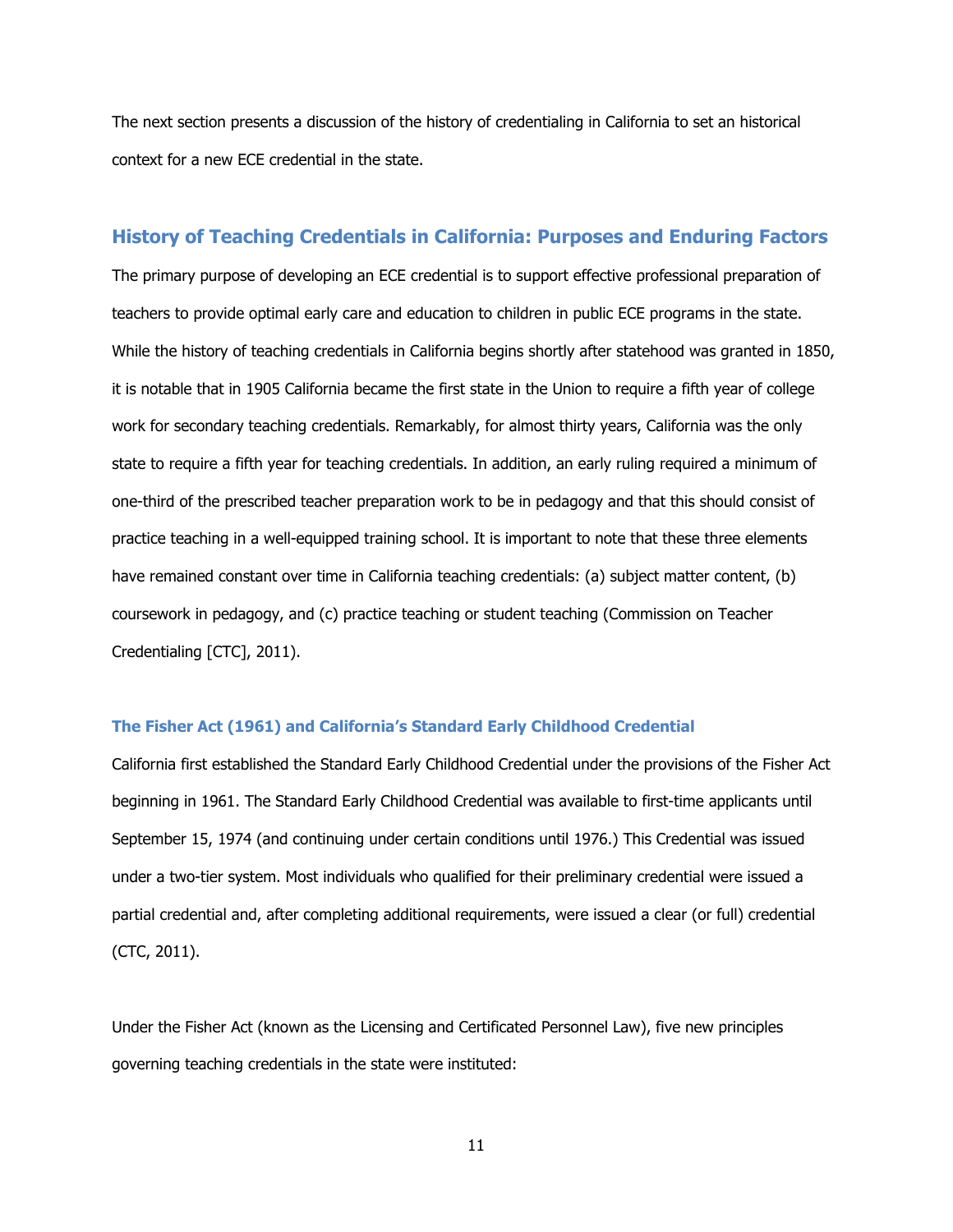The next section presents a discussion of the history of credentialing in California to set an historical context for a new ECE credential in the state.

## History of Teaching Credentials in California: Purposes and Enduring Factors

The primary purpose of developing an ECE credential is to support effective professional preparation of teachers to provide optimal early care and education to children in public ECE programs in the state. While the history of teaching credentials in California begins shortly after statehood was granted in 1850, it is notable that in 1905 California became the first state in the Union to require a fifth year of college work for secondary teaching credentials. Remarkably, for almost thirty years, California was the only state to require a fifth year for teaching credentials. In addition, an early ruling required a minimum of one-third of the prescribed teacher preparation work to be in pedagogy and that this should consist of practice teaching in a well-equipped training school. It is important to note that these three elements have remained constant over time in California teaching credentials: (a) subject matter content, (b) coursework in pedagogy, and (c) practice teaching or student teaching (Commission on Teacher Credentialing [CTC], 2011).

### The Fisher Act (1961) and California's Standard Early Childhood Credential

California first established the Standard Early Childhood Credential under the provisions of the Fisher Act beginning in 1961. The Standard Early Childhood Credential was available to first-time applicants until September 15, 1974 (and continuing under certain conditions until 1976.) This Credential was issued under a two-tier system. Most individuals who qualified for their preliminary credential were issued a partial credential and, after completing additional requirements, were issued a clear (or full) credential (CTC, 2011).

Under the Fisher Act (known as the Licensing and Certificated Personnel Law), five new principles governing teaching credentials in the state were instituted: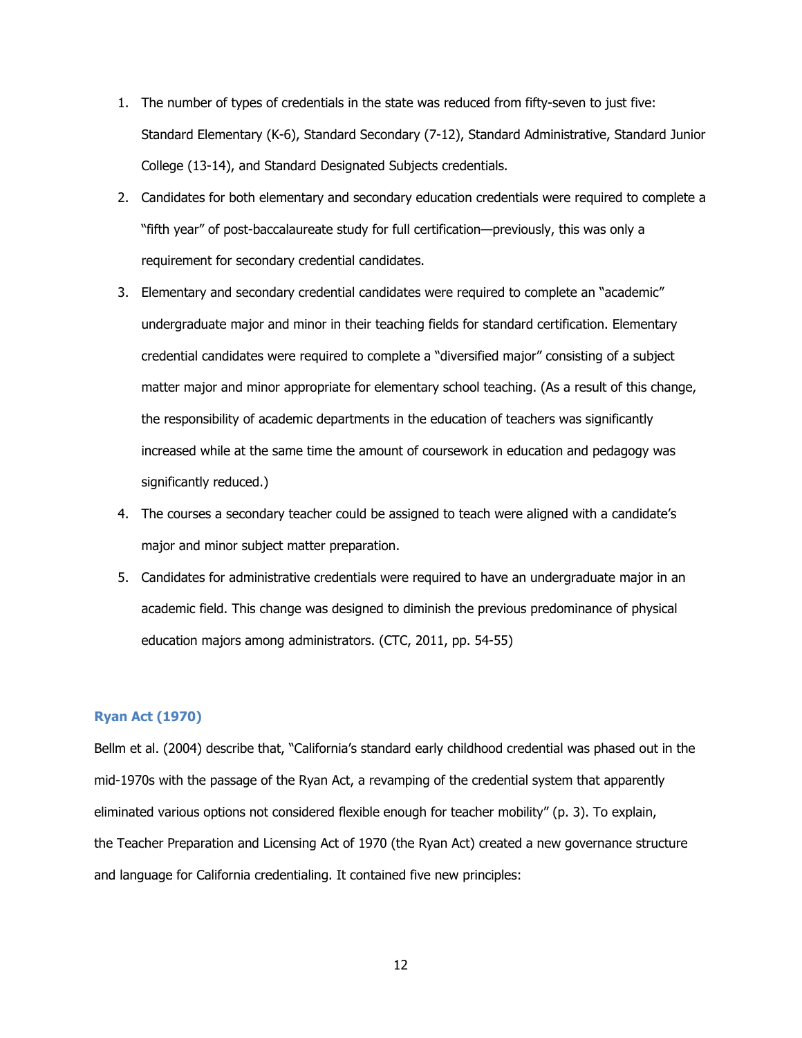1. The number of types of credentials in the state was reduced from fifty-seven to just five: Standard Elementary (K-6), Standard Secondary (7-12), Standard Administrative, Standard Junior College (13-14), and Standard Designated Subjects credentials.
2. Candidates for both elementary and secondary education credentials were required to complete a "fifth year" of post-baccalaureate study for full certification—previously, this was only a requirement for secondary credential candidates.
3. Elementary and secondary credential candidates were required to complete an "academic" undergraduate major and minor in their teaching fields for standard certification. Elementary credential candidates were required to complete a "diversified major" consisting of a subject matter major and minor appropriate for elementary school teaching. (As a result of this change, the responsibility of academic departments in the education of teachers was significantly increased while at the same time the amount of coursework in education and pedagogy was significantly reduced.)
4. The courses a secondary teacher could be assigned to teach were aligned with a candidate's major and minor subject matter preparation.
5. Candidates for administrative credentials were required to have an undergraduate major in an academic field. This change was designed to diminish the previous predominance of physical education majors among administrators. (CTC, 2011, pp. 54-55)

### Ryan Act (1970)

Bellm et al. (2004) describe that, "California's standard early childhood credential was phased out in the mid-1970s with the passage of the Ryan Act, a revamping of the credential system that apparently eliminated various options not considered flexible enough for teacher mobility" (p. 3). To explain, the Teacher Preparation and Licensing Act of 1970 (the Ryan Act) created a new governance structure and language for California credentialing. It contained five new principles: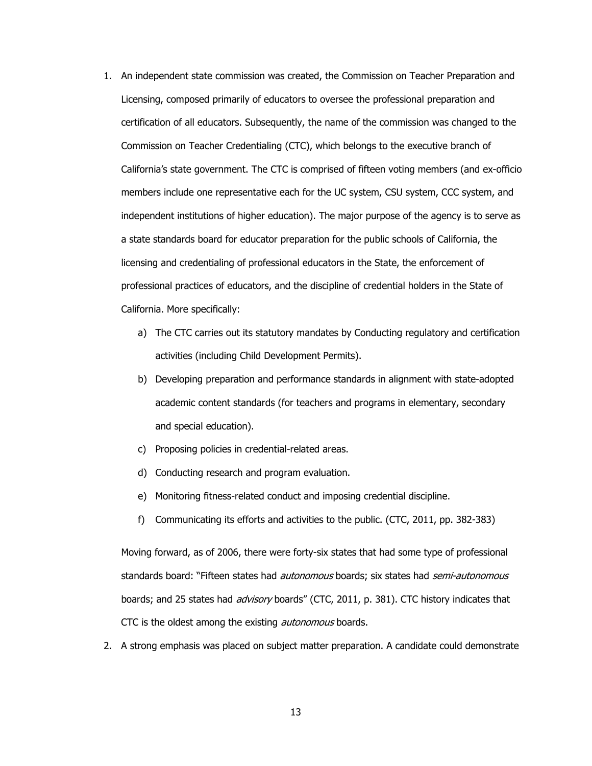1. An independent state commission was created, the Commission on Teacher Preparation and Licensing, composed primarily of educators to oversee the professional preparation and certification of all educators. Subsequently, the name of the commission was changed to the Commission on Teacher Credentialing (CTC), which belongs to the executive branch of California's state government. The CTC is comprised of fifteen voting members (and ex-officio members include one representative each for the UC system, CSU system, CCC system, and independent institutions of higher education). The major purpose of the agency is to serve as a state standards board for educator preparation for the public schools of California, the licensing and credentialing of professional educators in the State, the enforcement of professional practices of educators, and the discipline of credential holders in the State of California. More specifically:

    a) The CTC carries out its statutory mandates by Conducting regulatory and certification activities (including Child Development Permits).
    b) Developing preparation and performance standards in alignment with state-adopted academic content standards (for teachers and programs in elementary, secondary and special education).
    c) Proposing policies in credential-related areas.
    d) Conducting research and program evaluation.
    e) Monitoring fitness-related conduct and imposing credential discipline.
    f) Communicating its efforts and activities to the public. (CTC, 2011, pp. 382-383)

    Moving forward, as of 2006, there were forty-six states that had some type of professional standards board: "Fifteen states had *autonomous* boards; six states had *semi-autonomous* boards; and 25 states had *advisory* boards" (CTC, 2011, p. 381). CTC history indicates that CTC is the oldest among the existing *autonomous* boards.

2. A strong emphasis was placed on subject matter preparation. A candidate could demonstrate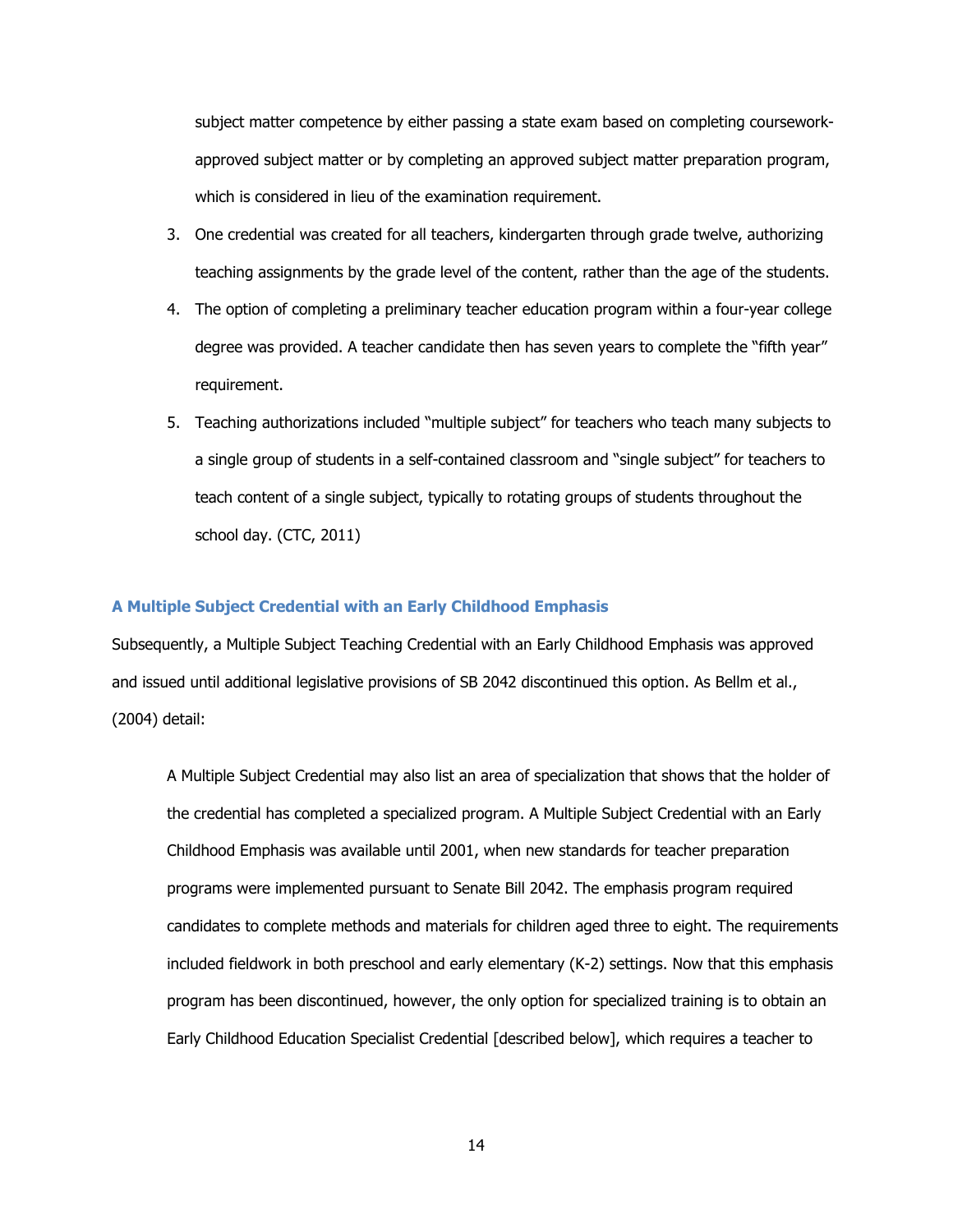subject matter competence by either passing a state exam based on completing coursework-approved subject matter or by completing an approved subject matter preparation program, which is considered in lieu of the examination requirement.

3. One credential was created for all teachers, kindergarten through grade twelve, authorizing teaching assignments by the grade level of the content, rather than the age of the students.
4. The option of completing a preliminary teacher education program within a four-year college degree was provided. A teacher candidate then has seven years to complete the "fifth year" requirement.
5. Teaching authorizations included "multiple subject" for teachers who teach many subjects to a single group of students in a self-contained classroom and "single subject" for teachers to teach content of a single subject, typically to rotating groups of students throughout the school day. (CTC, 2011)

### A Multiple Subject Credential with an Early Childhood Emphasis

Subsequently, a Multiple Subject Teaching Credential with an Early Childhood Emphasis was approved and issued until additional legislative provisions of SB 2042 discontinued this option. As Bellm et al., (2004) detail:

> A Multiple Subject Credential may also list an area of specialization that shows that the holder of the credential has completed a specialized program. A Multiple Subject Credential with an Early Childhood Emphasis was available until 2001, when new standards for teacher preparation programs were implemented pursuant to Senate Bill 2042. The emphasis program required candidates to complete methods and materials for children aged three to eight. The requirements included fieldwork in both preschool and early elementary (K-2) settings. Now that this emphasis program has been discontinued, however, the only option for specialized training is to obtain an Early Childhood Education Specialist Credential [described below], which requires a teacher to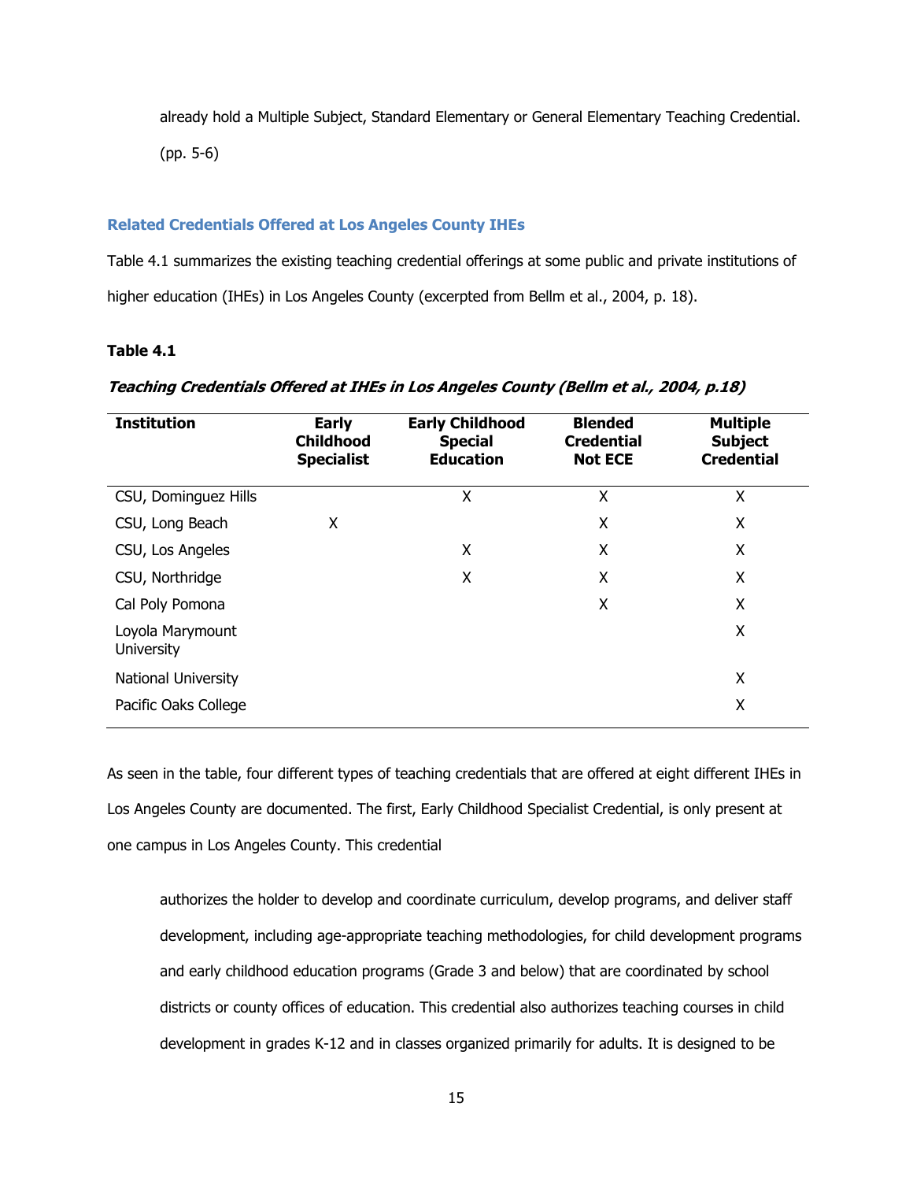> already hold a Multiple Subject, Standard Elementary or General Elementary Teaching Credential. (pp. 5-6)

### Related Credentials Offered at Los Angeles County IHEs

Table 4.1 summarizes the existing teaching credential offerings at some public and private institutions of higher education (IHEs) in Los Angeles County (excerpted from Bellm et al., 2004, p. 18).

**Table 4.1**

***Teaching Credentials Offered at IHEs in Los Angeles County (Bellm et al., 2004, p.18)***

| Institution | Early Childhood Specialist | Early Childhood Special Education | Blended Credential Not ECE | Multiple Subject Credential |
|---|---|---|---|---|
| CSU, Dominguez Hills | | X | X | X |
| CSU, Long Beach | X | | X | X |
| CSU, Los Angeles | | X | X | X |
| CSU, Northridge | | X | X | X |
| Cal Poly Pomona | | | X | X |
| Loyola Marymount University | | | | X |
| National University | | | | X |
| Pacific Oaks College | | | | X |

As seen in the table, four different types of teaching credentials that are offered at eight different IHEs in Los Angeles County are documented. The first, Early Childhood Specialist Credential, is only present at one campus in Los Angeles County. This credential

> authorizes the holder to develop and coordinate curriculum, develop programs, and deliver staff development, including age-appropriate teaching methodologies, for child development programs and early childhood education programs (Grade 3 and below) that are coordinated by school districts or county offices of education. This credential also authorizes teaching courses in child development in grades K-12 and in classes organized primarily for adults. It is designed to be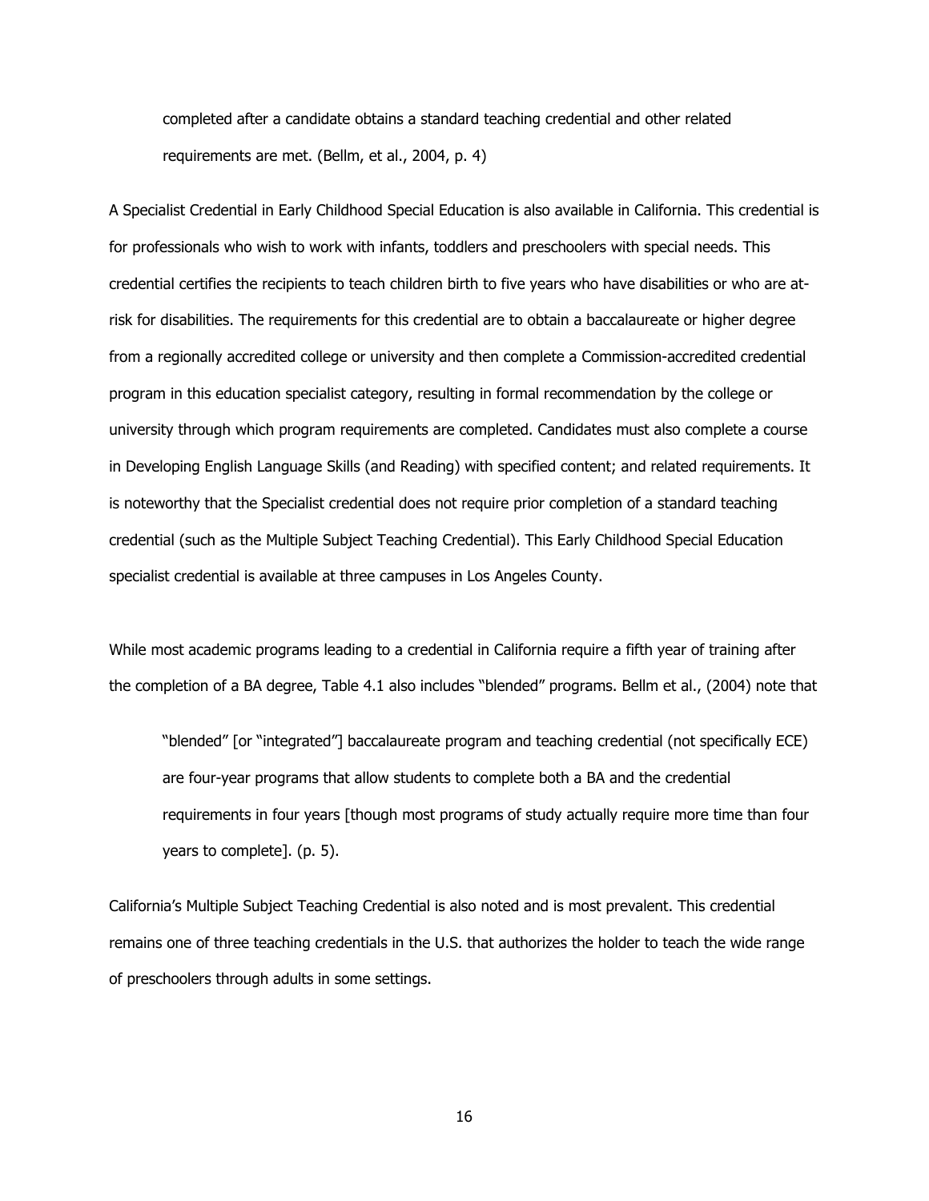> completed after a candidate obtains a standard teaching credential and other related requirements are met. (Bellm, et al., 2004, p. 4)

A Specialist Credential in Early Childhood Special Education is also available in California. This credential is for professionals who wish to work with infants, toddlers and preschoolers with special needs. This credential certifies the recipients to teach children birth to five years who have disabilities or who are at-risk for disabilities. The requirements for this credential are to obtain a baccalaureate or higher degree from a regionally accredited college or university and then complete a Commission-accredited credential program in this education specialist category, resulting in formal recommendation by the college or university through which program requirements are completed. Candidates must also complete a course in Developing English Language Skills (and Reading) with specified content; and related requirements. It is noteworthy that the Specialist credential does not require prior completion of a standard teaching credential (such as the Multiple Subject Teaching Credential). This Early Childhood Special Education specialist credential is available at three campuses in Los Angeles County.

While most academic programs leading to a credential in California require a fifth year of training after the completion of a BA degree, Table 4.1 also includes "blended" programs. Bellm et al., (2004) note that

> "blended" [or "integrated"] baccalaureate program and teaching credential (not specifically ECE) are four-year programs that allow students to complete both a BA and the credential requirements in four years [though most programs of study actually require more time than four years to complete]. (p. 5).

California's Multiple Subject Teaching Credential is also noted and is most prevalent. This credential remains one of three teaching credentials in the U.S. that authorizes the holder to teach the wide range of preschoolers through adults in some settings.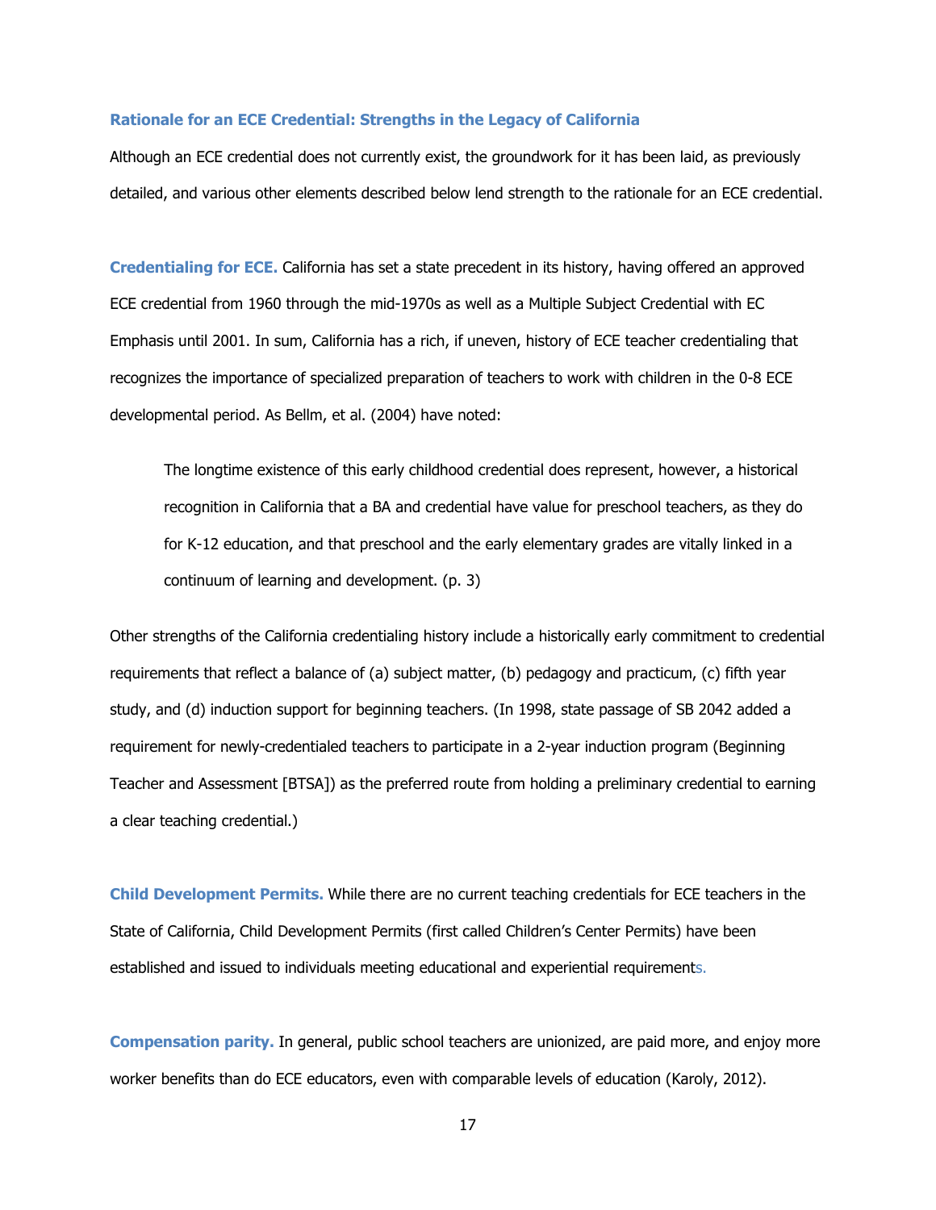### Rationale for an ECE Credential: Strengths in the Legacy of California

Although an ECE credential does not currently exist, the groundwork for it has been laid, as previously detailed, and various other elements described below lend strength to the rationale for an ECE credential.

**Credentialing for ECE.** California has set a state precedent in its history, having offered an approved ECE credential from 1960 through the mid-1970s as well as a Multiple Subject Credential with EC Emphasis until 2001. In sum, California has a rich, if uneven, history of ECE teacher credentialing that recognizes the importance of specialized preparation of teachers to work with children in the 0-8 ECE developmental period. As Bellm, et al. (2004) have noted:

> The longtime existence of this early childhood credential does represent, however, a historical recognition in California that a BA and credential have value for preschool teachers, as they do for K-12 education, and that preschool and the early elementary grades are vitally linked in a continuum of learning and development. (p. 3)

Other strengths of the California credentialing history include a historically early commitment to credential requirements that reflect a balance of (a) subject matter, (b) pedagogy and practicum, (c) fifth year study, and (d) induction support for beginning teachers. (In 1998, state passage of SB 2042 added a requirement for newly-credentialed teachers to participate in a 2-year induction program (Beginning Teacher and Assessment [BTSA]) as the preferred route from holding a preliminary credential to earning a clear teaching credential.)

**Child Development Permits.** While there are no current teaching credentials for ECE teachers in the State of California, Child Development Permits (first called Children's Center Permits) have been established and issued to individuals meeting educational and experiential requirements.

**Compensation parity.** In general, public school teachers are unionized, are paid more, and enjoy more worker benefits than do ECE educators, even with comparable levels of education (Karoly, 2012).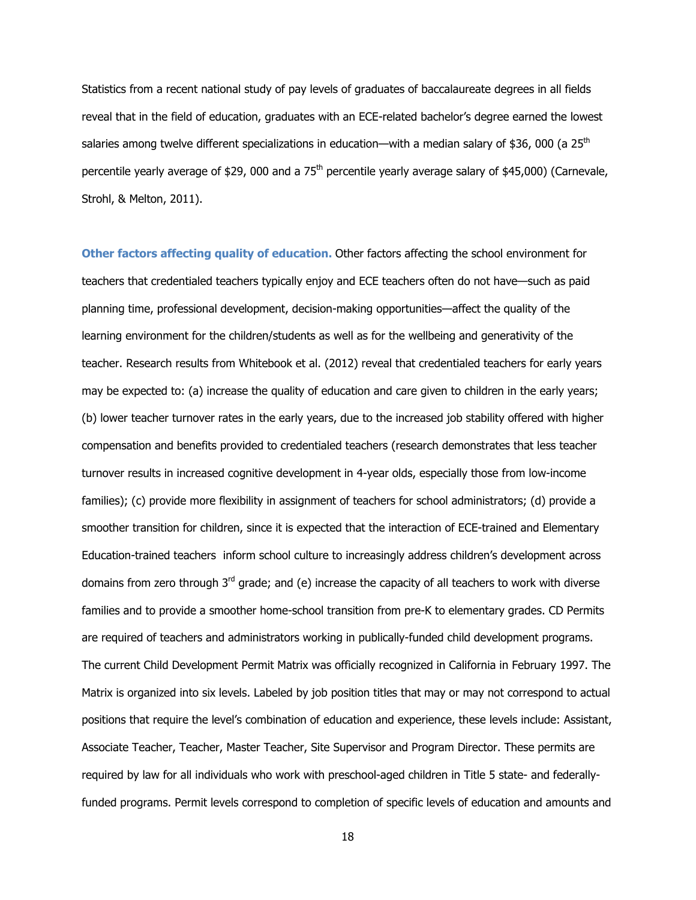Statistics from a recent national study of pay levels of graduates of baccalaureate degrees in all fields reveal that in the field of education, graduates with an ECE-related bachelor's degree earned the lowest salaries among twelve different specializations in education—with a median salary of $36, 000 (a 25th percentile yearly average of $29, 000 and a 75th percentile yearly average salary of $45,000) (Carnevale, Strohl, & Melton, 2011).

**Other factors affecting quality of education.** Other factors affecting the school environment for teachers that credentialed teachers typically enjoy and ECE teachers often do not have—such as paid planning time, professional development, decision-making opportunities—affect the quality of the learning environment for the children/students as well as for the wellbeing and generativity of the teacher. Research results from Whitebook et al. (2012) reveal that credentialed teachers for early years may be expected to: (a) increase the quality of education and care given to children in the early years; (b) lower teacher turnover rates in the early years, due to the increased job stability offered with higher compensation and benefits provided to credentialed teachers (research demonstrates that less teacher turnover results in increased cognitive development in 4-year olds, especially those from low-income families); (c) provide more flexibility in assignment of teachers for school administrators; (d) provide a smoother transition for children, since it is expected that the interaction of ECE-trained and Elementary Education-trained teachers inform school culture to increasingly address children's development across domains from zero through 3rd grade; and (e) increase the capacity of all teachers to work with diverse families and to provide a smoother home-school transition from pre-K to elementary grades. CD Permits are required of teachers and administrators working in publically-funded child development programs. The current Child Development Permit Matrix was officially recognized in California in February 1997. The Matrix is organized into six levels. Labeled by job position titles that may or may not correspond to actual positions that require the level's combination of education and experience, these levels include: Assistant, Associate Teacher, Teacher, Master Teacher, Site Supervisor and Program Director. These permits are required by law for all individuals who work with preschool-aged children in Title 5 state- and federally-funded programs. Permit levels correspond to completion of specific levels of education and amounts and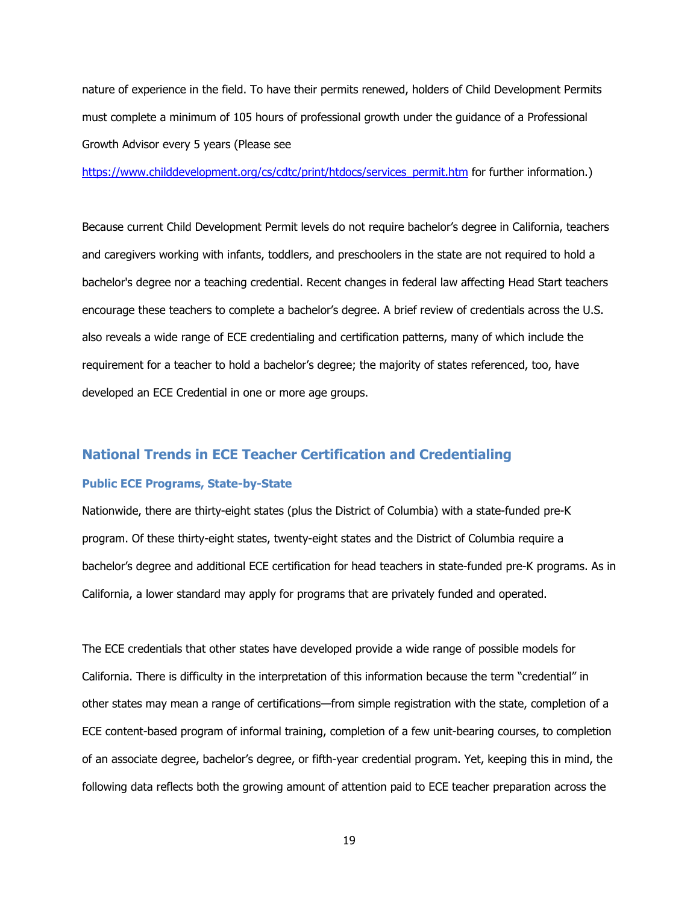nature of experience in the field. To have their permits renewed, holders of Child Development Permits must complete a minimum of 105 hours of professional growth under the guidance of a Professional Growth Advisor every 5 years (Please see [https://www.childdevelopment.org/cs/cdtc/print/htdocs/services_permit.htm](https://www.childdevelopment.org/cs/cdtc/print/htdocs/services_permit.htm) for further information.)

Because current Child Development Permit levels do not require bachelor's degree in California, teachers and caregivers working with infants, toddlers, and preschoolers in the state are not required to hold a bachelor's degree nor a teaching credential. Recent changes in federal law affecting Head Start teachers encourage these teachers to complete a bachelor's degree. A brief review of credentials across the U.S. also reveals a wide range of ECE credentialing and certification patterns, many of which include the requirement for a teacher to hold a bachelor's degree; the majority of states referenced, too, have developed an ECE Credential in one or more age groups.

## National Trends in ECE Teacher Certification and Credentialing

### Public ECE Programs, State-by-State

Nationwide, there are thirty-eight states (plus the District of Columbia) with a state-funded pre-K program. Of these thirty-eight states, twenty-eight states and the District of Columbia require a bachelor's degree and additional ECE certification for head teachers in state-funded pre-K programs. As in California, a lower standard may apply for programs that are privately funded and operated.

The ECE credentials that other states have developed provide a wide range of possible models for California. There is difficulty in the interpretation of this information because the term "credential" in other states may mean a range of certifications—from simple registration with the state, completion of a ECE content-based program of informal training, completion of a few unit-bearing courses, to completion of an associate degree, bachelor's degree, or fifth-year credential program. Yet, keeping this in mind, the following data reflects both the growing amount of attention paid to ECE teacher preparation across the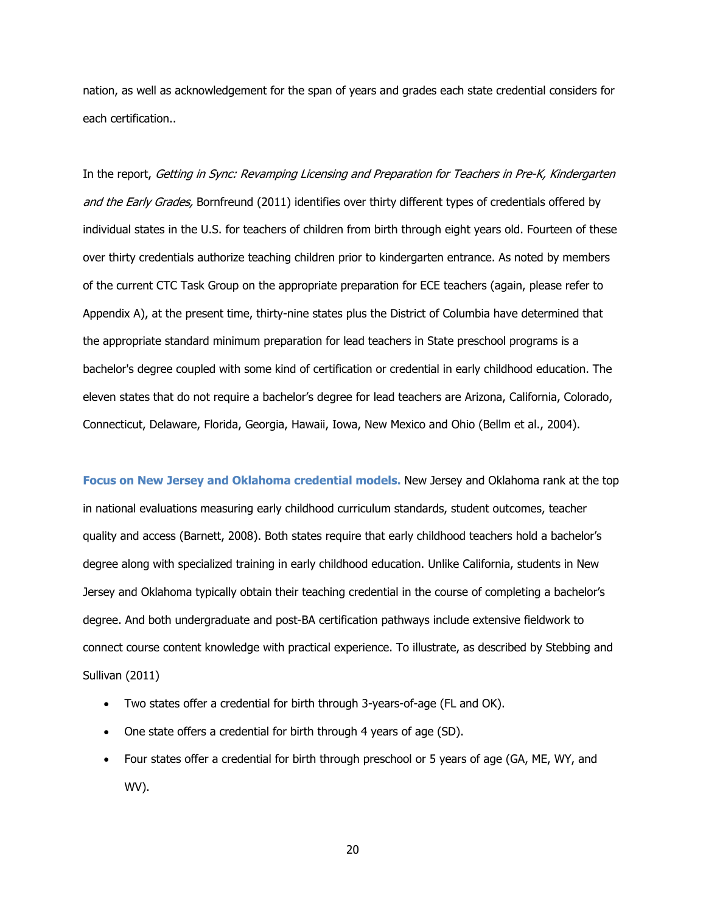nation, as well as acknowledgement for the span of years and grades each state credential considers for each certification..

In the report, *Getting in Sync: Revamping Licensing and Preparation for Teachers in Pre-K, Kindergarten and the Early Grades,* Bornfreund (2011) identifies over thirty different types of credentials offered by individual states in the U.S. for teachers of children from birth through eight years old. Fourteen of these over thirty credentials authorize teaching children prior to kindergarten entrance. As noted by members of the current CTC Task Group on the appropriate preparation for ECE teachers (again, please refer to Appendix A), at the present time, thirty-nine states plus the District of Columbia have determined that the appropriate standard minimum preparation for lead teachers in State preschool programs is a bachelor's degree coupled with some kind of certification or credential in early childhood education. The eleven states that do not require a bachelor's degree for lead teachers are Arizona, California, Colorado, Connecticut, Delaware, Florida, Georgia, Hawaii, Iowa, New Mexico and Ohio (Bellm et al., 2004).

**Focus on New Jersey and Oklahoma credential models.** New Jersey and Oklahoma rank at the top in national evaluations measuring early childhood curriculum standards, student outcomes, teacher quality and access (Barnett, 2008). Both states require that early childhood teachers hold a bachelor's degree along with specialized training in early childhood education. Unlike California, students in New Jersey and Oklahoma typically obtain their teaching credential in the course of completing a bachelor's degree. And both undergraduate and post-BA certification pathways include extensive fieldwork to connect course content knowledge with practical experience. To illustrate, as described by Stebbing and Sullivan (2011)

- Two states offer a credential for birth through 3-years-of-age (FL and OK).
- One state offers a credential for birth through 4 years of age (SD).
- Four states offer a credential for birth through preschool or 5 years of age (GA, ME, WY, and WV).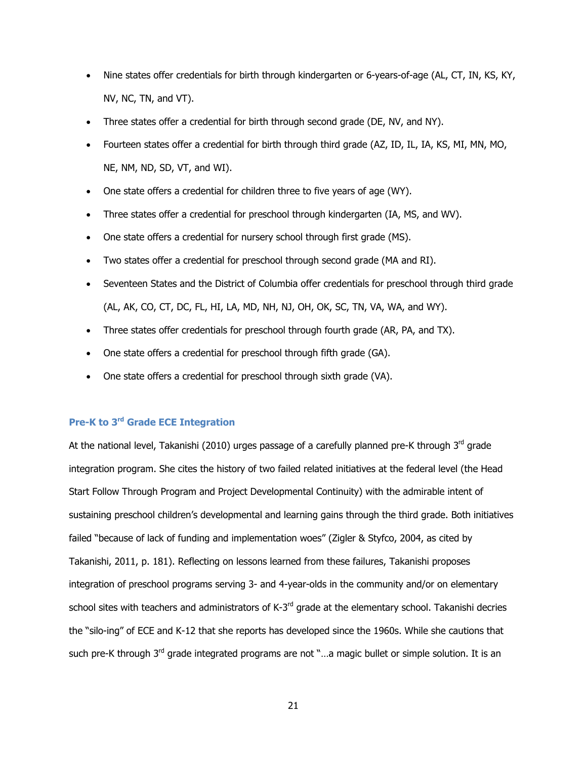- Nine states offer credentials for birth through kindergarten or 6-years-of-age (AL, CT, IN, KS, KY, NV, NC, TN, and VT).
- Three states offer a credential for birth through second grade (DE, NV, and NY).
- Fourteen states offer a credential for birth through third grade (AZ, ID, IL, IA, KS, MI, MN, MO, NE, NM, ND, SD, VT, and WI).
- One state offers a credential for children three to five years of age (WY).
- Three states offer a credential for preschool through kindergarten (IA, MS, and WV).
- One state offers a credential for nursery school through first grade (MS).
- Two states offer a credential for preschool through second grade (MA and RI).
- Seventeen States and the District of Columbia offer credentials for preschool through third grade (AL, AK, CO, CT, DC, FL, HI, LA, MD, NH, NJ, OH, OK, SC, TN, VA, WA, and WY).
- Three states offer credentials for preschool through fourth grade (AR, PA, and TX).
- One state offers a credential for preschool through fifth grade (GA).
- One state offers a credential for preschool through sixth grade (VA).

### Pre-K to 3rd Grade ECE Integration

At the national level, Takanishi (2010) urges passage of a carefully planned pre-K through 3rd grade integration program. She cites the history of two failed related initiatives at the federal level (the Head Start Follow Through Program and Project Developmental Continuity) with the admirable intent of sustaining preschool children's developmental and learning gains through the third grade. Both initiatives failed "because of lack of funding and implementation woes" (Zigler & Styfco, 2004, as cited by Takanishi, 2011, p. 181). Reflecting on lessons learned from these failures, Takanishi proposes integration of preschool programs serving 3- and 4-year-olds in the community and/or on elementary school sites with teachers and administrators of K-3rd grade at the elementary school. Takanishi decries the "silo-ing" of ECE and K-12 that she reports has developed since the 1960s. While she cautions that such pre-K through 3rd grade integrated programs are not "…a magic bullet or simple solution. It is an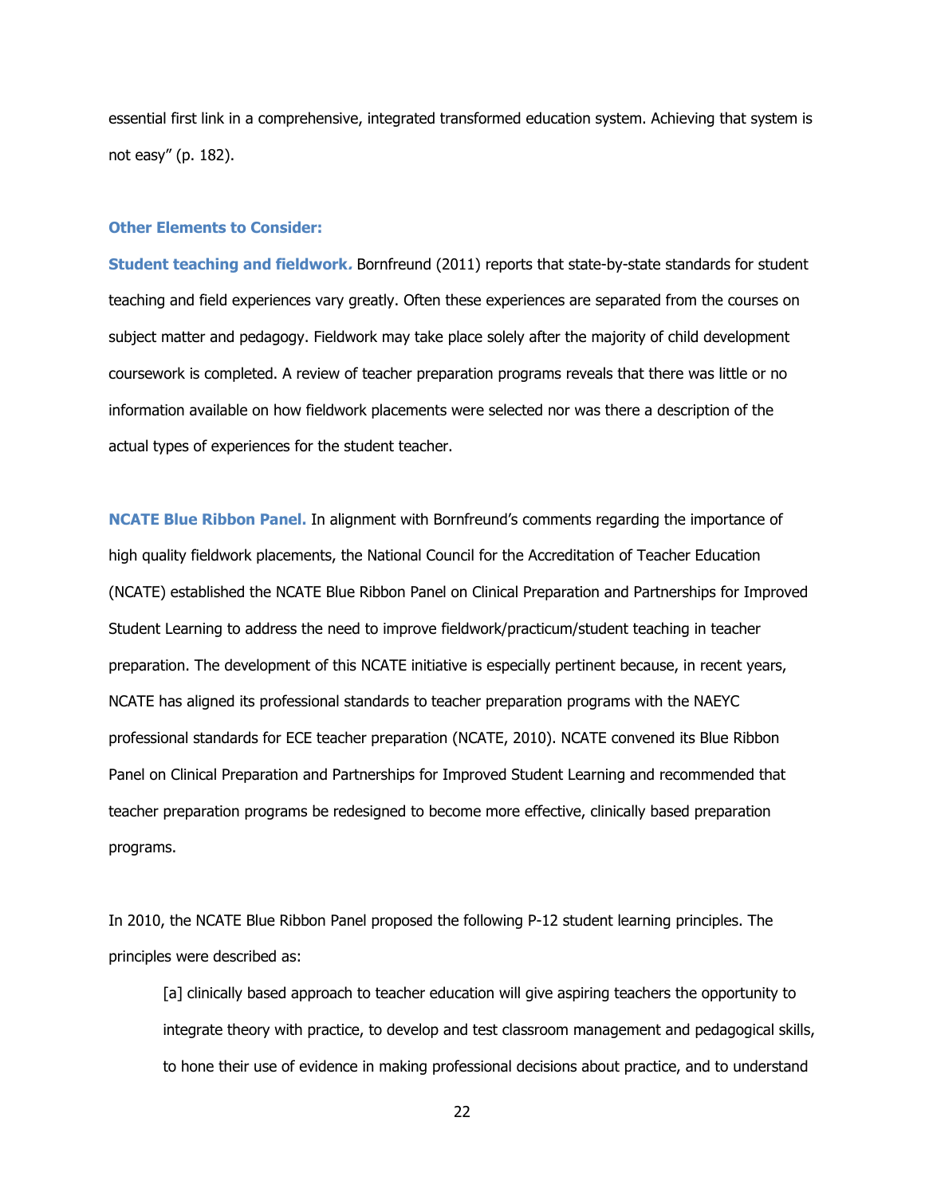essential first link in a comprehensive, integrated transformed education system. Achieving that system is not easy" (p. 182).

### Other Elements to Consider:

**Student teaching and fieldwork.** Bornfreund (2011) reports that state-by-state standards for student teaching and field experiences vary greatly. Often these experiences are separated from the courses on subject matter and pedagogy. Fieldwork may take place solely after the majority of child development coursework is completed. A review of teacher preparation programs reveals that there was little or no information available on how fieldwork placements were selected nor was there a description of the actual types of experiences for the student teacher.

**NCATE Blue Ribbon Panel.** In alignment with Bornfreund's comments regarding the importance of high quality fieldwork placements, the National Council for the Accreditation of Teacher Education (NCATE) established the NCATE Blue Ribbon Panel on Clinical Preparation and Partnerships for Improved Student Learning to address the need to improve fieldwork/practicum/student teaching in teacher preparation. The development of this NCATE initiative is especially pertinent because, in recent years, NCATE has aligned its professional standards to teacher preparation programs with the NAEYC professional standards for ECE teacher preparation (NCATE, 2010). NCATE convened its Blue Ribbon Panel on Clinical Preparation and Partnerships for Improved Student Learning and recommended that teacher preparation programs be redesigned to become more effective, clinically based preparation programs.

In 2010, the NCATE Blue Ribbon Panel proposed the following P-12 student learning principles. The principles were described as:

> [a] clinically based approach to teacher education will give aspiring teachers the opportunity to integrate theory with practice, to develop and test classroom management and pedagogical skills, to hone their use of evidence in making professional decisions about practice, and to understand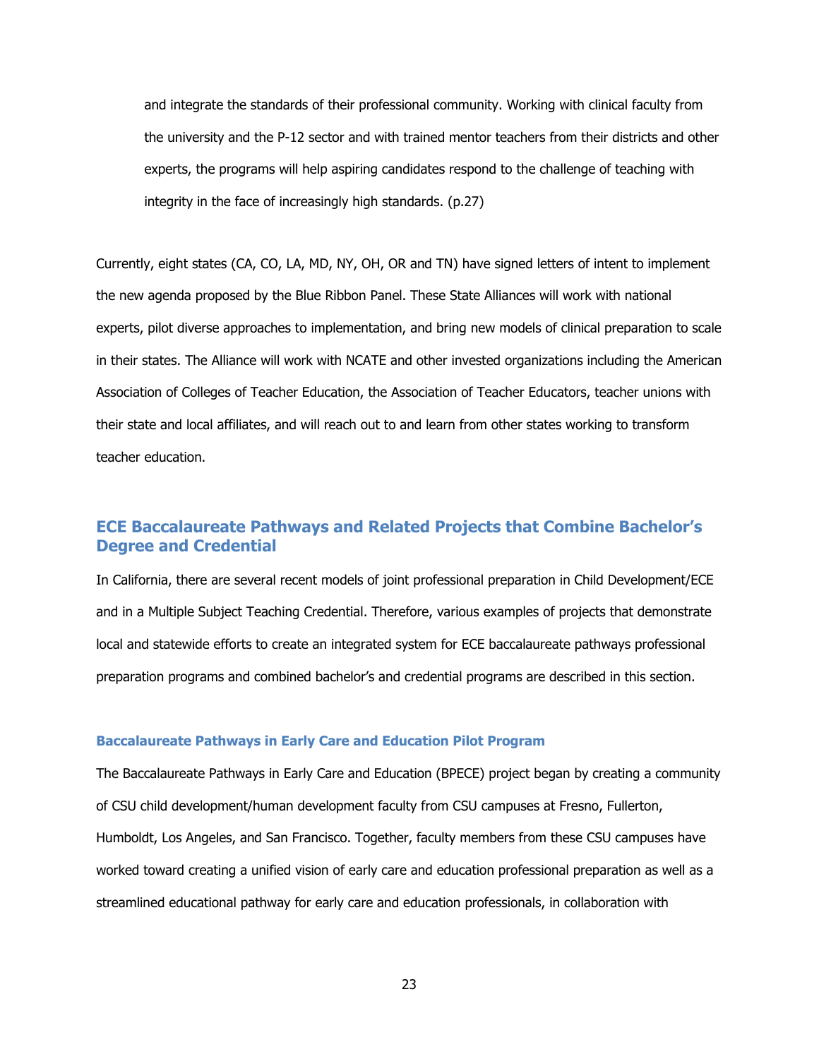> and integrate the standards of their professional community. Working with clinical faculty from the university and the P-12 sector and with trained mentor teachers from their districts and other experts, the programs will help aspiring candidates respond to the challenge of teaching with integrity in the face of increasingly high standards. (p.27)

Currently, eight states (CA, CO, LA, MD, NY, OH, OR and TN) have signed letters of intent to implement the new agenda proposed by the Blue Ribbon Panel. These State Alliances will work with national experts, pilot diverse approaches to implementation, and bring new models of clinical preparation to scale in their states. The Alliance will work with NCATE and other invested organizations including the American Association of Colleges of Teacher Education, the Association of Teacher Educators, teacher unions with their state and local affiliates, and will reach out to and learn from other states working to transform teacher education.

## ECE Baccalaureate Pathways and Related Projects that Combine Bachelor's Degree and Credential

In California, there are several recent models of joint professional preparation in Child Development/ECE and in a Multiple Subject Teaching Credential. Therefore, various examples of projects that demonstrate local and statewide efforts to create an integrated system for ECE baccalaureate pathways professional preparation programs and combined bachelor's and credential programs are described in this section.

### Baccalaureate Pathways in Early Care and Education Pilot Program

The Baccalaureate Pathways in Early Care and Education (BPECE) project began by creating a community of CSU child development/human development faculty from CSU campuses at Fresno, Fullerton, Humboldt, Los Angeles, and San Francisco. Together, faculty members from these CSU campuses have worked toward creating a unified vision of early care and education professional preparation as well as a streamlined educational pathway for early care and education professionals, in collaboration with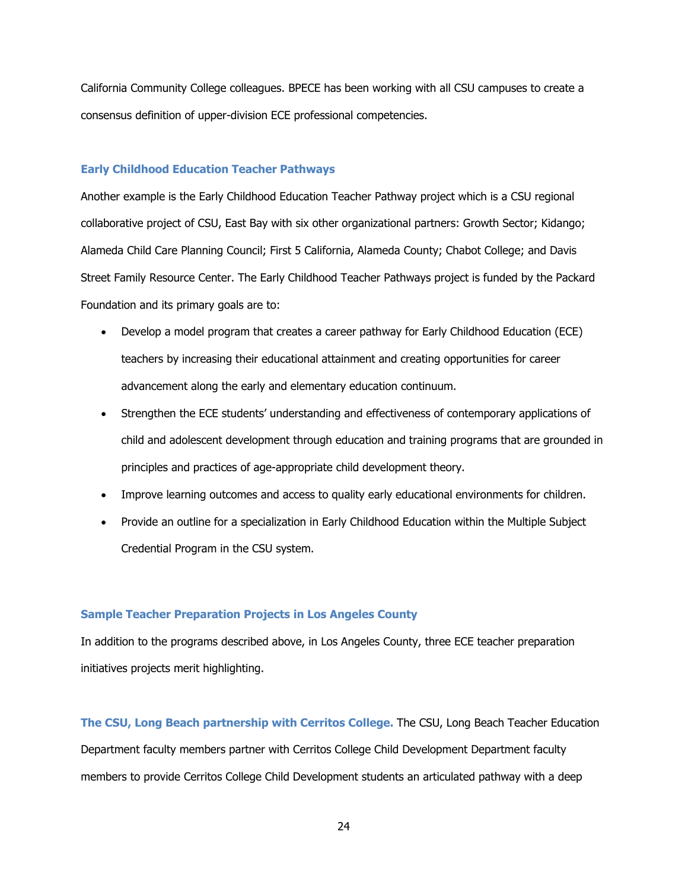California Community College colleagues. BPECE has been working with all CSU campuses to create a consensus definition of upper-division ECE professional competencies.

### Early Childhood Education Teacher Pathways

Another example is the Early Childhood Education Teacher Pathway project which is a CSU regional collaborative project of CSU, East Bay with six other organizational partners: Growth Sector; Kidango; Alameda Child Care Planning Council; First 5 California, Alameda County; Chabot College; and Davis Street Family Resource Center. The Early Childhood Teacher Pathways project is funded by the Packard Foundation and its primary goals are to:

- Develop a model program that creates a career pathway for Early Childhood Education (ECE) teachers by increasing their educational attainment and creating opportunities for career advancement along the early and elementary education continuum.
- Strengthen the ECE students' understanding and effectiveness of contemporary applications of child and adolescent development through education and training programs that are grounded in principles and practices of age-appropriate child development theory.
- Improve learning outcomes and access to quality early educational environments for children.
- Provide an outline for a specialization in Early Childhood Education within the Multiple Subject Credential Program in the CSU system.

### Sample Teacher Preparation Projects in Los Angeles County

In addition to the programs described above, in Los Angeles County, three ECE teacher preparation initiatives projects merit highlighting.

**The CSU, Long Beach partnership with Cerritos College.** The CSU, Long Beach Teacher Education Department faculty members partner with Cerritos College Child Development Department faculty members to provide Cerritos College Child Development students an articulated pathway with a deep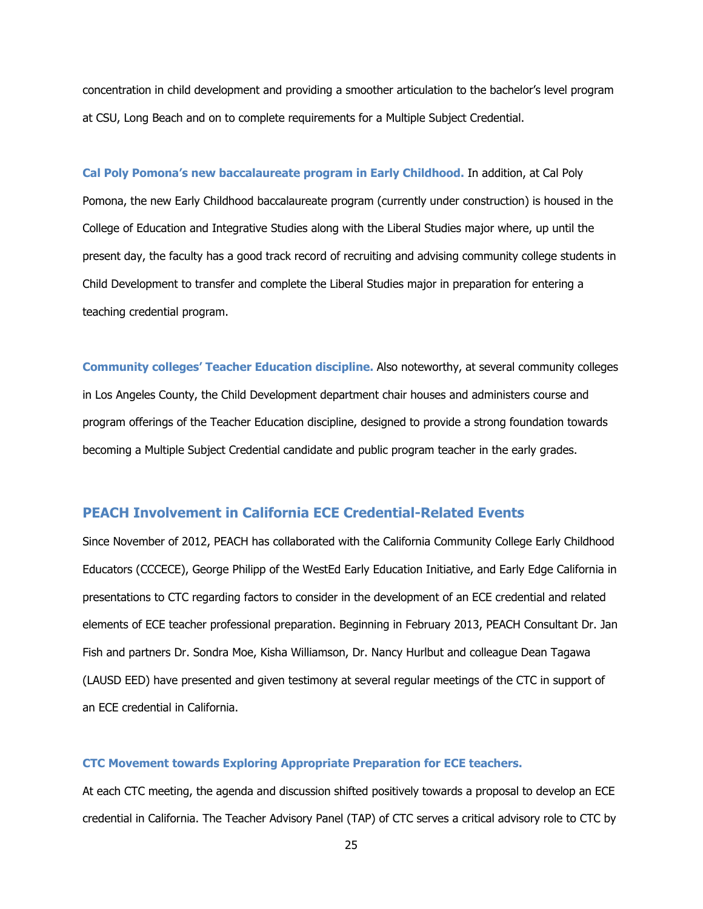concentration in child development and providing a smoother articulation to the bachelor's level program at CSU, Long Beach and on to complete requirements for a Multiple Subject Credential.

**Cal Poly Pomona's new baccalaureate program in Early Childhood.** In addition, at Cal Poly Pomona, the new Early Childhood baccalaureate program (currently under construction) is housed in the College of Education and Integrative Studies along with the Liberal Studies major where, up until the present day, the faculty has a good track record of recruiting and advising community college students in Child Development to transfer and complete the Liberal Studies major in preparation for entering a teaching credential program.

**Community colleges' Teacher Education discipline.** Also noteworthy, at several community colleges in Los Angeles County, the Child Development department chair houses and administers course and program offerings of the Teacher Education discipline, designed to provide a strong foundation towards becoming a Multiple Subject Credential candidate and public program teacher in the early grades.

## PEACH Involvement in California ECE Credential-Related Events

Since November of 2012, PEACH has collaborated with the California Community College Early Childhood Educators (CCCECE), George Philipp of the WestEd Early Education Initiative, and Early Edge California in presentations to CTC regarding factors to consider in the development of an ECE credential and related elements of ECE teacher professional preparation. Beginning in February 2013, PEACH Consultant Dr. Jan Fish and partners Dr. Sondra Moe, Kisha Williamson, Dr. Nancy Hurlbut and colleague Dean Tagawa (LAUSD EED) have presented and given testimony at several regular meetings of the CTC in support of an ECE credential in California.

### CTC Movement towards Exploring Appropriate Preparation for ECE teachers.

At each CTC meeting, the agenda and discussion shifted positively towards a proposal to develop an ECE credential in California. The Teacher Advisory Panel (TAP) of CTC serves a critical advisory role to CTC by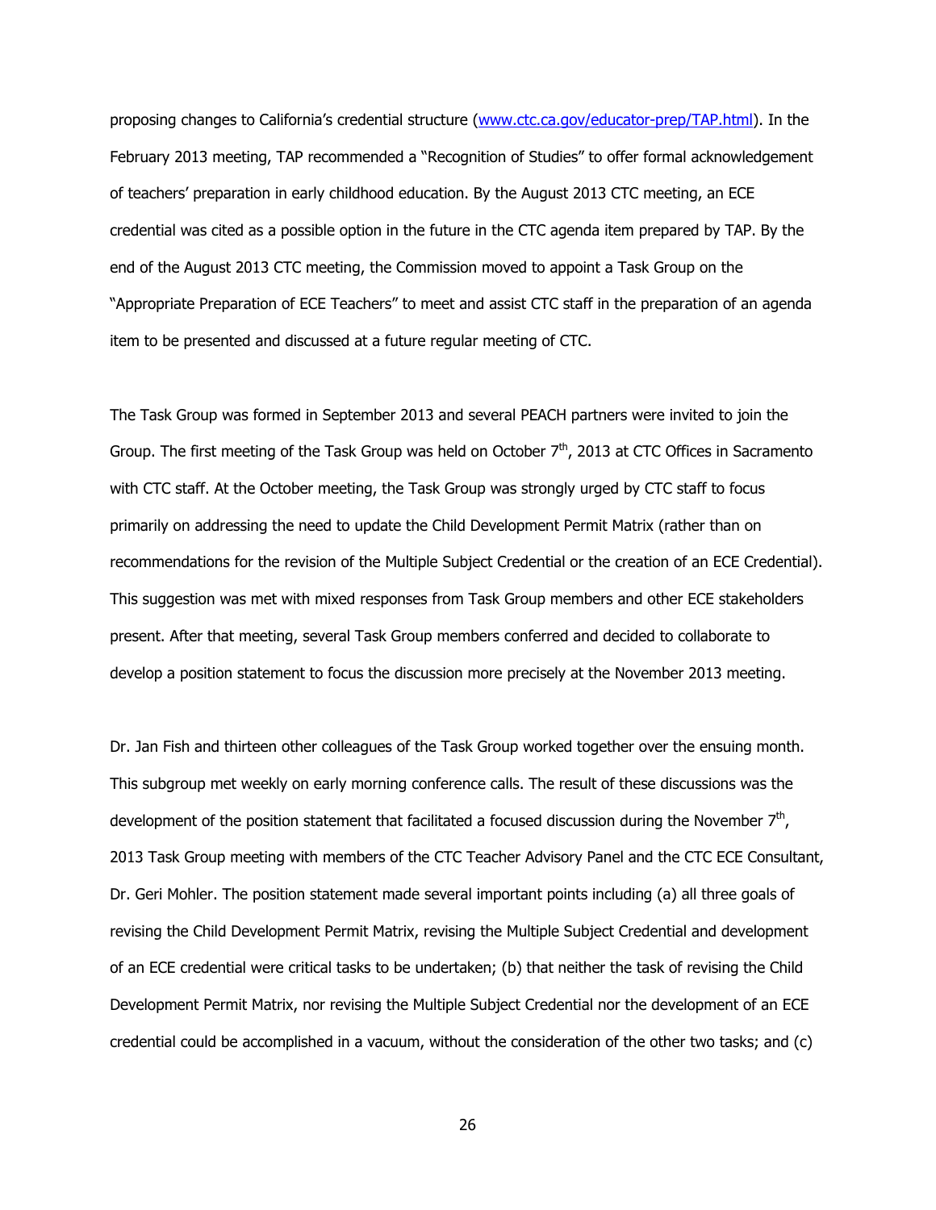proposing changes to California's credential structure ([www.ctc.ca.gov/educator-prep/TAP.html](www.ctc.ca.gov/educator-prep/TAP.html)). In the February 2013 meeting, TAP recommended a "Recognition of Studies" to offer formal acknowledgement of teachers' preparation in early childhood education. By the August 2013 CTC meeting, an ECE credential was cited as a possible option in the future in the CTC agenda item prepared by TAP. By the end of the August 2013 CTC meeting, the Commission moved to appoint a Task Group on the "Appropriate Preparation of ECE Teachers" to meet and assist CTC staff in the preparation of an agenda item to be presented and discussed at a future regular meeting of CTC.

The Task Group was formed in September 2013 and several PEACH partners were invited to join the Group. The first meeting of the Task Group was held on October 7th, 2013 at CTC Offices in Sacramento with CTC staff. At the October meeting, the Task Group was strongly urged by CTC staff to focus primarily on addressing the need to update the Child Development Permit Matrix (rather than on recommendations for the revision of the Multiple Subject Credential or the creation of an ECE Credential). This suggestion was met with mixed responses from Task Group members and other ECE stakeholders present. After that meeting, several Task Group members conferred and decided to collaborate to develop a position statement to focus the discussion more precisely at the November 2013 meeting.

Dr. Jan Fish and thirteen other colleagues of the Task Group worked together over the ensuing month. This subgroup met weekly on early morning conference calls. The result of these discussions was the development of the position statement that facilitated a focused discussion during the November 7th, 2013 Task Group meeting with members of the CTC Teacher Advisory Panel and the CTC ECE Consultant, Dr. Geri Mohler. The position statement made several important points including (a) all three goals of revising the Child Development Permit Matrix, revising the Multiple Subject Credential and development of an ECE credential were critical tasks to be undertaken; (b) that neither the task of revising the Child Development Permit Matrix, nor revising the Multiple Subject Credential nor the development of an ECE credential could be accomplished in a vacuum, without the consideration of the other two tasks; and (c)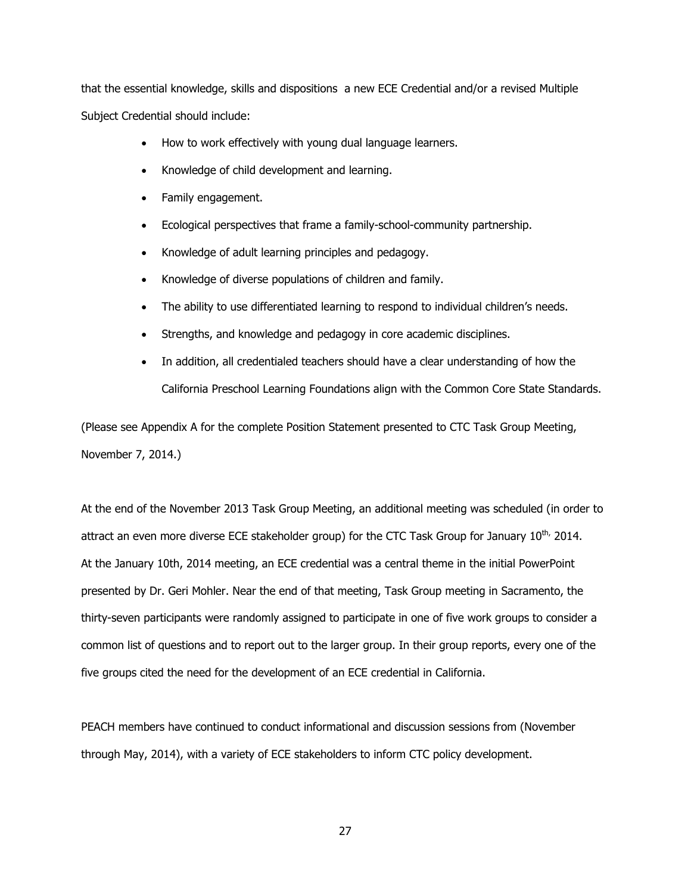that the essential knowledge, skills and dispositions  a new ECE Credential and/or a revised Multiple Subject Credential should include:

- How to work effectively with young dual language learners.
- Knowledge of child development and learning.
- Family engagement.
- Ecological perspectives that frame a family-school-community partnership.
- Knowledge of adult learning principles and pedagogy.
- Knowledge of diverse populations of children and family.
- The ability to use differentiated learning to respond to individual children's needs.
- Strengths, and knowledge and pedagogy in core academic disciplines.
- In addition, all credentialed teachers should have a clear understanding of how the California Preschool Learning Foundations align with the Common Core State Standards.

(Please see Appendix A for the complete Position Statement presented to CTC Task Group Meeting, November 7, 2014.)

At the end of the November 2013 Task Group Meeting, an additional meeting was scheduled (in order to attract an even more diverse ECE stakeholder group) for the CTC Task Group for January 10th, 2014. At the January 10th, 2014 meeting, an ECE credential was a central theme in the initial PowerPoint presented by Dr. Geri Mohler. Near the end of that meeting, Task Group meeting in Sacramento, the thirty-seven participants were randomly assigned to participate in one of five work groups to consider a common list of questions and to report out to the larger group. In their group reports, every one of the five groups cited the need for the development of an ECE credential in California.

PEACH members have continued to conduct informational and discussion sessions from (November through May, 2014), with a variety of ECE stakeholders to inform CTC policy development.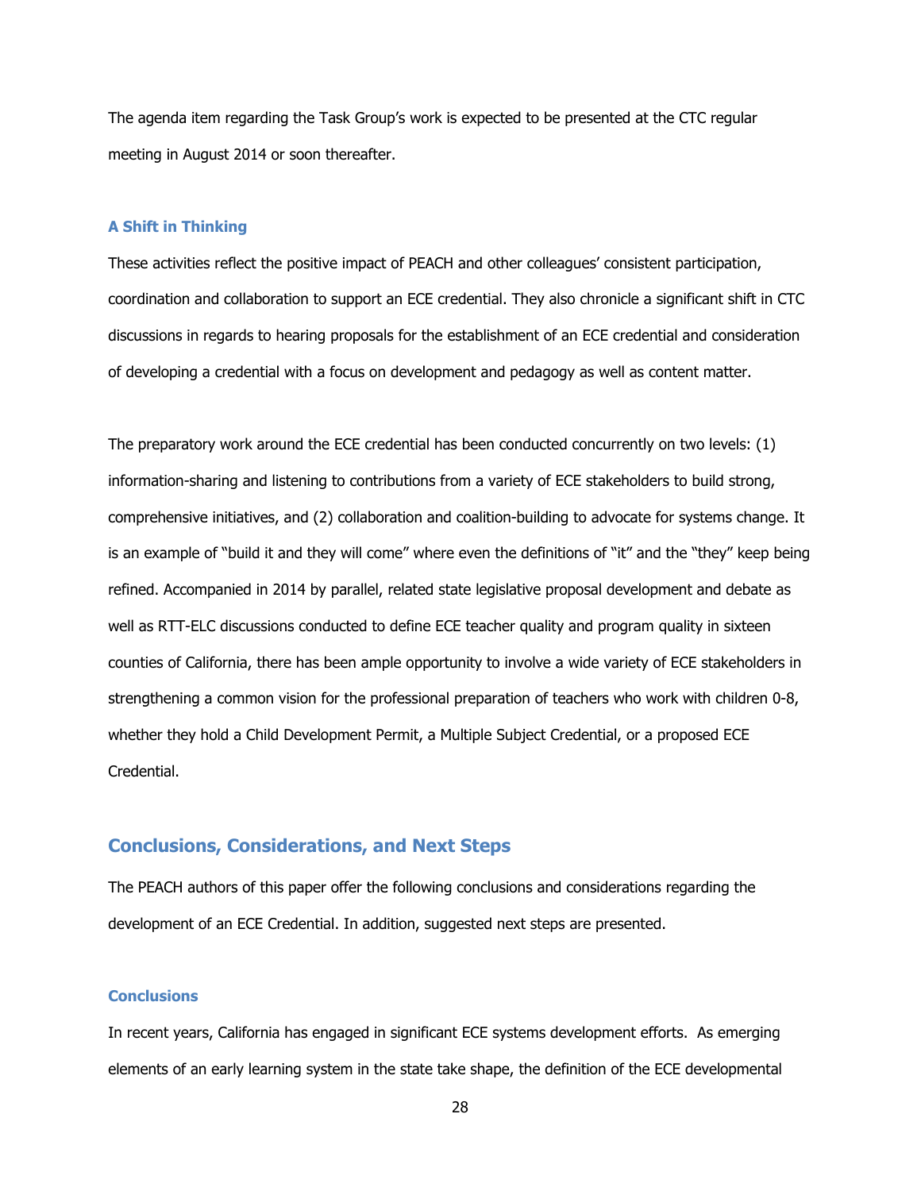The agenda item regarding the Task Group's work is expected to be presented at the CTC regular meeting in August 2014 or soon thereafter.

### A Shift in Thinking

These activities reflect the positive impact of PEACH and other colleagues' consistent participation, coordination and collaboration to support an ECE credential. They also chronicle a significant shift in CTC discussions in regards to hearing proposals for the establishment of an ECE credential and consideration of developing a credential with a focus on development and pedagogy as well as content matter.

The preparatory work around the ECE credential has been conducted concurrently on two levels: (1) information-sharing and listening to contributions from a variety of ECE stakeholders to build strong, comprehensive initiatives, and (2) collaboration and coalition-building to advocate for systems change. It is an example of "build it and they will come" where even the definitions of "it" and the "they" keep being refined. Accompanied in 2014 by parallel, related state legislative proposal development and debate as well as RTT-ELC discussions conducted to define ECE teacher quality and program quality in sixteen counties of California, there has been ample opportunity to involve a wide variety of ECE stakeholders in strengthening a common vision for the professional preparation of teachers who work with children 0-8, whether they hold a Child Development Permit, a Multiple Subject Credential, or a proposed ECE Credential.

## Conclusions, Considerations, and Next Steps

The PEACH authors of this paper offer the following conclusions and considerations regarding the development of an ECE Credential. In addition, suggested next steps are presented.

### Conclusions

In recent years, California has engaged in significant ECE systems development efforts. As emerging elements of an early learning system in the state take shape, the definition of the ECE developmental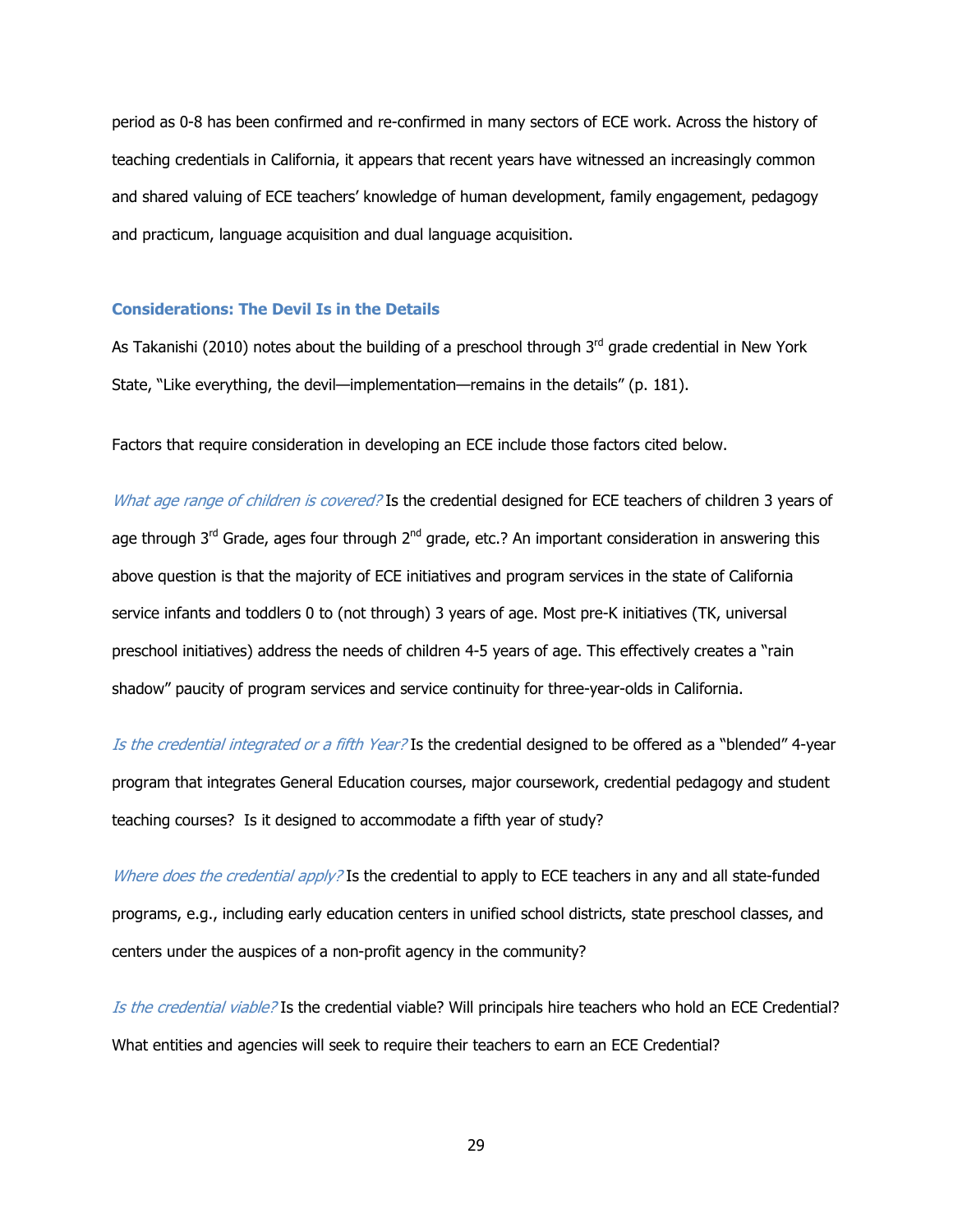period as 0-8 has been confirmed and re-confirmed in many sectors of ECE work. Across the history of teaching credentials in California, it appears that recent years have witnessed an increasingly common and shared valuing of ECE teachers' knowledge of human development, family engagement, pedagogy and practicum, language acquisition and dual language acquisition.

### Considerations: The Devil Is in the Details

As Takanishi (2010) notes about the building of a preschool through 3rd grade credential in New York State, "Like everything, the devil—implementation—remains in the details" (p. 181).

Factors that require consideration in developing an ECE include those factors cited below.

*What age range of children is covered?* Is the credential designed for ECE teachers of children 3 years of age through 3rd Grade, ages four through 2nd grade, etc.? An important consideration in answering this above question is that the majority of ECE initiatives and program services in the state of California service infants and toddlers 0 to (not through) 3 years of age. Most pre-K initiatives (TK, universal preschool initiatives) address the needs of children 4-5 years of age. This effectively creates a "rain shadow" paucity of program services and service continuity for three-year-olds in California.

*Is the credential integrated or a fifth Year?* Is the credential designed to be offered as a "blended" 4-year program that integrates General Education courses, major coursework, credential pedagogy and student teaching courses? Is it designed to accommodate a fifth year of study?

*Where does the credential apply?* Is the credential to apply to ECE teachers in any and all state-funded programs, e.g., including early education centers in unified school districts, state preschool classes, and centers under the auspices of a non-profit agency in the community?

*Is the credential viable?* Is the credential viable? Will principals hire teachers who hold an ECE Credential? What entities and agencies will seek to require their teachers to earn an ECE Credential?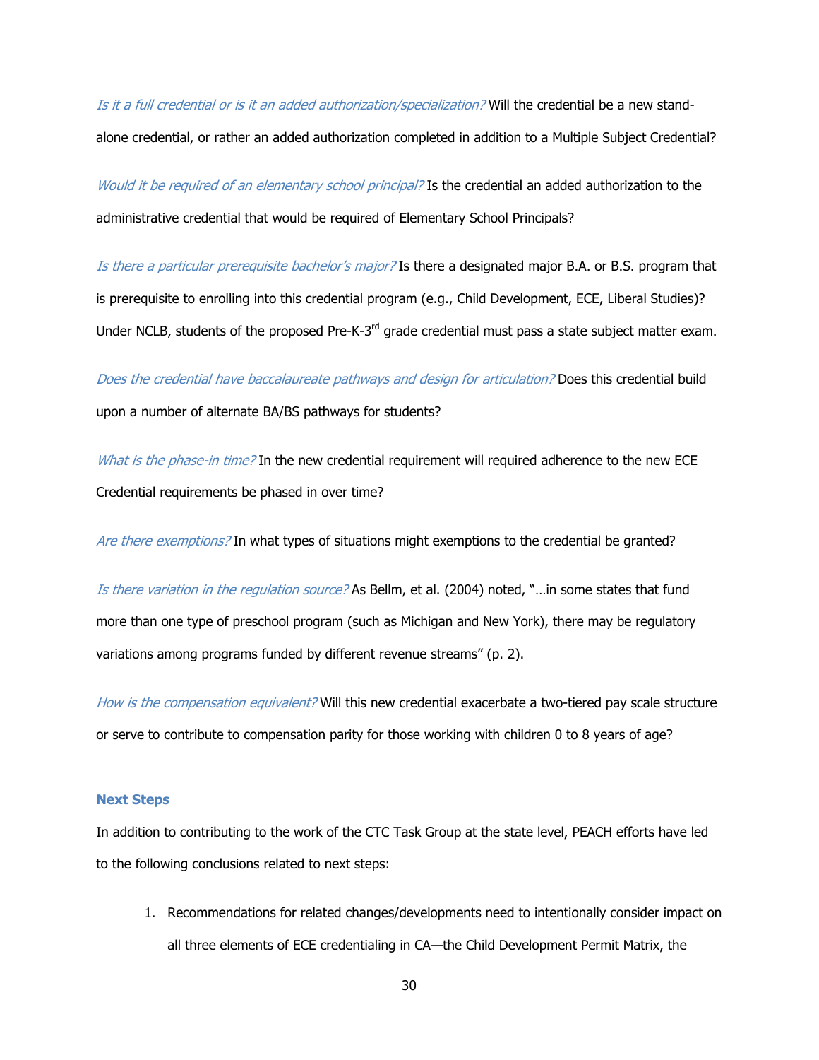*Is it a full credential or is it an added authorization/specialization?* Will the credential be a new stand-alone credential, or rather an added authorization completed in addition to a Multiple Subject Credential?

*Would it be required of an elementary school principal?* Is the credential an added authorization to the administrative credential that would be required of Elementary School Principals?

*Is there a particular prerequisite bachelor's major?* Is there a designated major B.A. or B.S. program that is prerequisite to enrolling into this credential program (e.g., Child Development, ECE, Liberal Studies)? Under NCLB, students of the proposed Pre-K-3rd grade credential must pass a state subject matter exam.

*Does the credential have baccalaureate pathways and design for articulation?* Does this credential build upon a number of alternate BA/BS pathways for students?

*What is the phase-in time?* In the new credential requirement will required adherence to the new ECE Credential requirements be phased in over time?

*Are there exemptions?* In what types of situations might exemptions to the credential be granted?

*Is there variation in the regulation source?* As Bellm, et al. (2004) noted, "…in some states that fund more than one type of preschool program (such as Michigan and New York), there may be regulatory variations among programs funded by different revenue streams" (p. 2).

*How is the compensation equivalent?* Will this new credential exacerbate a two-tiered pay scale structure or serve to contribute to compensation parity for those working with children 0 to 8 years of age?

### Next Steps

In addition to contributing to the work of the CTC Task Group at the state level, PEACH efforts have led to the following conclusions related to next steps:

1. Recommendations for related changes/developments need to intentionally consider impact on all three elements of ECE credentialing in CA—the Child Development Permit Matrix, the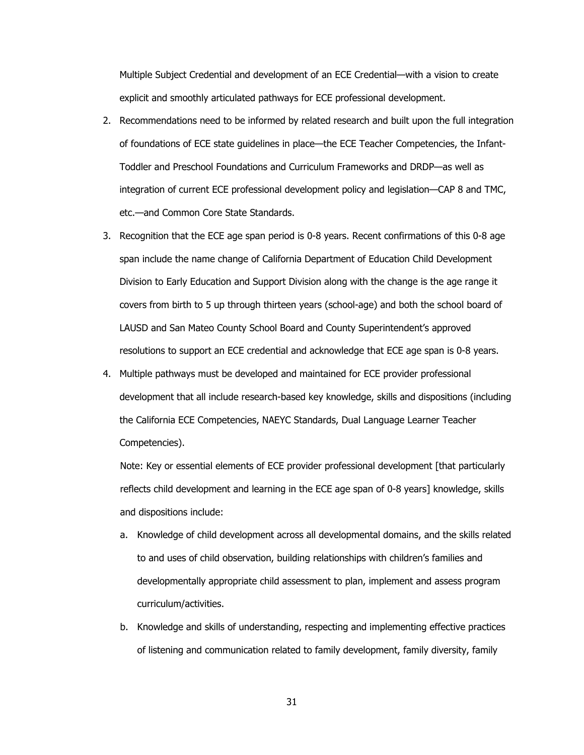Multiple Subject Credential and development of an ECE Credential—with a vision to create explicit and smoothly articulated pathways for ECE professional development.

2. Recommendations need to be informed by related research and built upon the full integration of foundations of ECE state guidelines in place—the ECE Teacher Competencies, the Infant-Toddler and Preschool Foundations and Curriculum Frameworks and DRDP—as well as integration of current ECE professional development policy and legislation—CAP 8 and TMC, etc.—and Common Core State Standards.
3. Recognition that the ECE age span period is 0-8 years. Recent confirmations of this 0-8 age span include the name change of California Department of Education Child Development Division to Early Education and Support Division along with the change is the age range it covers from birth to 5 up through thirteen years (school-age) and both the school board of LAUSD and San Mateo County School Board and County Superintendent's approved resolutions to support an ECE credential and acknowledge that ECE age span is 0-8 years.
4. Multiple pathways must be developed and maintained for ECE provider professional development that all include research-based key knowledge, skills and dispositions (including the California ECE Competencies, NAEYC Standards, Dual Language Learner Teacher Competencies).

   Note: Key or essential elements of ECE provider professional development [that particularly reflects child development and learning in the ECE age span of 0-8 years] knowledge, skills and dispositions include:

   a. Knowledge of child development across all developmental domains, and the skills related to and uses of child observation, building relationships with children's families and developmentally appropriate child assessment to plan, implement and assess program curriculum/activities.
   b. Knowledge and skills of understanding, respecting and implementing effective practices of listening and communication related to family development, family diversity, family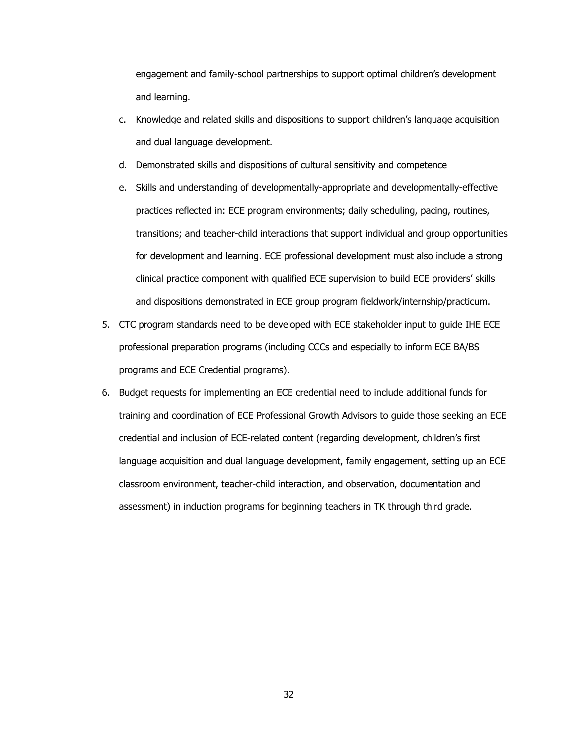engagement and family-school partnerships to support optimal children's development and learning.

c. Knowledge and related skills and dispositions to support children's language acquisition and dual language development.

d. Demonstrated skills and dispositions of cultural sensitivity and competence

e. Skills and understanding of developmentally-appropriate and developmentally-effective practices reflected in: ECE program environments; daily scheduling, pacing, routines, transitions; and teacher-child interactions that support individual and group opportunities for development and learning. ECE professional development must also include a strong clinical practice component with qualified ECE supervision to build ECE providers' skills and dispositions demonstrated in ECE group program fieldwork/internship/practicum.

5. CTC program standards need to be developed with ECE stakeholder input to guide IHE ECE professional preparation programs (including CCCs and especially to inform ECE BA/BS programs and ECE Credential programs).

6. Budget requests for implementing an ECE credential need to include additional funds for training and coordination of ECE Professional Growth Advisors to guide those seeking an ECE credential and inclusion of ECE-related content (regarding development, children's first language acquisition and dual language development, family engagement, setting up an ECE classroom environment, teacher-child interaction, and observation, documentation and assessment) in induction programs for beginning teachers in TK through third grade.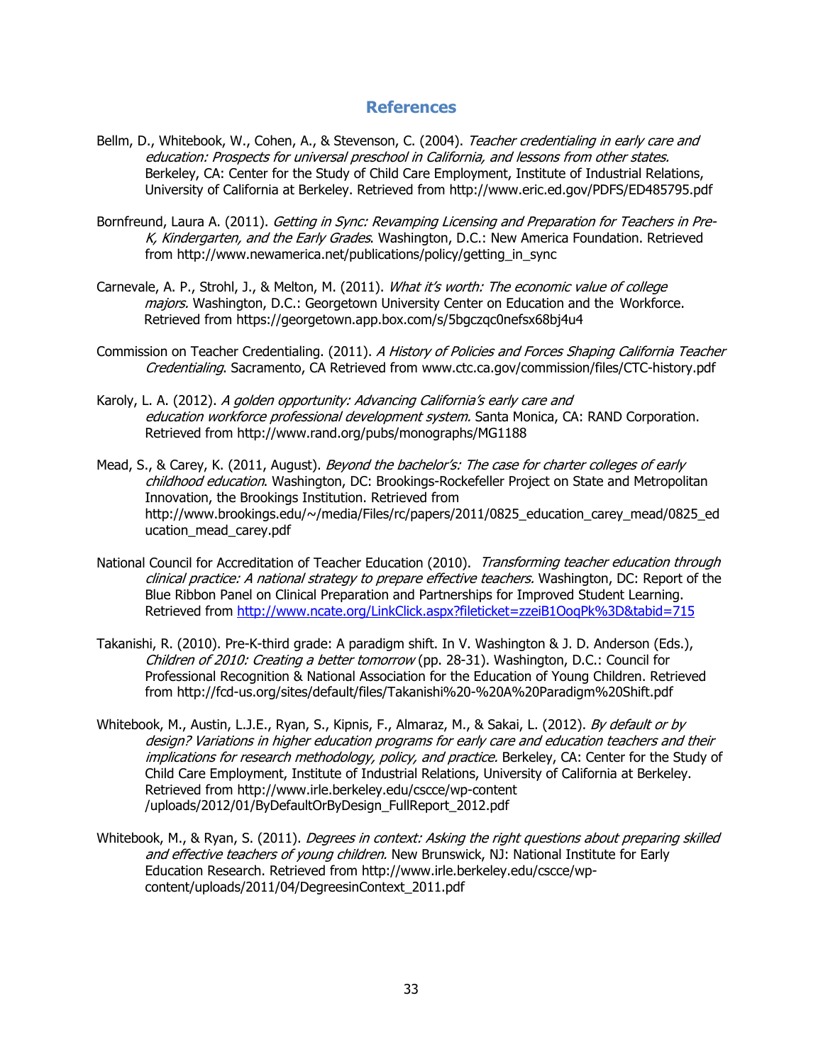## References

Bellm, D., Whitebook, W., Cohen, A., & Stevenson, C. (2004). *Teacher credentialing in early care and education: Prospects for universal preschool in California, and lessons from other states.* Berkeley, CA: Center for the Study of Child Care Employment, Institute of Industrial Relations, University of California at Berkeley. Retrieved from http://www.eric.ed.gov/PDFS/ED485795.pdf

Bornfreund, Laura A. (2011). *Getting in Sync: Revamping Licensing and Preparation for Teachers in Pre-K, Kindergarten, and the Early Grades*. Washington, D.C.: New America Foundation. Retrieved from http://www.newamerica.net/publications/policy/getting_in_sync

Carnevale, A. P., Strohl, J., & Melton, M. (2011). *What it's worth: The economic value of college majors.* Washington, D.C.: Georgetown University Center on Education and the Workforce. Retrieved from https://georgetown.app.box.com/s/5bgczqc0nefsx68bj4u4

Commission on Teacher Credentialing. (2011). *A History of Policies and Forces Shaping California Teacher Credentialing*. Sacramento, CA Retrieved from www.ctc.ca.gov/commission/files/CTC-history.pdf

Karoly, L. A. (2012). *A golden opportunity: Advancing California's early care and education workforce professional development system.* Santa Monica, CA: RAND Corporation. Retrieved from http://www.rand.org/pubs/monographs/MG1188

Mead, S., & Carey, K. (2011, August). *Beyond the bachelor's: The case for charter colleges of early childhood education*. Washington, DC: Brookings-Rockefeller Project on State and Metropolitan Innovation, the Brookings Institution. Retrieved from http://www.brookings.edu/~/media/Files/rc/papers/2011/0825_education_carey_mead/0825_education_mead_carey.pdf

National Council for Accreditation of Teacher Education (2010). *Transforming teacher education through clinical practice: A national strategy to prepare effective teachers.* Washington, DC: Report of the Blue Ribbon Panel on Clinical Preparation and Partnerships for Improved Student Learning. Retrieved from http://www.ncate.org/LinkClick.aspx?fileticket=zzeiB1OoqPk%3D&tabid=715

Takanishi, R. (2010). Pre-K-third grade: A paradigm shift. In V. Washington & J. D. Anderson (Eds.), *Children of 2010: Creating a better tomorrow* (pp. 28-31). Washington, D.C.: Council for Professional Recognition & National Association for the Education of Young Children. Retrieved from http://fcd-us.org/sites/default/files/Takanishi%20-%20A%20Paradigm%20Shift.pdf

Whitebook, M., Austin, L.J.E., Ryan, S., Kipnis, F., Almaraz, M., & Sakai, L. (2012). *By default or by design? Variations in higher education programs for early care and education teachers and their implications for research methodology, policy, and practice.* Berkeley, CA: Center for the Study of Child Care Employment, Institute of Industrial Relations, University of California at Berkeley. Retrieved from http://www.irle.berkeley.edu/cscce/wp-content/uploads/2012/01/ByDefaultOrByDesign_FullReport_2012.pdf

Whitebook, M., & Ryan, S. (2011). *Degrees in context: Asking the right questions about preparing skilled and effective teachers of young children.* New Brunswick, NJ: National Institute for Early Education Research. Retrieved from http://www.irle.berkeley.edu/cscce/wp-content/uploads/2011/04/DegreesinContext_2011.pdf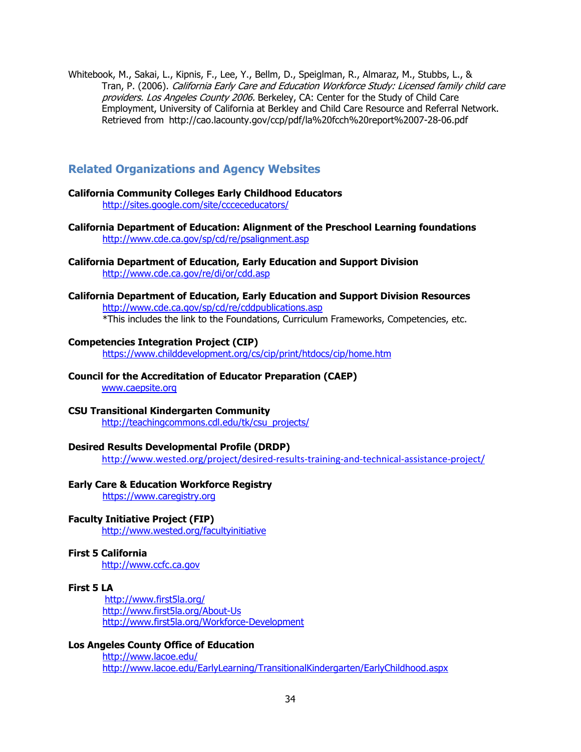Whitebook, M., Sakai, L., Kipnis, F., Lee, Y., Bellm, D., Speiglman, R., Almaraz, M., Stubbs, L., & Tran, P. (2006). *California Early Care and Education Workforce Study: Licensed family child care providers. Los Angeles County 2006.* Berkeley, CA: Center for the Study of Child Care Employment, University of California at Berkley and Child Care Resource and Referral Network. Retrieved from http://cao.lacounty.gov/ccp/pdf/la%20fcch%20report%2007-28-06.pdf

## Related Organizations and Agency Websites

**California Community Colleges Early Childhood Educators**
http://sites.google.com/site/ccceceducators/

**California Department of Education: Alignment of the Preschool Learning foundations**
http://www.cde.ca.gov/sp/cd/re/psalignment.asp

**California Department of Education, Early Education and Support Division**
http://www.cde.ca.gov/re/di/or/cdd.asp

**California Department of Education, Early Education and Support Division Resources**
http://www.cde.ca.gov/sp/cd/re/cddpublications.asp
*This includes the link to the Foundations, Curriculum Frameworks, Competencies, etc.

**Competencies Integration Project (CIP)**
https://www.childdevelopment.org/cs/cip/print/htdocs/cip/home.htm

**Council for the Accreditation of Educator Preparation (CAEP)**
www.caepsite.org

**CSU Transitional Kindergarten Community**
http://teachingcommons.cdl.edu/tk/csu_projects/

**Desired Results Developmental Profile (DRDP)**
http://www.wested.org/project/desired-results-training-and-technical-assistance-project/

**Early Care & Education Workforce Registry**
https://www.caregistry.org

**Faculty Initiative Project (FIP)**
http://www.wested.org/facultyinitiative

**First 5 California**
http://www.ccfc.ca.gov

**First 5 LA**
http://www.first5la.org/
http://www.first5la.org/About-Us
http://www.first5la.org/Workforce-Development

**Los Angeles County Office of Education**
http://www.lacoe.edu/
http://www.lacoe.edu/EarlyLearning/TransitionalKindergarten/EarlyChildhood.aspx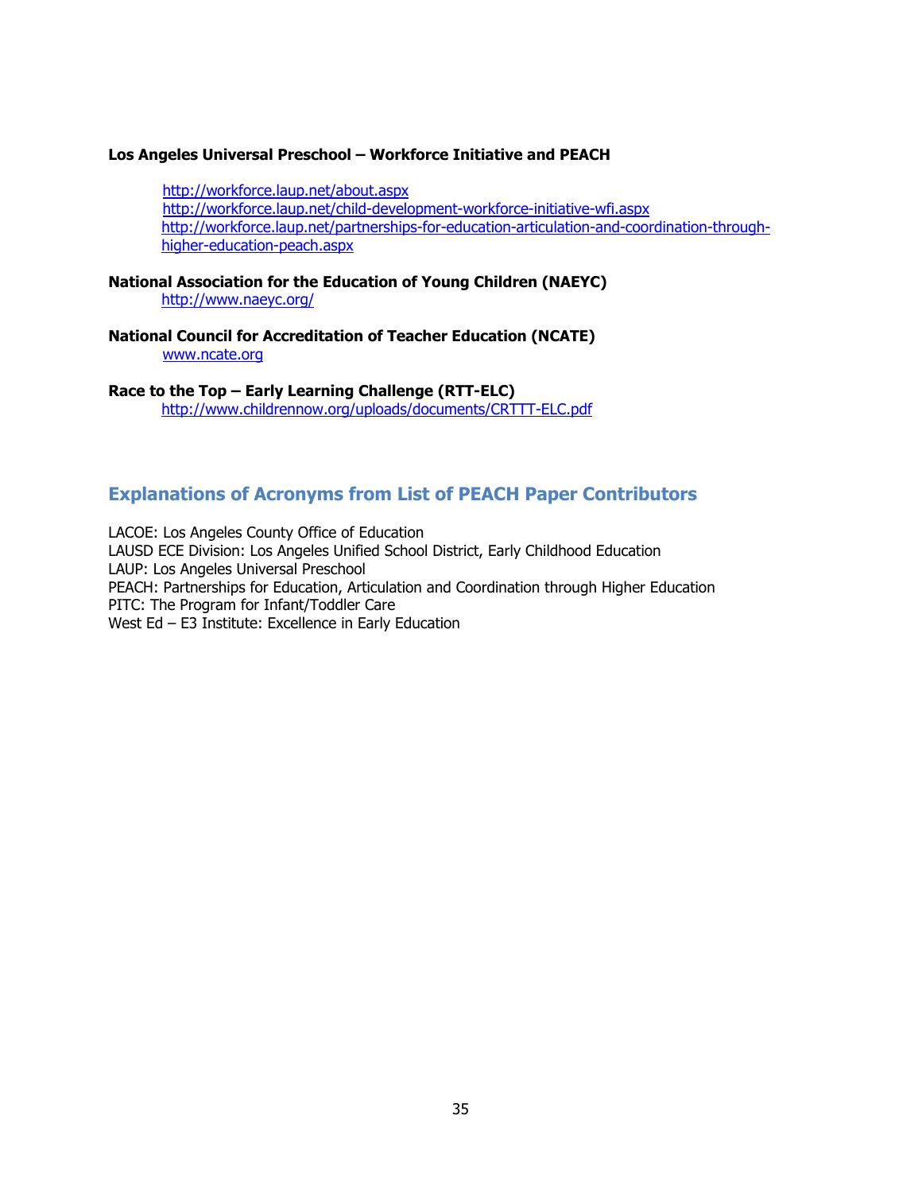**Los Angeles Universal Preschool – Workforce Initiative and PEACH**

http://workforce.laup.net/about.aspx
http://workforce.laup.net/child-development-workforce-initiative-wfi.aspx
http://workforce.laup.net/partnerships-for-education-articulation-and-coordination-through-higher-education-peach.aspx

**National Association for the Education of Young Children (NAEYC)**
http://www.naeyc.org/

**National Council for Accreditation of Teacher Education (NCATE)**
www.ncate.org

**Race to the Top – Early Learning Challenge (RTT-ELC)**
http://www.childrennow.org/uploads/documents/CRTTT-ELC.pdf

## Explanations of Acronyms from List of PEACH Paper Contributors

LACOE: Los Angeles County Office of Education
LAUSD ECE Division: Los Angeles Unified School District, Early Childhood Education
LAUP: Los Angeles Universal Preschool
PEACH: Partnerships for Education, Articulation and Coordination through Higher Education
PITC: The Program for Infant/Toddler Care
West Ed – E3 Institute: Excellence in Early Education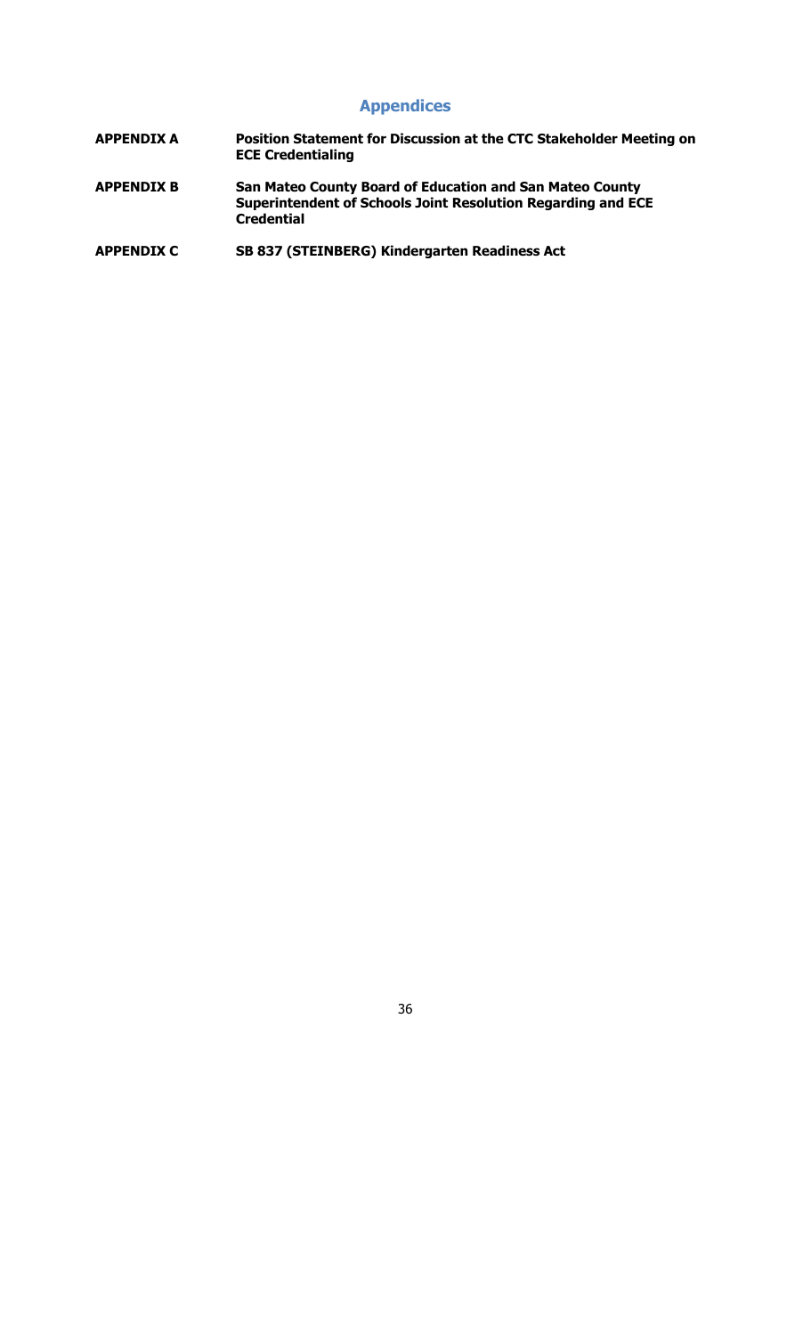# Appendices

| | |
|---|---|
| **APPENDIX A** | **Position Statement for Discussion at the CTC Stakeholder Meeting on ECE Credentialing** |
| **APPENDIX B** | **San Mateo County Board of Education and San Mateo County Superintendent of Schools Joint Resolution Regarding and ECE Credential** |
| **APPENDIX C** | **SB 837 (STEINBERG) Kindergarten Readiness Act** |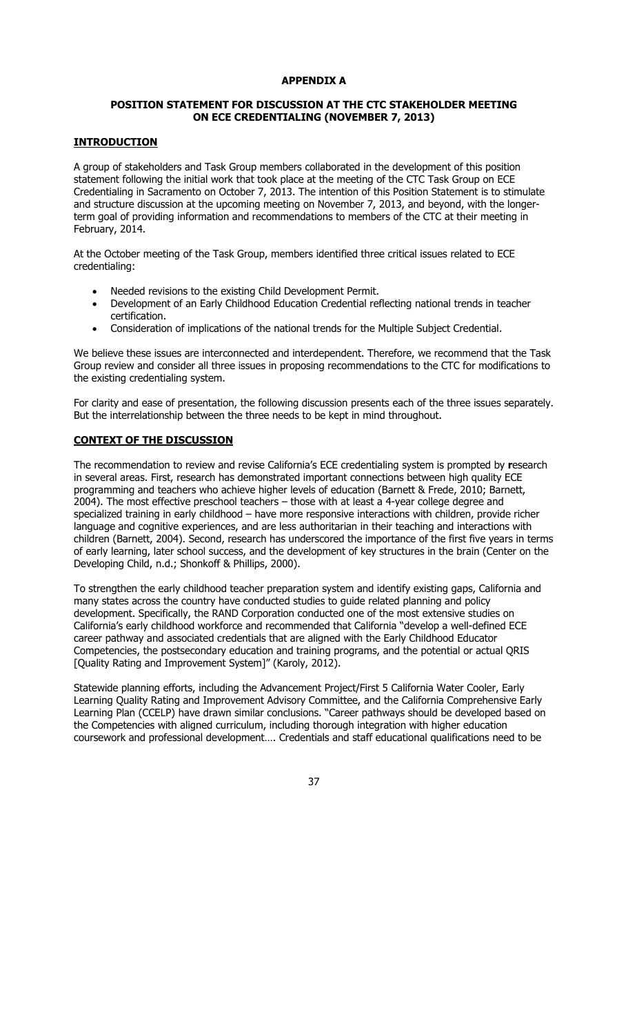**APPENDIX A**

**POSITION STATEMENT FOR DISCUSSION AT THE CTC STAKEHOLDER MEETING ON ECE CREDENTIALING (NOVEMBER 7, 2013)**

## INTRODUCTION

A group of stakeholders and Task Group members collaborated in the development of this position statement following the initial work that took place at the meeting of the CTC Task Group on ECE Credentialing in Sacramento on October 7, 2013. The intention of this Position Statement is to stimulate and structure discussion at the upcoming meeting on November 7, 2013, and beyond, with the longer-term goal of providing information and recommendations to members of the CTC at their meeting in February, 2014.

At the October meeting of the Task Group, members identified three critical issues related to ECE credentialing:

- Needed revisions to the existing Child Development Permit.
- Development of an Early Childhood Education Credential reflecting national trends in teacher certification.
- Consideration of implications of the national trends for the Multiple Subject Credential.

We believe these issues are interconnected and interdependent. Therefore, we recommend that the Task Group review and consider all three issues in proposing recommendations to the CTC for modifications to the existing credentialing system.

For clarity and ease of presentation, the following discussion presents each of the three issues separately. But the interrelationship between the three needs to be kept in mind throughout.

## CONTEXT OF THE DISCUSSION

The recommendation to review and revise California's ECE credentialing system is prompted by research in several areas. First, research has demonstrated important connections between high quality ECE programming and teachers who achieve higher levels of education (Barnett & Frede, 2010; Barnett, 2004). The most effective preschool teachers – those with at least a 4-year college degree and specialized training in early childhood – have more responsive interactions with children, provide richer language and cognitive experiences, and are less authoritarian in their teaching and interactions with children (Barnett, 2004). Second, research has underscored the importance of the first five years in terms of early learning, later school success, and the development of key structures in the brain (Center on the Developing Child, n.d.; Shonkoff & Phillips, 2000).

To strengthen the early childhood teacher preparation system and identify existing gaps, California and many states across the country have conducted studies to guide related planning and policy development. Specifically, the RAND Corporation conducted one of the most extensive studies on California's early childhood workforce and recommended that California "develop a well-defined ECE career pathway and associated credentials that are aligned with the Early Childhood Educator Competencies, the postsecondary education and training programs, and the potential or actual QRIS [Quality Rating and Improvement System]" (Karoly, 2012).

Statewide planning efforts, including the Advancement Project/First 5 California Water Cooler, Early Learning Quality Rating and Improvement Advisory Committee, and the California Comprehensive Early Learning Plan (CCELP) have drawn similar conclusions. "Career pathways should be developed based on the Competencies with aligned curriculum, including thorough integration with higher education coursework and professional development…. Credentials and staff educational qualifications need to be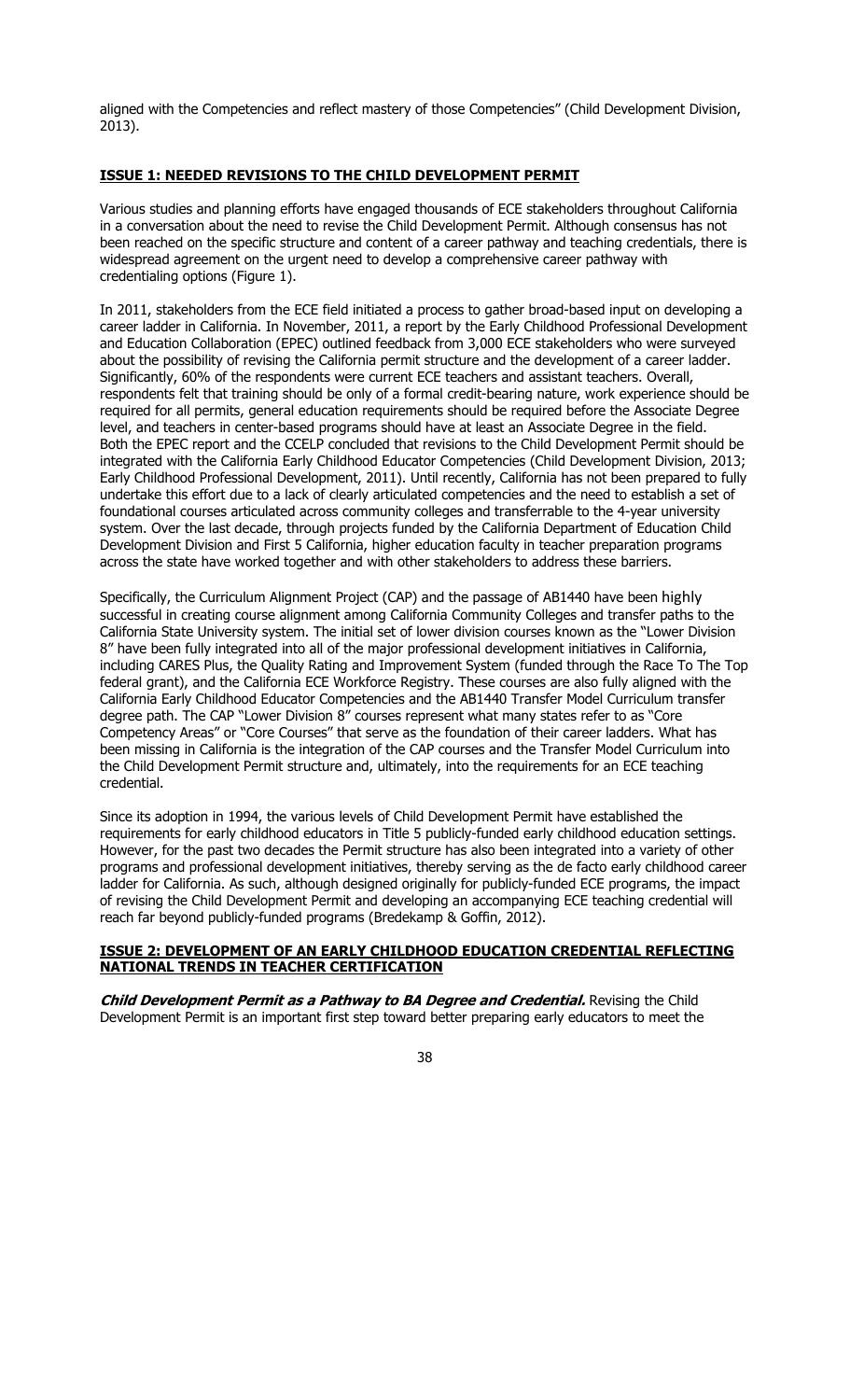aligned with the Competencies and reflect mastery of those Competencies" (Child Development Division, 2013).

## ISSUE 1: NEEDED REVISIONS TO THE CHILD DEVELOPMENT PERMIT

Various studies and planning efforts have engaged thousands of ECE stakeholders throughout California in a conversation about the need to revise the Child Development Permit. Although consensus has not been reached on the specific structure and content of a career pathway and teaching credentials, there is widespread agreement on the urgent need to develop a comprehensive career pathway with credentialing options (Figure 1).

In 2011, stakeholders from the ECE field initiated a process to gather broad-based input on developing a career ladder in California. In November, 2011, a report by the Early Childhood Professional Development and Education Collaboration (EPEC) outlined feedback from 3,000 ECE stakeholders who were surveyed about the possibility of revising the California permit structure and the development of a career ladder. Significantly, 60% of the respondents were current ECE teachers and assistant teachers. Overall, respondents felt that training should be only of a formal credit-bearing nature, work experience should be required for all permits, general education requirements should be required before the Associate Degree level, and teachers in center-based programs should have at least an Associate Degree in the field. Both the EPEC report and the CCELP concluded that revisions to the Child Development Permit should be integrated with the California Early Childhood Educator Competencies (Child Development Division, 2013; Early Childhood Professional Development, 2011). Until recently, California has not been prepared to fully undertake this effort due to a lack of clearly articulated competencies and the need to establish a set of foundational courses articulated across community colleges and transferrable to the 4-year university system. Over the last decade, through projects funded by the California Department of Education Child Development Division and First 5 California, higher education faculty in teacher preparation programs across the state have worked together and with other stakeholders to address these barriers.

Specifically, the Curriculum Alignment Project (CAP) and the passage of AB1440 have been highly successful in creating course alignment among California Community Colleges and transfer paths to the California State University system. The initial set of lower division courses known as the "Lower Division 8" have been fully integrated into all of the major professional development initiatives in California, including CARES Plus, the Quality Rating and Improvement System (funded through the Race To The Top federal grant), and the California ECE Workforce Registry. These courses are also fully aligned with the California Early Childhood Educator Competencies and the AB1440 Transfer Model Curriculum transfer degree path. The CAP "Lower Division 8" courses represent what many states refer to as "Core Competency Areas" or "Core Courses" that serve as the foundation of their career ladders. What has been missing in California is the integration of the CAP courses and the Transfer Model Curriculum into the Child Development Permit structure and, ultimately, into the requirements for an ECE teaching credential.

Since its adoption in 1994, the various levels of Child Development Permit have established the requirements for early childhood educators in Title 5 publicly-funded early childhood education settings. However, for the past two decades the Permit structure has also been integrated into a variety of other programs and professional development initiatives, thereby serving as the de facto early childhood career ladder for California. As such, although designed originally for publicly-funded ECE programs, the impact of revising the Child Development Permit and developing an accompanying ECE teaching credential will reach far beyond publicly-funded programs (Bredekamp & Goffin, 2012).

## ISSUE 2: DEVELOPMENT OF AN EARLY CHILDHOOD EDUCATION CREDENTIAL REFLECTING NATIONAL TRENDS IN TEACHER CERTIFICATION

***Child Development Permit as a Pathway to BA Degree and Credential.*** Revising the Child Development Permit is an important first step toward better preparing early educators to meet the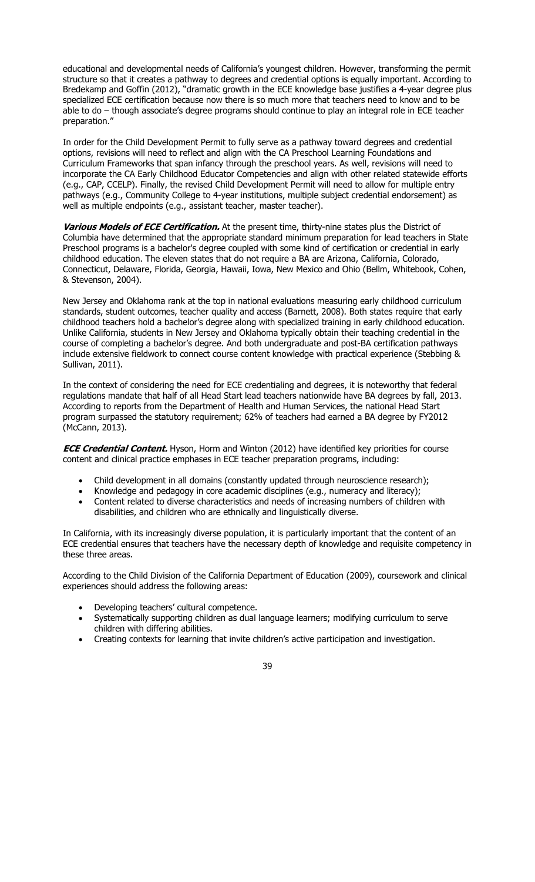educational and developmental needs of California's youngest children. However, transforming the permit structure so that it creates a pathway to degrees and credential options is equally important. According to Bredekamp and Goffin (2012), "dramatic growth in the ECE knowledge base justifies a 4-year degree plus specialized ECE certification because now there is so much more that teachers need to know and to be able to do – though associate's degree programs should continue to play an integral role in ECE teacher preparation."

In order for the Child Development Permit to fully serve as a pathway toward degrees and credential options, revisions will need to reflect and align with the CA Preschool Learning Foundations and Curriculum Frameworks that span infancy through the preschool years. As well, revisions will need to incorporate the CA Early Childhood Educator Competencies and align with other related statewide efforts (e.g., CAP, CCELP). Finally, the revised Child Development Permit will need to allow for multiple entry pathways (e.g., Community College to 4-year institutions, multiple subject credential endorsement) as well as multiple endpoints (e.g., assistant teacher, master teacher).

***Various Models of ECE Certification.*** At the present time, thirty-nine states plus the District of Columbia have determined that the appropriate standard minimum preparation for lead teachers in State Preschool programs is a bachelor's degree coupled with some kind of certification or credential in early childhood education. The eleven states that do not require a BA are Arizona, California, Colorado, Connecticut, Delaware, Florida, Georgia, Hawaii, Iowa, New Mexico and Ohio (Bellm, Whitebook, Cohen, & Stevenson, 2004).

New Jersey and Oklahoma rank at the top in national evaluations measuring early childhood curriculum standards, student outcomes, teacher quality and access (Barnett, 2008). Both states require that early childhood teachers hold a bachelor's degree along with specialized training in early childhood education. Unlike California, students in New Jersey and Oklahoma typically obtain their teaching credential in the course of completing a bachelor's degree. And both undergraduate and post-BA certification pathways include extensive fieldwork to connect course content knowledge with practical experience (Stebbing & Sullivan, 2011).

In the context of considering the need for ECE credentialing and degrees, it is noteworthy that federal regulations mandate that half of all Head Start lead teachers nationwide have BA degrees by fall, 2013. According to reports from the Department of Health and Human Services, the national Head Start program surpassed the statutory requirement; 62% of teachers had earned a BA degree by FY2012 (McCann, 2013).

***ECE Credential Content.*** Hyson, Horm and Winton (2012) have identified key priorities for course content and clinical practice emphases in ECE teacher preparation programs, including:

- Child development in all domains (constantly updated through neuroscience research);
- Knowledge and pedagogy in core academic disciplines (e.g., numeracy and literacy);
- Content related to diverse characteristics and needs of increasing numbers of children with disabilities, and children who are ethnically and linguistically diverse.

In California, with its increasingly diverse population, it is particularly important that the content of an ECE credential ensures that teachers have the necessary depth of knowledge and requisite competency in these three areas.

According to the Child Division of the California Department of Education (2009), coursework and clinical experiences should address the following areas:

- Developing teachers' cultural competence.
- Systematically supporting children as dual language learners; modifying curriculum to serve children with differing abilities.
- Creating contexts for learning that invite children's active participation and investigation.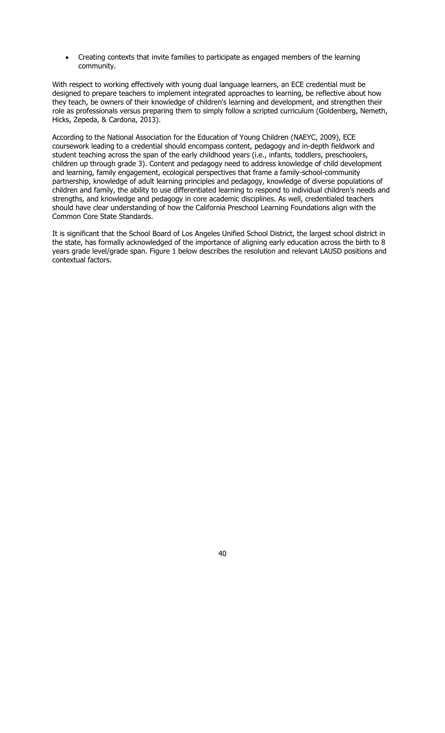- Creating contexts that invite families to participate as engaged members of the learning community.

With respect to working effectively with young dual language learners, an ECE credential must be designed to prepare teachers to implement integrated approaches to learning, be reflective about how they teach, be owners of their knowledge of children's learning and development, and strengthen their role as professionals versus preparing them to simply follow a scripted curriculum (Goldenberg, Nemeth, Hicks, Zepeda, & Cardona, 2013).

According to the National Association for the Education of Young Children (NAEYC, 2009), ECE coursework leading to a credential should encompass content, pedagogy and in-depth fieldwork and student teaching across the span of the early childhood years (i.e., infants, toddlers, preschoolers, children up through grade 3). Content and pedagogy need to address knowledge of child development and learning, family engagement, ecological perspectives that frame a family-school-community partnership, knowledge of adult learning principles and pedagogy, knowledge of diverse populations of children and family, the ability to use differentiated learning to respond to individual children's needs and strengths, and knowledge and pedagogy in core academic disciplines. As well, credentialed teachers should have clear understanding of how the California Preschool Learning Foundations align with the Common Core State Standards.

It is significant that the School Board of Los Angeles Unified School District, the largest school district in the state, has formally acknowledged of the importance of aligning early education across the birth to 8 years grade level/grade span. Figure 1 below describes the resolution and relevant LAUSD positions and contextual factors.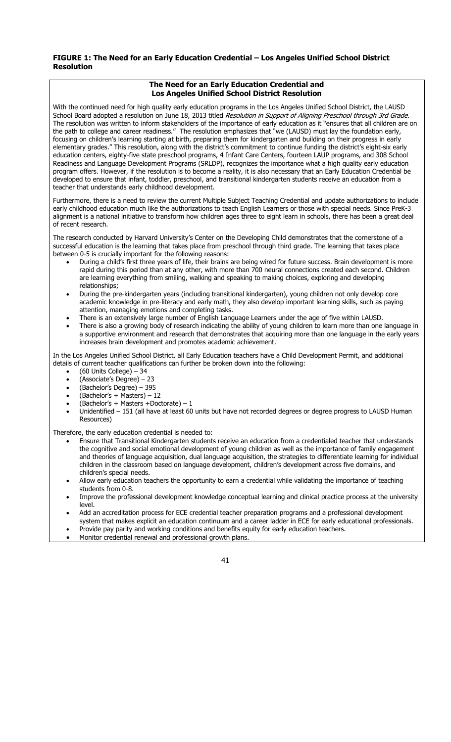**FIGURE 1: The Need for an Early Education Credential – Los Angeles Unified School District Resolution**

**The Need for an Early Education Credential and Los Angeles Unified School District Resolution**

With the continued need for high quality early education programs in the Los Angeles Unified School District, the LAUSD School Board adopted a resolution on June 18, 2013 titled *Resolution in Support of Aligning Preschool through 3rd Grade*. The resolution was written to inform stakeholders of the importance of early education as it "ensures that all children are on the path to college and career readiness." The resolution emphasizes that "we (LAUSD) must lay the foundation early, focusing on children's learning starting at birth, preparing them for kindergarten and building on their progress in early elementary grades." This resolution, along with the district's commitment to continue funding the district's eight-six early education centers, eighty-five state preschool programs, 4 Infant Care Centers, fourteen LAUP programs, and 308 School Readiness and Language Development Programs (SRLDP), recognizes the importance what a high quality early education program offers. However, if the resolution is to become a reality, it is also necessary that an Early Education Credential be developed to ensure that infant, toddler, preschool, and transitional kindergarten students receive an education from a teacher that understands early childhood development.

Furthermore, there is a need to review the current Multiple Subject Teaching Credential and update authorizations to include early childhood education much like the authorizations to teach English Learners or those with special needs. Since PreK-3 alignment is a national initiative to transform how children ages three to eight learn in schools, there has been a great deal of recent research.

The research conducted by Harvard University's Center on the Developing Child demonstrates that the cornerstone of a successful education is the learning that takes place from preschool through third grade. The learning that takes place between 0-5 is crucially important for the following reasons:

- During a child's first three years of life, their brains are being wired for future success. Brain development is more rapid during this period than at any other, with more than 700 neural connections created each second. Children are learning everything from smiling, walking and speaking to making choices, exploring and developing relationships;
- During the pre-kindergarten years (including transitional kindergarten), young children not only develop core academic knowledge in pre-literacy and early math, they also develop important learning skills, such as paying attention, managing emotions and completing tasks.
- There is an extensively large number of English Language Learners under the age of five within LAUSD.
- There is also a growing body of research indicating the ability of young children to learn more than one language in a supportive environment and research that demonstrates that acquiring more than one language in the early years increases brain development and promotes academic achievement.

In the Los Angeles Unified School District, all Early Education teachers have a Child Development Permit, and additional details of current teacher qualifications can further be broken down into the following:

- (60 Units College) – 34
- (Associate's Degree) – 23
- (Bachelor's Degree) – 395
- (Bachelor's + Masters) – 12
- (Bachelor's + Masters +Doctorate) – 1
- Unidentified – 151 (all have at least 60 units but have not recorded degrees or degree progress to LAUSD Human Resources)

Therefore, the early education credential is needed to:

- Ensure that Transitional Kindergarten students receive an education from a credentialed teacher that understands the cognitive and social emotional development of young children as well as the importance of family engagement and theories of language acquisition, dual language acquisition, the strategies to differentiate learning for individual children in the classroom based on language development, children's development across five domains, and children's special needs.
- Allow early education teachers the opportunity to earn a credential while validating the importance of teaching students from 0-8.
- Improve the professional development knowledge conceptual learning and clinical practice process at the university level.
- Add an accreditation process for ECE credential teacher preparation programs and a professional development system that makes explicit an education continuum and a career ladder in ECE for early educational professionals.
- Provide pay parity and working conditions and benefits equity for early education teachers.
- Monitor credential renewal and professional growth plans.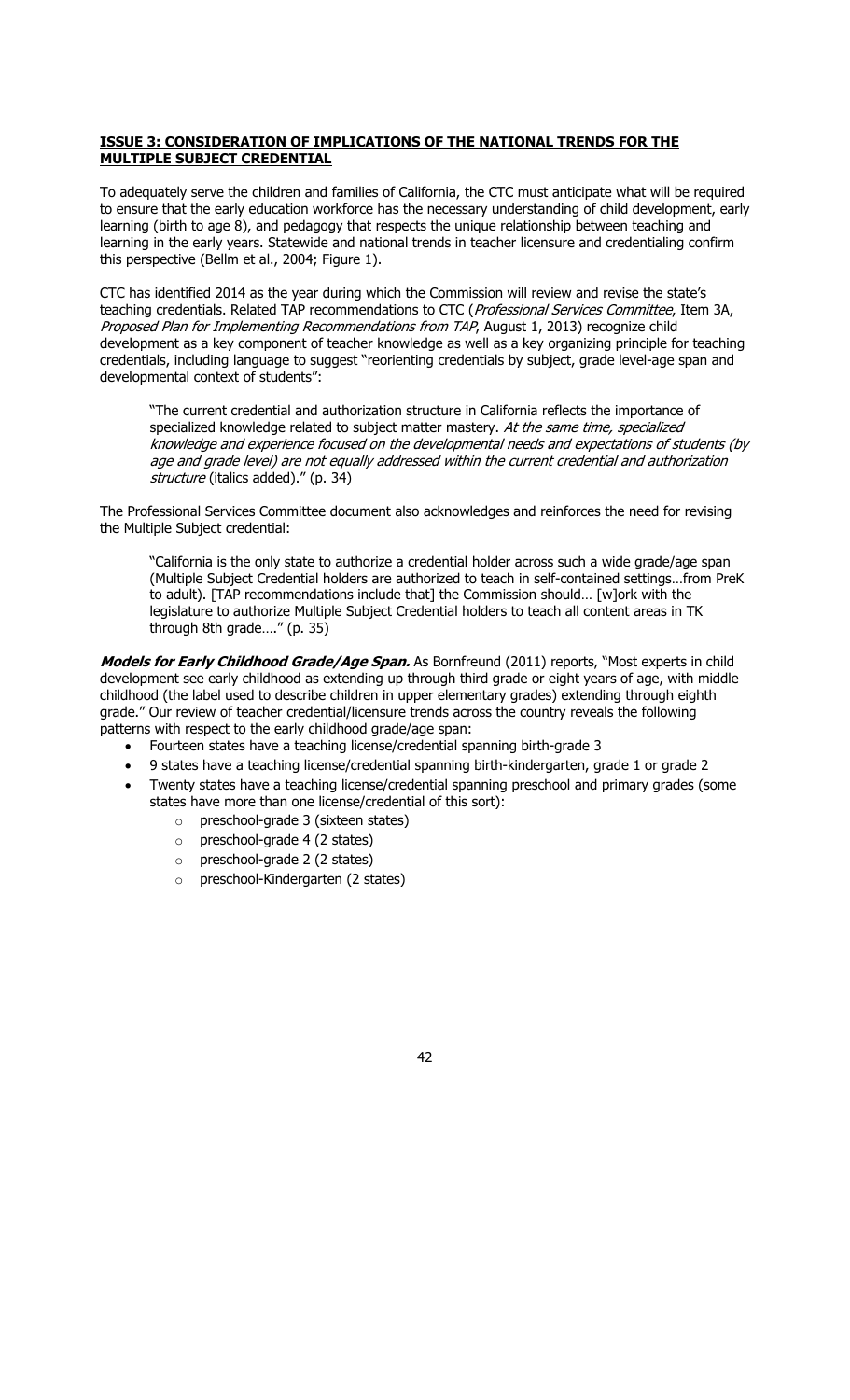## **ISSUE 3: CONSIDERATION OF IMPLICATIONS OF THE NATIONAL TRENDS FOR THE MULTIPLE SUBJECT CREDENTIAL**

To adequately serve the children and families of California, the CTC must anticipate what will be required to ensure that the early education workforce has the necessary understanding of child development, early learning (birth to age 8), and pedagogy that respects the unique relationship between teaching and learning in the early years. Statewide and national trends in teacher licensure and credentialing confirm this perspective (Bellm et al., 2004; Figure 1).

CTC has identified 2014 as the year during which the Commission will review and revise the state's teaching credentials. Related TAP recommendations to CTC (*Professional Services Committee*, Item 3A, *Proposed Plan for Implementing Recommendations from TAP*, August 1, 2013) recognize child development as a key component of teacher knowledge as well as a key organizing principle for teaching credentials, including language to suggest "reorienting credentials by subject, grade level-age span and developmental context of students":

> "The current credential and authorization structure in California reflects the importance of specialized knowledge related to subject matter mastery. *At the same time, specialized knowledge and experience focused on the developmental needs and expectations of students (by age and grade level) are not equally addressed within the current credential and authorization structure* (italics added)." (p. 34)

The Professional Services Committee document also acknowledges and reinforces the need for revising the Multiple Subject credential:

> "California is the only state to authorize a credential holder across such a wide grade/age span (Multiple Subject Credential holders are authorized to teach in self-contained settings…from PreK to adult). [TAP recommendations include that] the Commission should… [w]ork with the legislature to authorize Multiple Subject Credential holders to teach all content areas in TK through 8th grade…." (p. 35)

***Models for Early Childhood Grade/Age Span.*** As Bornfreund (2011) reports, "Most experts in child development see early childhood as extending up through third grade or eight years of age, with middle childhood (the label used to describe children in upper elementary grades) extending through eighth grade." Our review of teacher credential/licensure trends across the country reveals the following patterns with respect to the early childhood grade/age span:

- Fourteen states have a teaching license/credential spanning birth-grade 3
- 9 states have a teaching license/credential spanning birth-kindergarten, grade 1 or grade 2
- Twenty states have a teaching license/credential spanning preschool and primary grades (some states have more than one license/credential of this sort):
  - preschool-grade 3 (sixteen states)
  - preschool-grade 4 (2 states)
  - preschool-grade 2 (2 states)
  - preschool-Kindergarten (2 states)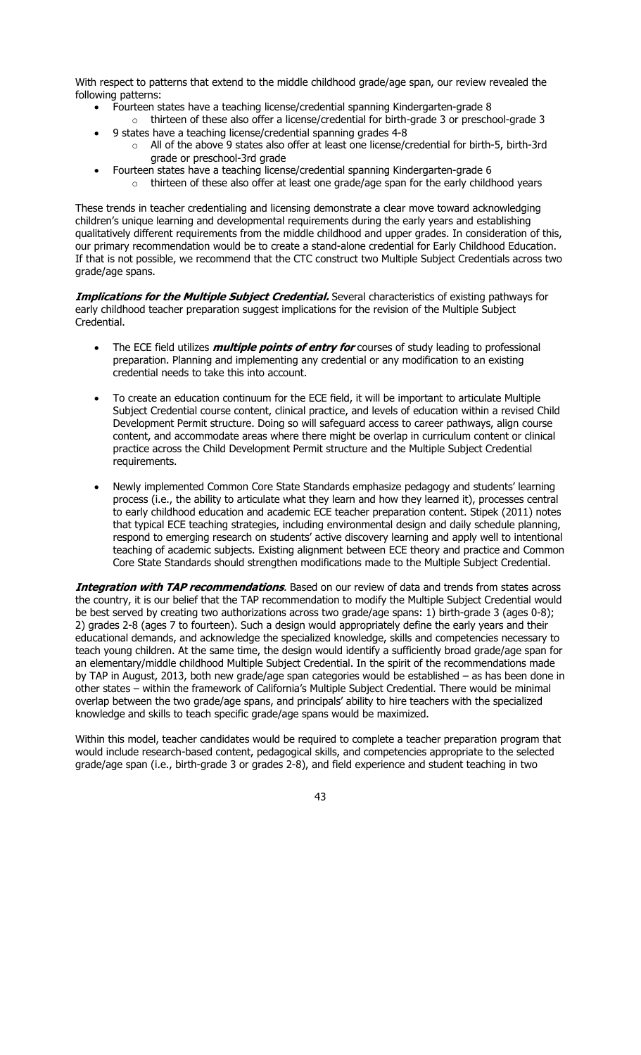With respect to patterns that extend to the middle childhood grade/age span, our review revealed the following patterns:

- Fourteen states have a teaching license/credential spanning Kindergarten-grade 8
  - thirteen of these also offer a license/credential for birth-grade 3 or preschool-grade 3
- 9 states have a teaching license/credential spanning grades 4-8
  - All of the above 9 states also offer at least one license/credential for birth-5, birth-3rd grade or preschool-3rd grade
- Fourteen states have a teaching license/credential spanning Kindergarten-grade 6
  - thirteen of these also offer at least one grade/age span for the early childhood years

These trends in teacher credentialing and licensing demonstrate a clear move toward acknowledging children's unique learning and developmental requirements during the early years and establishing qualitatively different requirements from the middle childhood and upper grades. In consideration of this, our primary recommendation would be to create a stand-alone credential for Early Childhood Education. If that is not possible, we recommend that the CTC construct two Multiple Subject Credentials across two grade/age spans.

***Implications for the Multiple Subject Credential.*** Several characteristics of existing pathways for early childhood teacher preparation suggest implications for the revision of the Multiple Subject Credential.

- The ECE field utilizes ***multiple points of entry for*** courses of study leading to professional preparation. Planning and implementing any credential or any modification to an existing credential needs to take this into account.

- To create an education continuum for the ECE field, it will be important to articulate Multiple Subject Credential course content, clinical practice, and levels of education within a revised Child Development Permit structure. Doing so will safeguard access to career pathways, align course content, and accommodate areas where there might be overlap in curriculum content or clinical practice across the Child Development Permit structure and the Multiple Subject Credential requirements.

- Newly implemented Common Core State Standards emphasize pedagogy and students' learning process (i.e., the ability to articulate what they learn and how they learned it), processes central to early childhood education and academic ECE teacher preparation content. Stipek (2011) notes that typical ECE teaching strategies, including environmental design and daily schedule planning, respond to emerging research on students' active discovery learning and apply well to intentional teaching of academic subjects. Existing alignment between ECE theory and practice and Common Core State Standards should strengthen modifications made to the Multiple Subject Credential.

***Integration with TAP recommendations***. Based on our review of data and trends from states across the country, it is our belief that the TAP recommendation to modify the Multiple Subject Credential would be best served by creating two authorizations across two grade/age spans: 1) birth-grade 3 (ages 0-8); 2) grades 2-8 (ages 7 to fourteen). Such a design would appropriately define the early years and their educational demands, and acknowledge the specialized knowledge, skills and competencies necessary to teach young children. At the same time, the design would identify a sufficiently broad grade/age span for an elementary/middle childhood Multiple Subject Credential. In the spirit of the recommendations made by TAP in August, 2013, both new grade/age span categories would be established – as has been done in other states – within the framework of California's Multiple Subject Credential. There would be minimal overlap between the two grade/age spans, and principals' ability to hire teachers with the specialized knowledge and skills to teach specific grade/age spans would be maximized.

Within this model, teacher candidates would be required to complete a teacher preparation program that would include research-based content, pedagogical skills, and competencies appropriate to the selected grade/age span (i.e., birth-grade 3 or grades 2-8), and field experience and student teaching in two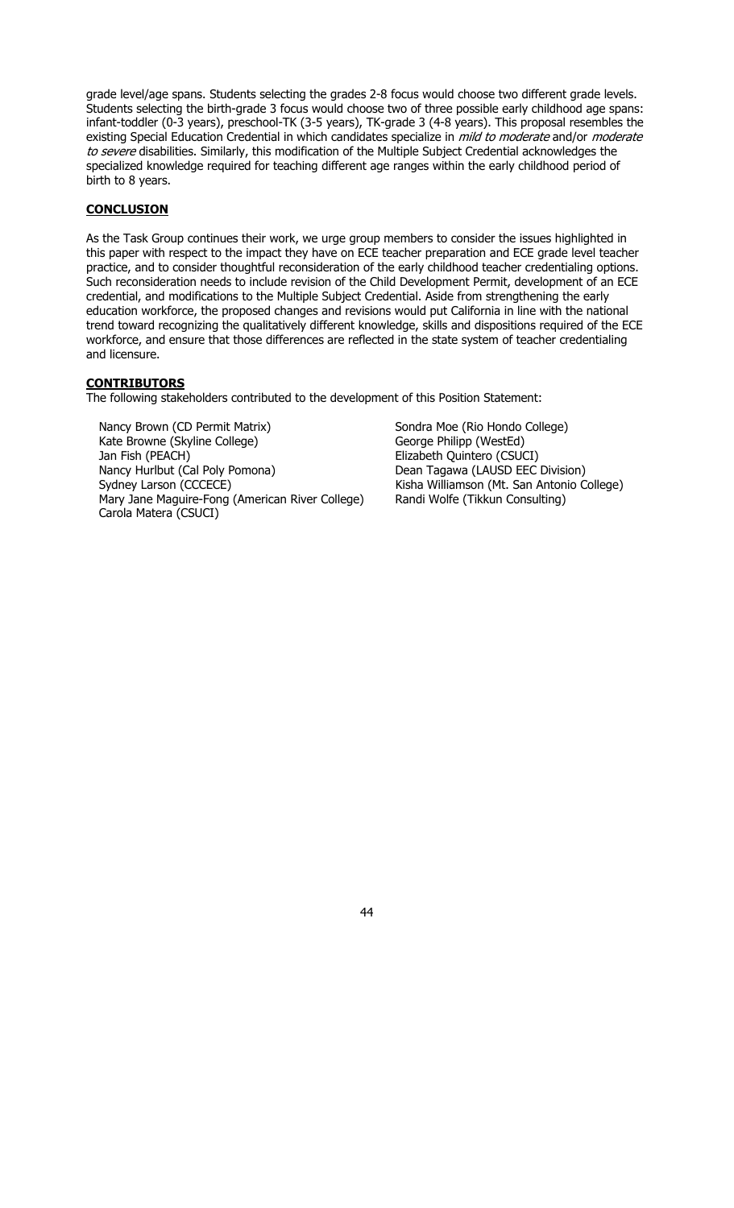grade level/age spans. Students selecting the grades 2-8 focus would choose two different grade levels. Students selecting the birth-grade 3 focus would choose two of three possible early childhood age spans: infant-toddler (0-3 years), preschool-TK (3-5 years), TK-grade 3 (4-8 years). This proposal resembles the existing Special Education Credential in which candidates specialize in *mild to moderate* and/or *moderate to severe* disabilities. Similarly, this modification of the Multiple Subject Credential acknowledges the specialized knowledge required for teaching different age ranges within the early childhood period of birth to 8 years.

## **CONCLUSION**

As the Task Group continues their work, we urge group members to consider the issues highlighted in this paper with respect to the impact they have on ECE teacher preparation and ECE grade level teacher practice, and to consider thoughtful reconsideration of the early childhood teacher credentialing options. Such reconsideration needs to include revision of the Child Development Permit, development of an ECE credential, and modifications to the Multiple Subject Credential. Aside from strengthening the early education workforce, the proposed changes and revisions would put California in line with the national trend toward recognizing the qualitatively different knowledge, skills and dispositions required of the ECE workforce, and ensure that those differences are reflected in the state system of teacher credentialing and licensure.

## **CONTRIBUTORS**

The following stakeholders contributed to the development of this Position Statement:

Nancy Brown (CD Permit Matrix)
Kate Browne (Skyline College)
Jan Fish (PEACH)
Nancy Hurlbut (Cal Poly Pomona)
Sydney Larson (CCCECE)
Mary Jane Maguire-Fong (American River College)
Carola Matera (CSUCI)
Sondra Moe (Rio Hondo College)
George Philipp (WestEd)
Elizabeth Quintero (CSUCI)
Dean Tagawa (LAUSD EEC Division)
Kisha Williamson (Mt. San Antonio College)
Randi Wolfe (Tikkun Consulting)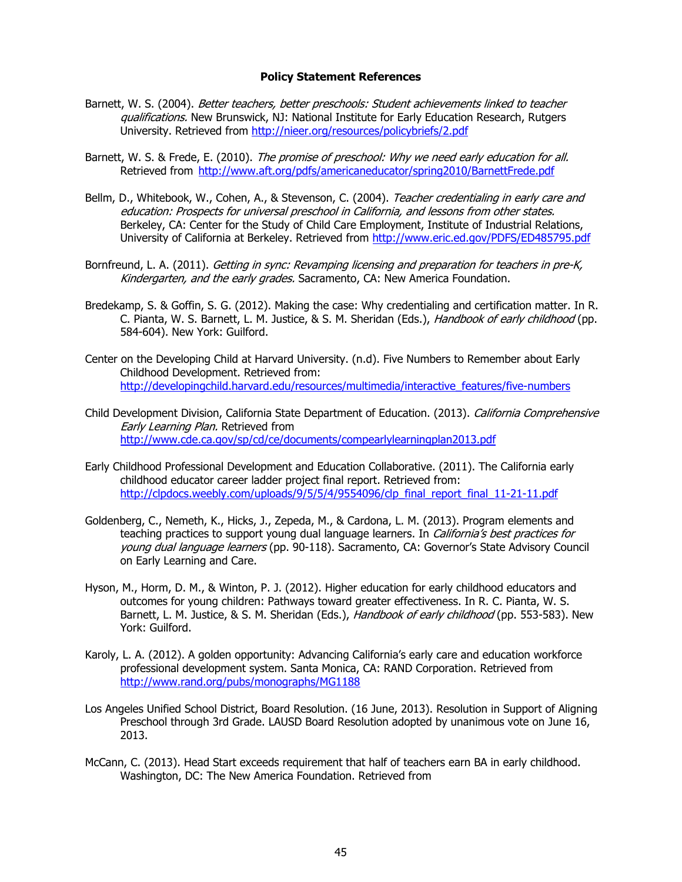## Policy Statement References

Barnett, W. S. (2004). *Better teachers, better preschools: Student achievements linked to teacher qualifications.* New Brunswick, NJ: National Institute for Early Education Research, Rutgers University. Retrieved from http://nieer.org/resources/policybriefs/2.pdf

Barnett, W. S. & Frede, E. (2010). *The promise of preschool: Why we need early education for all.* Retrieved from http://www.aft.org/pdfs/americaneducator/spring2010/BarnettFrede.pdf

Bellm, D., Whitebook, W., Cohen, A., & Stevenson, C. (2004). *Teacher credentialing in early care and education: Prospects for universal preschool in California, and lessons from other states.* Berkeley, CA: Center for the Study of Child Care Employment, Institute of Industrial Relations, University of California at Berkeley. Retrieved from http://www.eric.ed.gov/PDFS/ED485795.pdf

Bornfreund, L. A. (2011). *Getting in sync: Revamping licensing and preparation for teachers in pre-K, Kindergarten, and the early grades.* Sacramento, CA: New America Foundation.

Bredekamp, S. & Goffin, S. G. (2012). Making the case: Why credentialing and certification matter. In R. C. Pianta, W. S. Barnett, L. M. Justice, & S. M. Sheridan (Eds.), *Handbook of early childhood* (pp. 584-604). New York: Guilford.

Center on the Developing Child at Harvard University. (n.d). Five Numbers to Remember about Early Childhood Development. Retrieved from: http://developingchild.harvard.edu/resources/multimedia/interactive_features/five-numbers

Child Development Division, California State Department of Education. (2013). *California Comprehensive Early Learning Plan.* Retrieved from http://www.cde.ca.gov/sp/cd/ce/documents/compearlylearningplan2013.pdf

Early Childhood Professional Development and Education Collaborative. (2011). The California early childhood educator career ladder project final report. Retrieved from: http://clpdocs.weebly.com/uploads/9/5/5/4/9554096/clp_final_report_final_11-21-11.pdf

Goldenberg, C., Nemeth, K., Hicks, J., Zepeda, M., & Cardona, L. M. (2013). Program elements and teaching practices to support young dual language learners. In *California's best practices for young dual language learners* (pp. 90-118). Sacramento, CA: Governor's State Advisory Council on Early Learning and Care.

Hyson, M., Horm, D. M., & Winton, P. J. (2012). Higher education for early childhood educators and outcomes for young children: Pathways toward greater effectiveness. In R. C. Pianta, W. S. Barnett, L. M. Justice, & S. M. Sheridan (Eds.), *Handbook of early childhood* (pp. 553-583). New York: Guilford.

Karoly, L. A. (2012). A golden opportunity: Advancing California's early care and education workforce professional development system. Santa Monica, CA: RAND Corporation. Retrieved from http://www.rand.org/pubs/monographs/MG1188

Los Angeles Unified School District, Board Resolution. (16 June, 2013). Resolution in Support of Aligning Preschool through 3rd Grade. LAUSD Board Resolution adopted by unanimous vote on June 16, 2013.

McCann, C. (2013). Head Start exceeds requirement that half of teachers earn BA in early childhood. Washington, DC: The New America Foundation. Retrieved from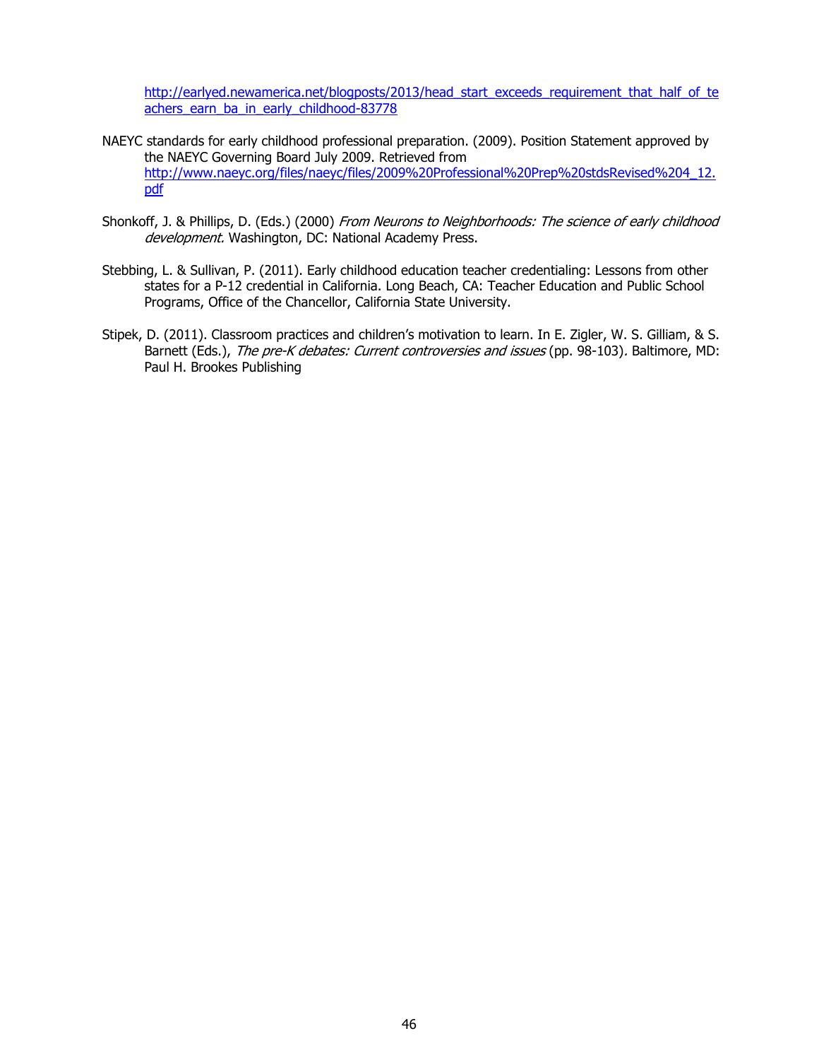http://earlyed.newamerica.net/blogposts/2013/head_start_exceeds_requirement_that_half_of_teachers_earn_ba_in_early_childhood-83778

NAEYC standards for early childhood professional preparation. (2009). Position Statement approved by the NAEYC Governing Board July 2009. Retrieved from http://www.naeyc.org/files/naeyc/files/2009%20Professional%20Prep%20stdsRevised%204_12.pdf

Shonkoff, J. & Phillips, D. (Eds.) (2000) *From Neurons to Neighborhoods: The science of early childhood development.* Washington, DC: National Academy Press.

Stebbing, L. & Sullivan, P. (2011). Early childhood education teacher credentialing: Lessons from other states for a P-12 credential in California. Long Beach, CA: Teacher Education and Public School Programs, Office of the Chancellor, California State University.

Stipek, D. (2011). Classroom practices and children's motivation to learn. In E. Zigler, W. S. Gilliam, & S. Barnett (Eds.), *The pre-K debates: Current controversies and issues* (pp. 98-103). Baltimore, MD: Paul H. Brookes Publishing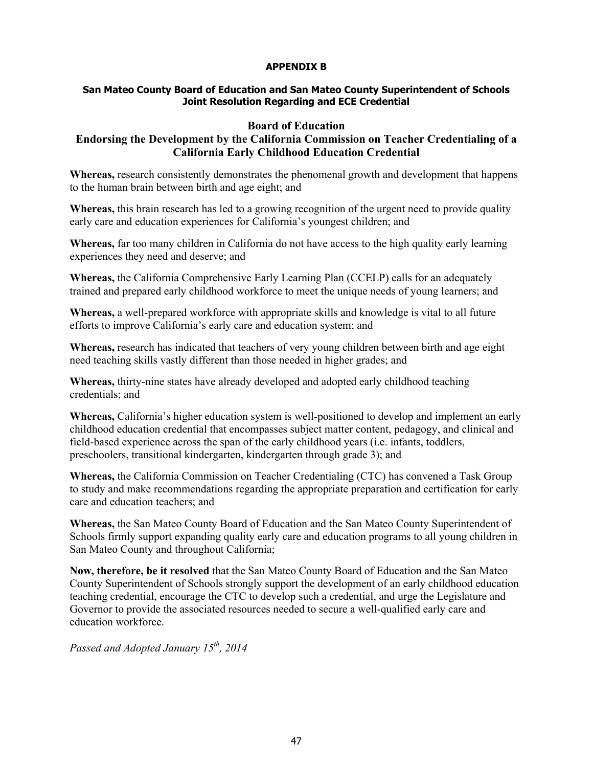## APPENDIX B

### San Mateo County Board of Education and San Mateo County Superintendent of Schools Joint Resolution Regarding and ECE Credential

### Board of Education
### Endorsing the Development by the California Commission on Teacher Credentialing of a California Early Childhood Education Credential

**Whereas,** research consistently demonstrates the phenomenal growth and development that happens to the human brain between birth and age eight; and

**Whereas,** this brain research has led to a growing recognition of the urgent need to provide quality early care and education experiences for California's youngest children; and

**Whereas,** far too many children in California do not have access to the high quality early learning experiences they need and deserve; and

**Whereas,** the California Comprehensive Early Learning Plan (CCELP) calls for an adequately trained and prepared early childhood workforce to meet the unique needs of young learners; and

**Whereas,** a well-prepared workforce with appropriate skills and knowledge is vital to all future efforts to improve California's early care and education system; and

**Whereas,** research has indicated that teachers of very young children between birth and age eight need teaching skills vastly different than those needed in higher grades; and

**Whereas,** thirty-nine states have already developed and adopted early childhood teaching credentials; and

**Whereas,** California's higher education system is well-positioned to develop and implement an early childhood education credential that encompasses subject matter content, pedagogy, and clinical and field-based experience across the span of the early childhood years (i.e. infants, toddlers, preschoolers, transitional kindergarten, kindergarten through grade 3); and

**Whereas,** the California Commission on Teacher Credentialing (CTC) has convened a Task Group to study and make recommendations regarding the appropriate preparation and certification for early care and education teachers; and

**Whereas,** the San Mateo County Board of Education and the San Mateo County Superintendent of Schools firmly support expanding quality early care and education programs to all young children in San Mateo County and throughout California;

**Now, therefore, be it resolved** that the San Mateo County Board of Education and the San Mateo County Superintendent of Schools strongly support the development of an early childhood education teaching credential, encourage the CTC to develop such a credential, and urge the Legislature and Governor to provide the associated resources needed to secure a well-qualified early care and education workforce.

*Passed and Adopted January 15th, 2014*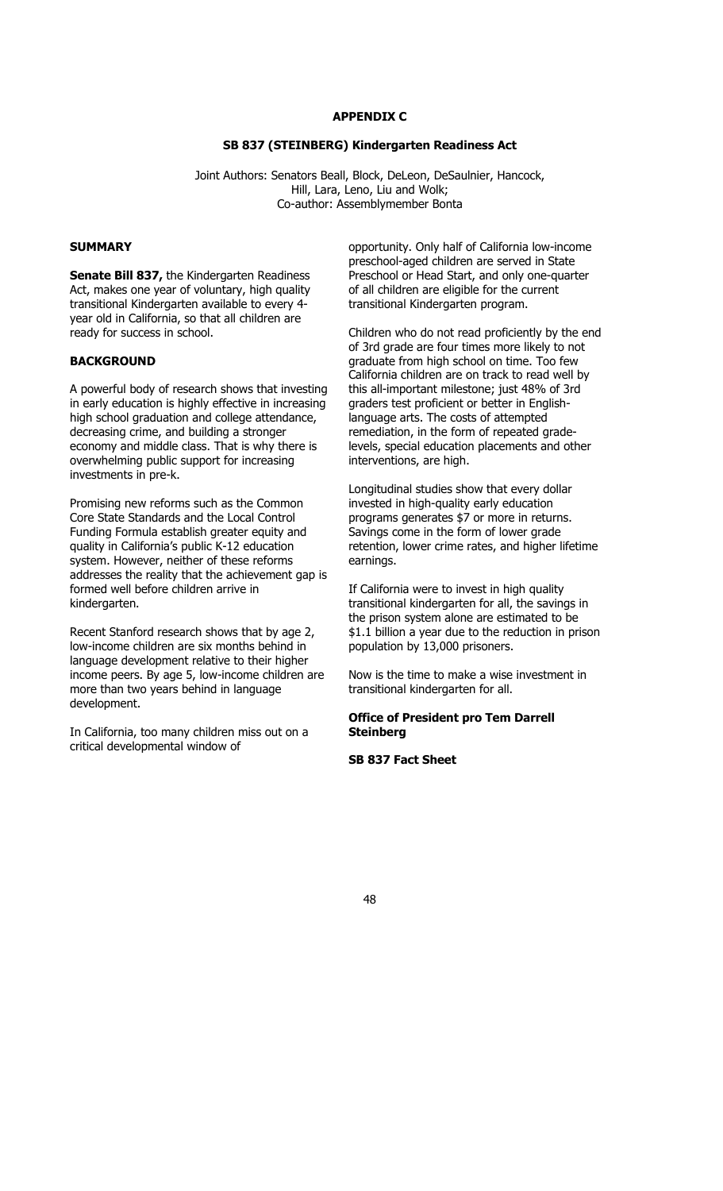# APPENDIX C

## SB 837 (STEINBERG) Kindergarten Readiness Act

Joint Authors: Senators Beall, Block, DeLeon, DeSaulnier, Hancock, Hill, Lara, Leno, Liu and Wolk;
Co-author: Assemblymember Bonta

### SUMMARY

**Senate Bill 837,** the Kindergarten Readiness Act, makes one year of voluntary, high quality transitional Kindergarten available to every 4-year old in California, so that all children are ready for success in school.

### BACKGROUND

A powerful body of research shows that investing in early education is highly effective in increasing high school graduation and college attendance, decreasing crime, and building a stronger economy and middle class. That is why there is overwhelming public support for increasing investments in pre-k.

Promising new reforms such as the Common Core State Standards and the Local Control Funding Formula establish greater equity and quality in California's public K-12 education system. However, neither of these reforms addresses the reality that the achievement gap is formed well before children arrive in kindergarten.

Recent Stanford research shows that by age 2, low-income children are six months behind in language development relative to their higher income peers. By age 5, low-income children are more than two years behind in language development.

In California, too many children miss out on a critical developmental window of opportunity. Only half of California low-income preschool-aged children are served in State Preschool or Head Start, and only one-quarter of all children are eligible for the current transitional Kindergarten program.

Children who do not read proficiently by the end of 3rd grade are four times more likely to not graduate from high school on time. Too few California children are on track to read well by this all-important milestone; just 48% of 3rd graders test proficient or better in English-language arts. The costs of attempted remediation, in the form of repeated grade-levels, special education placements and other interventions, are high.

Longitudinal studies show that every dollar invested in high-quality early education programs generates $7 or more in returns. Savings come in the form of lower grade retention, lower crime rates, and higher lifetime earnings.

If California were to invest in high quality transitional kindergarten for all, the savings in the prison system alone are estimated to be $1.1 billion a year due to the reduction in prison population by 13,000 prisoners.

Now is the time to make a wise investment in transitional kindergarten for all.

**Office of President pro Tem Darrell Steinberg**

**SB 837 Fact Sheet**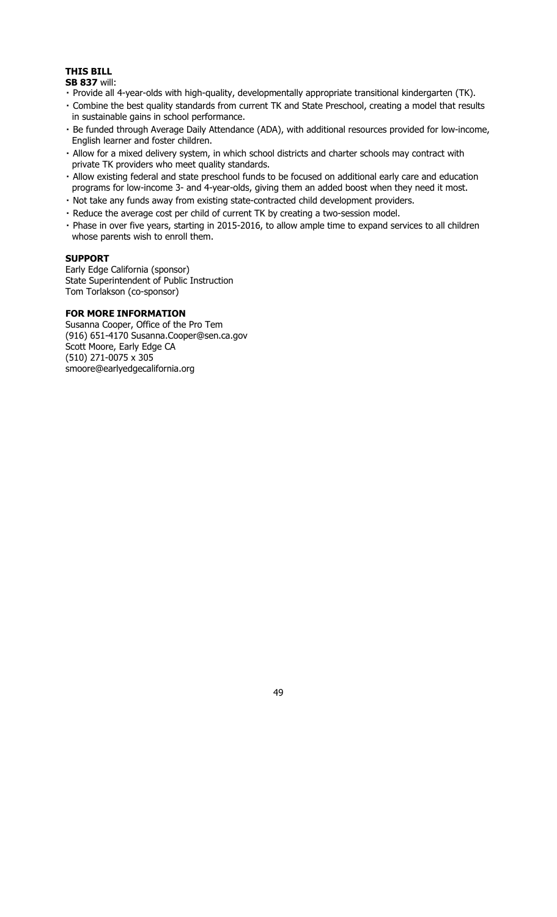### THIS BILL

**SB 837** will:

- Provide all 4-year-olds with high-quality, developmentally appropriate transitional kindergarten (TK).
- Combine the best quality standards from current TK and State Preschool, creating a model that results in sustainable gains in school performance.
- Be funded through Average Daily Attendance (ADA), with additional resources provided for low-income, English learner and foster children.
- Allow for a mixed delivery system, in which school districts and charter schools may contract with private TK providers who meet quality standards.
- Allow existing federal and state preschool funds to be focused on additional early care and education programs for low-income 3- and 4-year-olds, giving them an added boost when they need it most.
- Not take any funds away from existing state-contracted child development providers.
- Reduce the average cost per child of current TK by creating a two-session model.
- Phase in over five years, starting in 2015-2016, to allow ample time to expand services to all children whose parents wish to enroll them.

### SUPPORT

Early Edge California (sponsor)
State Superintendent of Public Instruction
Tom Torlakson (co-sponsor)

### FOR MORE INFORMATION

Susanna Cooper, Office of the Pro Tem
(916) 651-4170 Susanna.Cooper@sen.ca.gov
Scott Moore, Early Edge CA
(510) 271-0075 x 305
smoore@earlyedgecalifornia.org